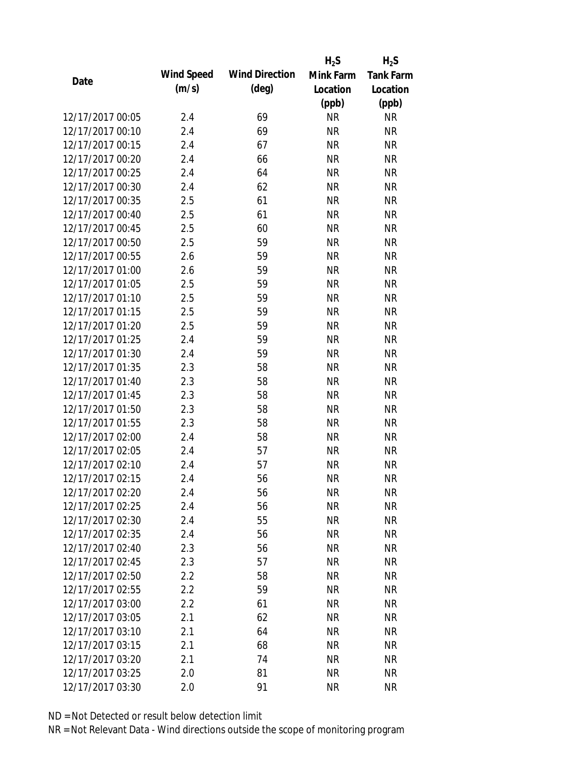| Date | Wind Speed (m/s) | Wind Direction (deg) | $H_2S$ Mink Farm Location (ppb) | $H_2S$ Tank Farm Location (ppb) |
|---|---|---|---|---|
| 12/17/2017 00:05 | 2.4 | 69 | NR | NR |
| 12/17/2017 00:10 | 2.4 | 69 | NR | NR |
| 12/17/2017 00:15 | 2.4 | 67 | NR | NR |
| 12/17/2017 00:20 | 2.4 | 66 | NR | NR |
| 12/17/2017 00:25 | 2.4 | 64 | NR | NR |
| 12/17/2017 00:30 | 2.4 | 62 | NR | NR |
| 12/17/2017 00:35 | 2.5 | 61 | NR | NR |
| 12/17/2017 00:40 | 2.5 | 61 | NR | NR |
| 12/17/2017 00:45 | 2.5 | 60 | NR | NR |
| 12/17/2017 00:50 | 2.5 | 59 | NR | NR |
| 12/17/2017 00:55 | 2.6 | 59 | NR | NR |
| 12/17/2017 01:00 | 2.6 | 59 | NR | NR |
| 12/17/2017 01:05 | 2.5 | 59 | NR | NR |
| 12/17/2017 01:10 | 2.5 | 59 | NR | NR |
| 12/17/2017 01:15 | 2.5 | 59 | NR | NR |
| 12/17/2017 01:20 | 2.5 | 59 | NR | NR |
| 12/17/2017 01:25 | 2.4 | 59 | NR | NR |
| 12/17/2017 01:30 | 2.4 | 59 | NR | NR |
| 12/17/2017 01:35 | 2.3 | 58 | NR | NR |
| 12/17/2017 01:40 | 2.3 | 58 | NR | NR |
| 12/17/2017 01:45 | 2.3 | 58 | NR | NR |
| 12/17/2017 01:50 | 2.3 | 58 | NR | NR |
| 12/17/2017 01:55 | 2.3 | 58 | NR | NR |
| 12/17/2017 02:00 | 2.4 | 58 | NR | NR |
| 12/17/2017 02:05 | 2.4 | 57 | NR | NR |
| 12/17/2017 02:10 | 2.4 | 57 | NR | NR |
| 12/17/2017 02:15 | 2.4 | 56 | NR | NR |
| 12/17/2017 02:20 | 2.4 | 56 | NR | NR |
| 12/17/2017 02:25 | 2.4 | 56 | NR | NR |
| 12/17/2017 02:30 | 2.4 | 55 | NR | NR |
| 12/17/2017 02:35 | 2.4 | 56 | NR | NR |
| 12/17/2017 02:40 | 2.3 | 56 | NR | NR |
| 12/17/2017 02:45 | 2.3 | 57 | NR | NR |
| 12/17/2017 02:50 | 2.2 | 58 | NR | NR |
| 12/17/2017 02:55 | 2.2 | 59 | NR | NR |
| 12/17/2017 03:00 | 2.2 | 61 | NR | NR |
| 12/17/2017 03:05 | 2.1 | 62 | NR | NR |
| 12/17/2017 03:10 | 2.1 | 64 | NR | NR |
| 12/17/2017 03:15 | 2.1 | 68 | NR | NR |
| 12/17/2017 03:20 | 2.1 | 74 | NR | NR |
| 12/17/2017 03:25 | 2.0 | 81 | NR | NR |
| 12/17/2017 03:30 | 2.0 | 91 | NR | NR |

ND = Not Detected or result below detection limit

NR = Not Relevant Data - Wind directions outside the scope of monitoring program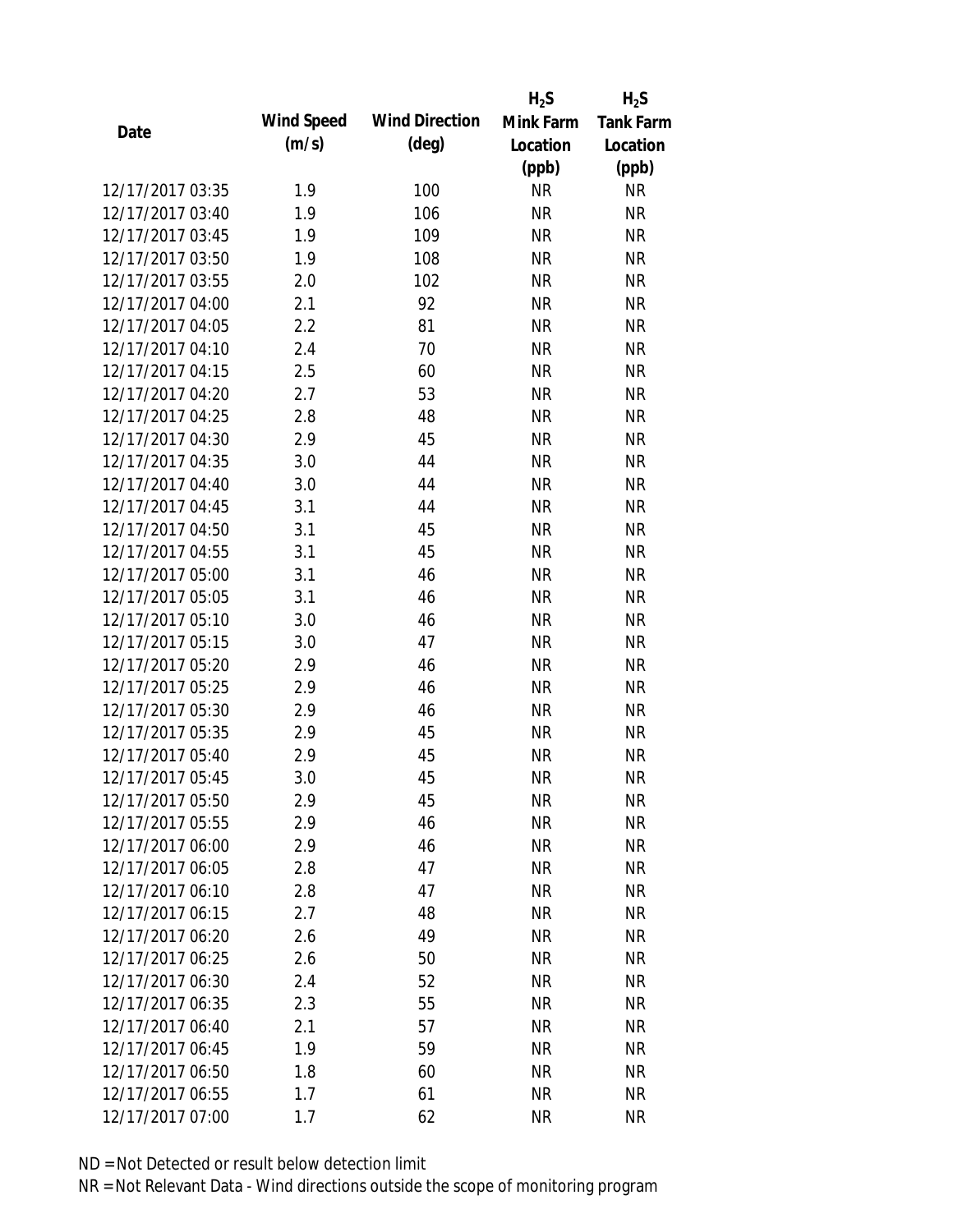| Date | Wind Speed (m/s) | Wind Direction (deg) | $H_2S$ Mink Farm Location (ppb) | $H_2S$ Tank Farm Location (ppb) |
| --- | --- | --- | --- | --- |
| 12/17/2017 03:35 | 1.9 | 100 | NR | NR |
| 12/17/2017 03:40 | 1.9 | 106 | NR | NR |
| 12/17/2017 03:45 | 1.9 | 109 | NR | NR |
| 12/17/2017 03:50 | 1.9 | 108 | NR | NR |
| 12/17/2017 03:55 | 2.0 | 102 | NR | NR |
| 12/17/2017 04:00 | 2.1 | 92 | NR | NR |
| 12/17/2017 04:05 | 2.2 | 81 | NR | NR |
| 12/17/2017 04:10 | 2.4 | 70 | NR | NR |
| 12/17/2017 04:15 | 2.5 | 60 | NR | NR |
| 12/17/2017 04:20 | 2.7 | 53 | NR | NR |
| 12/17/2017 04:25 | 2.8 | 48 | NR | NR |
| 12/17/2017 04:30 | 2.9 | 45 | NR | NR |
| 12/17/2017 04:35 | 3.0 | 44 | NR | NR |
| 12/17/2017 04:40 | 3.0 | 44 | NR | NR |
| 12/17/2017 04:45 | 3.1 | 44 | NR | NR |
| 12/17/2017 04:50 | 3.1 | 45 | NR | NR |
| 12/17/2017 04:55 | 3.1 | 45 | NR | NR |
| 12/17/2017 05:00 | 3.1 | 46 | NR | NR |
| 12/17/2017 05:05 | 3.1 | 46 | NR | NR |
| 12/17/2017 05:10 | 3.0 | 46 | NR | NR |
| 12/17/2017 05:15 | 3.0 | 47 | NR | NR |
| 12/17/2017 05:20 | 2.9 | 46 | NR | NR |
| 12/17/2017 05:25 | 2.9 | 46 | NR | NR |
| 12/17/2017 05:30 | 2.9 | 46 | NR | NR |
| 12/17/2017 05:35 | 2.9 | 45 | NR | NR |
| 12/17/2017 05:40 | 2.9 | 45 | NR | NR |
| 12/17/2017 05:45 | 3.0 | 45 | NR | NR |
| 12/17/2017 05:50 | 2.9 | 45 | NR | NR |
| 12/17/2017 05:55 | 2.9 | 46 | NR | NR |
| 12/17/2017 06:00 | 2.9 | 46 | NR | NR |
| 12/17/2017 06:05 | 2.8 | 47 | NR | NR |
| 12/17/2017 06:10 | 2.8 | 47 | NR | NR |
| 12/17/2017 06:15 | 2.7 | 48 | NR | NR |
| 12/17/2017 06:20 | 2.6 | 49 | NR | NR |
| 12/17/2017 06:25 | 2.6 | 50 | NR | NR |
| 12/17/2017 06:30 | 2.4 | 52 | NR | NR |
| 12/17/2017 06:35 | 2.3 | 55 | NR | NR |
| 12/17/2017 06:40 | 2.1 | 57 | NR | NR |
| 12/17/2017 06:45 | 1.9 | 59 | NR | NR |
| 12/17/2017 06:50 | 1.8 | 60 | NR | NR |
| 12/17/2017 06:55 | 1.7 | 61 | NR | NR |
| 12/17/2017 07:00 | 1.7 | 62 | NR | NR |

ND = Not Detected or result below detection limit

NR = Not Relevant Data - Wind directions outside the scope of monitoring program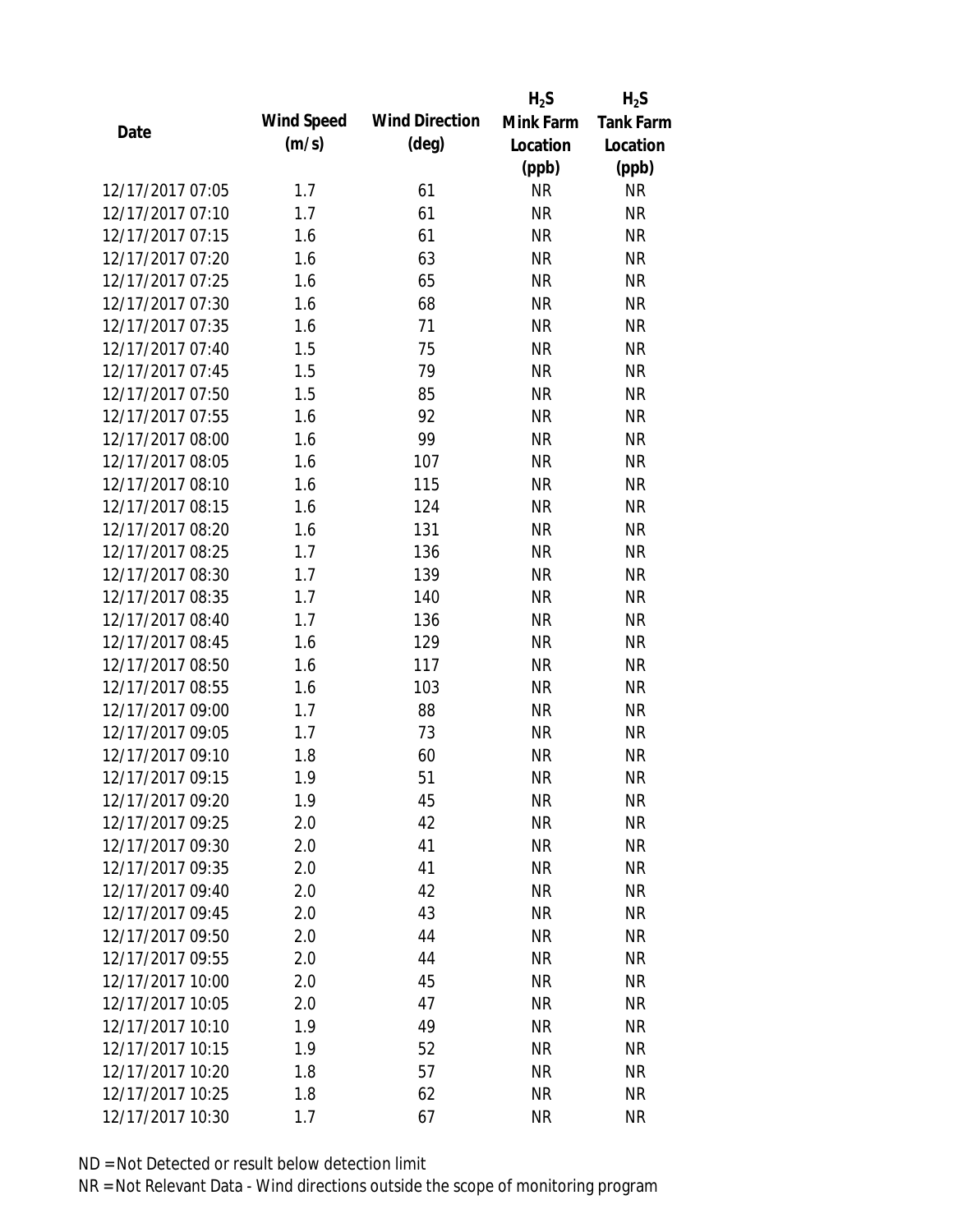| Date | Wind Speed (m/s) | Wind Direction (deg) | $H_2S$ Mink Farm Location (ppb) | $H_2S$ Tank Farm Location (ppb) |
|---|---|---|---|---|
| 12/17/2017 07:05 | 1.7 | 61 | NR | NR |
| 12/17/2017 07:10 | 1.7 | 61 | NR | NR |
| 12/17/2017 07:15 | 1.6 | 61 | NR | NR |
| 12/17/2017 07:20 | 1.6 | 63 | NR | NR |
| 12/17/2017 07:25 | 1.6 | 65 | NR | NR |
| 12/17/2017 07:30 | 1.6 | 68 | NR | NR |
| 12/17/2017 07:35 | 1.6 | 71 | NR | NR |
| 12/17/2017 07:40 | 1.5 | 75 | NR | NR |
| 12/17/2017 07:45 | 1.5 | 79 | NR | NR |
| 12/17/2017 07:50 | 1.5 | 85 | NR | NR |
| 12/17/2017 07:55 | 1.6 | 92 | NR | NR |
| 12/17/2017 08:00 | 1.6 | 99 | NR | NR |
| 12/17/2017 08:05 | 1.6 | 107 | NR | NR |
| 12/17/2017 08:10 | 1.6 | 115 | NR | NR |
| 12/17/2017 08:15 | 1.6 | 124 | NR | NR |
| 12/17/2017 08:20 | 1.6 | 131 | NR | NR |
| 12/17/2017 08:25 | 1.7 | 136 | NR | NR |
| 12/17/2017 08:30 | 1.7 | 139 | NR | NR |
| 12/17/2017 08:35 | 1.7 | 140 | NR | NR |
| 12/17/2017 08:40 | 1.7 | 136 | NR | NR |
| 12/17/2017 08:45 | 1.6 | 129 | NR | NR |
| 12/17/2017 08:50 | 1.6 | 117 | NR | NR |
| 12/17/2017 08:55 | 1.6 | 103 | NR | NR |
| 12/17/2017 09:00 | 1.7 | 88 | NR | NR |
| 12/17/2017 09:05 | 1.7 | 73 | NR | NR |
| 12/17/2017 09:10 | 1.8 | 60 | NR | NR |
| 12/17/2017 09:15 | 1.9 | 51 | NR | NR |
| 12/17/2017 09:20 | 1.9 | 45 | NR | NR |
| 12/17/2017 09:25 | 2.0 | 42 | NR | NR |
| 12/17/2017 09:30 | 2.0 | 41 | NR | NR |
| 12/17/2017 09:35 | 2.0 | 41 | NR | NR |
| 12/17/2017 09:40 | 2.0 | 42 | NR | NR |
| 12/17/2017 09:45 | 2.0 | 43 | NR | NR |
| 12/17/2017 09:50 | 2.0 | 44 | NR | NR |
| 12/17/2017 09:55 | 2.0 | 44 | NR | NR |
| 12/17/2017 10:00 | 2.0 | 45 | NR | NR |
| 12/17/2017 10:05 | 2.0 | 47 | NR | NR |
| 12/17/2017 10:10 | 1.9 | 49 | NR | NR |
| 12/17/2017 10:15 | 1.9 | 52 | NR | NR |
| 12/17/2017 10:20 | 1.8 | 57 | NR | NR |
| 12/17/2017 10:25 | 1.8 | 62 | NR | NR |
| 12/17/2017 10:30 | 1.7 | 67 | NR | NR |

ND = Not Detected or result below detection limit

NR = Not Relevant Data - Wind directions outside the scope of monitoring program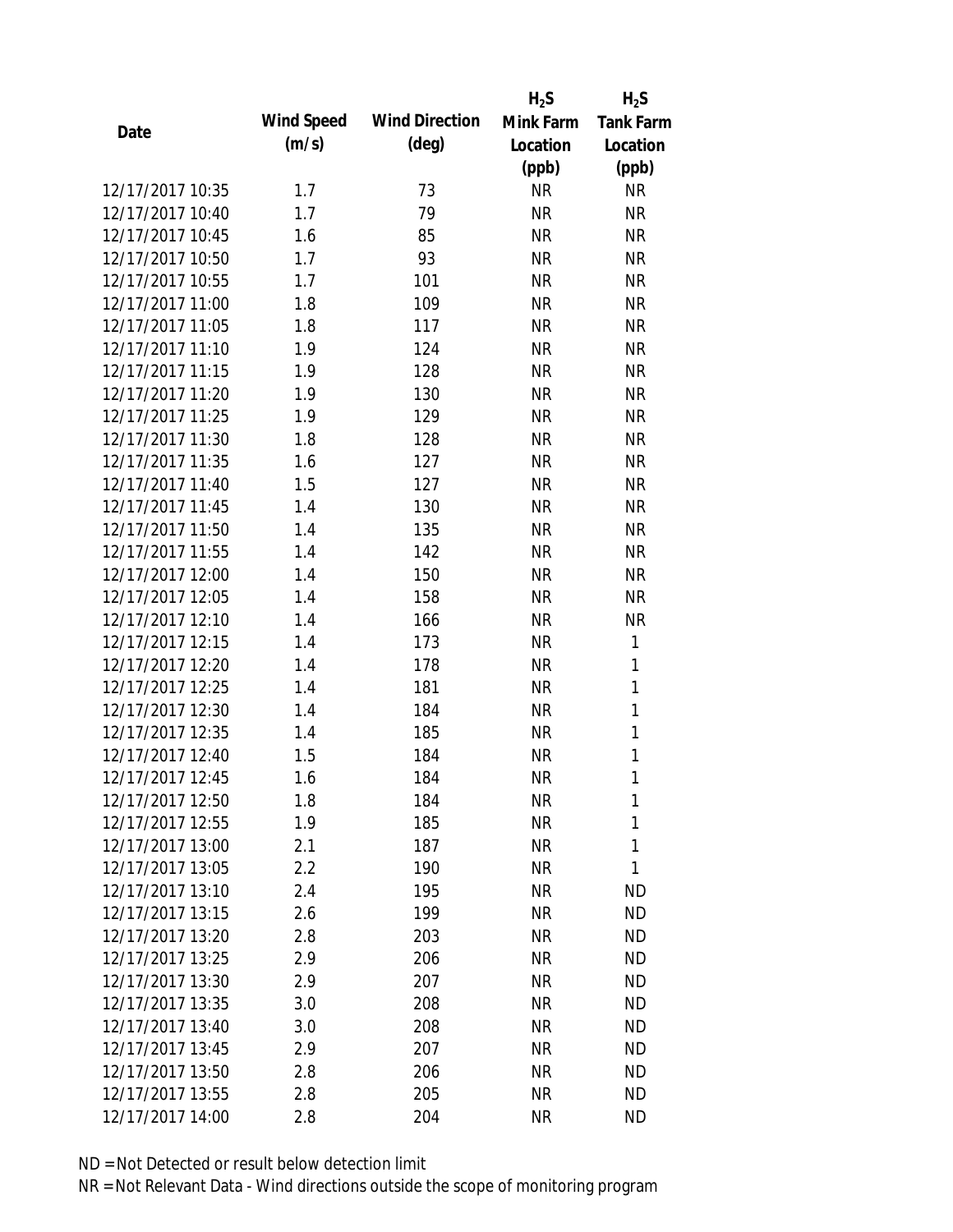| Date | Wind Speed (m/s) | Wind Direction (deg) | $H_2S$ Mink Farm Location (ppb) | $H_2S$ Tank Farm Location (ppb) |
|---|---|---|---|---|
| 12/17/2017 10:35 | 1.7 | 73 | NR | NR |
| 12/17/2017 10:40 | 1.7 | 79 | NR | NR |
| 12/17/2017 10:45 | 1.6 | 85 | NR | NR |
| 12/17/2017 10:50 | 1.7 | 93 | NR | NR |
| 12/17/2017 10:55 | 1.7 | 101 | NR | NR |
| 12/17/2017 11:00 | 1.8 | 109 | NR | NR |
| 12/17/2017 11:05 | 1.8 | 117 | NR | NR |
| 12/17/2017 11:10 | 1.9 | 124 | NR | NR |
| 12/17/2017 11:15 | 1.9 | 128 | NR | NR |
| 12/17/2017 11:20 | 1.9 | 130 | NR | NR |
| 12/17/2017 11:25 | 1.9 | 129 | NR | NR |
| 12/17/2017 11:30 | 1.8 | 128 | NR | NR |
| 12/17/2017 11:35 | 1.6 | 127 | NR | NR |
| 12/17/2017 11:40 | 1.5 | 127 | NR | NR |
| 12/17/2017 11:45 | 1.4 | 130 | NR | NR |
| 12/17/2017 11:50 | 1.4 | 135 | NR | NR |
| 12/17/2017 11:55 | 1.4 | 142 | NR | NR |
| 12/17/2017 12:00 | 1.4 | 150 | NR | NR |
| 12/17/2017 12:05 | 1.4 | 158 | NR | NR |
| 12/17/2017 12:10 | 1.4 | 166 | NR | NR |
| 12/17/2017 12:15 | 1.4 | 173 | NR | 1 |
| 12/17/2017 12:20 | 1.4 | 178 | NR | 1 |
| 12/17/2017 12:25 | 1.4 | 181 | NR | 1 |
| 12/17/2017 12:30 | 1.4 | 184 | NR | 1 |
| 12/17/2017 12:35 | 1.4 | 185 | NR | 1 |
| 12/17/2017 12:40 | 1.5 | 184 | NR | 1 |
| 12/17/2017 12:45 | 1.6 | 184 | NR | 1 |
| 12/17/2017 12:50 | 1.8 | 184 | NR | 1 |
| 12/17/2017 12:55 | 1.9 | 185 | NR | 1 |
| 12/17/2017 13:00 | 2.1 | 187 | NR | 1 |
| 12/17/2017 13:05 | 2.2 | 190 | NR | 1 |
| 12/17/2017 13:10 | 2.4 | 195 | NR | ND |
| 12/17/2017 13:15 | 2.6 | 199 | NR | ND |
| 12/17/2017 13:20 | 2.8 | 203 | NR | ND |
| 12/17/2017 13:25 | 2.9 | 206 | NR | ND |
| 12/17/2017 13:30 | 2.9 | 207 | NR | ND |
| 12/17/2017 13:35 | 3.0 | 208 | NR | ND |
| 12/17/2017 13:40 | 3.0 | 208 | NR | ND |
| 12/17/2017 13:45 | 2.9 | 207 | NR | ND |
| 12/17/2017 13:50 | 2.8 | 206 | NR | ND |
| 12/17/2017 13:55 | 2.8 | 205 | NR | ND |
| 12/17/2017 14:00 | 2.8 | 204 | NR | ND |

ND = Not Detected or result below detection limit

NR = Not Relevant Data - Wind directions outside the scope of monitoring program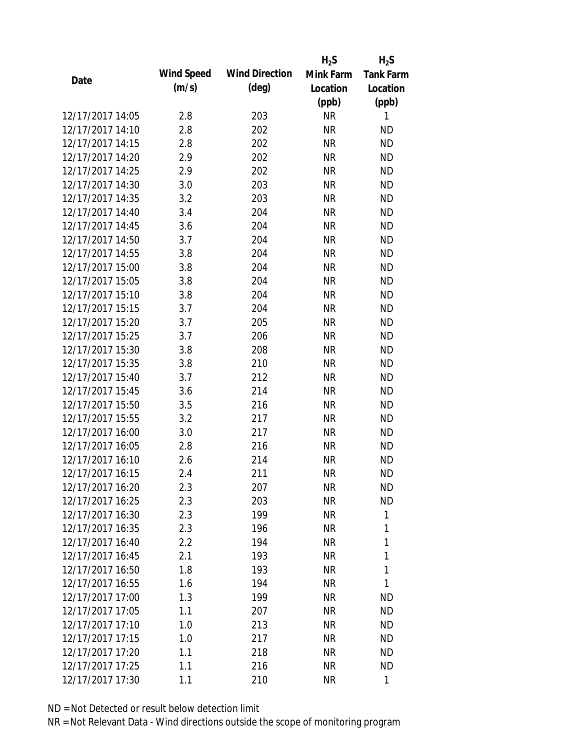| Date | Wind Speed (m/s) | Wind Direction (deg) | $H_2S$ Mink Farm Location (ppb) | $H_2S$ Tank Farm Location (ppb) |
|---|---|---|---|---|
| 12/17/2017 14:05 | 2.8 | 203 | NR | 1 |
| 12/17/2017 14:10 | 2.8 | 202 | NR | ND |
| 12/17/2017 14:15 | 2.8 | 202 | NR | ND |
| 12/17/2017 14:20 | 2.9 | 202 | NR | ND |
| 12/17/2017 14:25 | 2.9 | 202 | NR | ND |
| 12/17/2017 14:30 | 3.0 | 203 | NR | ND |
| 12/17/2017 14:35 | 3.2 | 203 | NR | ND |
| 12/17/2017 14:40 | 3.4 | 204 | NR | ND |
| 12/17/2017 14:45 | 3.6 | 204 | NR | ND |
| 12/17/2017 14:50 | 3.7 | 204 | NR | ND |
| 12/17/2017 14:55 | 3.8 | 204 | NR | ND |
| 12/17/2017 15:00 | 3.8 | 204 | NR | ND |
| 12/17/2017 15:05 | 3.8 | 204 | NR | ND |
| 12/17/2017 15:10 | 3.8 | 204 | NR | ND |
| 12/17/2017 15:15 | 3.7 | 204 | NR | ND |
| 12/17/2017 15:20 | 3.7 | 205 | NR | ND |
| 12/17/2017 15:25 | 3.7 | 206 | NR | ND |
| 12/17/2017 15:30 | 3.8 | 208 | NR | ND |
| 12/17/2017 15:35 | 3.8 | 210 | NR | ND |
| 12/17/2017 15:40 | 3.7 | 212 | NR | ND |
| 12/17/2017 15:45 | 3.6 | 214 | NR | ND |
| 12/17/2017 15:50 | 3.5 | 216 | NR | ND |
| 12/17/2017 15:55 | 3.2 | 217 | NR | ND |
| 12/17/2017 16:00 | 3.0 | 217 | NR | ND |
| 12/17/2017 16:05 | 2.8 | 216 | NR | ND |
| 12/17/2017 16:10 | 2.6 | 214 | NR | ND |
| 12/17/2017 16:15 | 2.4 | 211 | NR | ND |
| 12/17/2017 16:20 | 2.3 | 207 | NR | ND |
| 12/17/2017 16:25 | 2.3 | 203 | NR | ND |
| 12/17/2017 16:30 | 2.3 | 199 | NR | 1 |
| 12/17/2017 16:35 | 2.3 | 196 | NR | 1 |
| 12/17/2017 16:40 | 2.2 | 194 | NR | 1 |
| 12/17/2017 16:45 | 2.1 | 193 | NR | 1 |
| 12/17/2017 16:50 | 1.8 | 193 | NR | 1 |
| 12/17/2017 16:55 | 1.6 | 194 | NR | 1 |
| 12/17/2017 17:00 | 1.3 | 199 | NR | ND |
| 12/17/2017 17:05 | 1.1 | 207 | NR | ND |
| 12/17/2017 17:10 | 1.0 | 213 | NR | ND |
| 12/17/2017 17:15 | 1.0 | 217 | NR | ND |
| 12/17/2017 17:20 | 1.1 | 218 | NR | ND |
| 12/17/2017 17:25 | 1.1 | 216 | NR | ND |
| 12/17/2017 17:30 | 1.1 | 210 | NR | 1 |

ND = Not Detected or result below detection limit

NR = Not Relevant Data - Wind directions outside the scope of monitoring program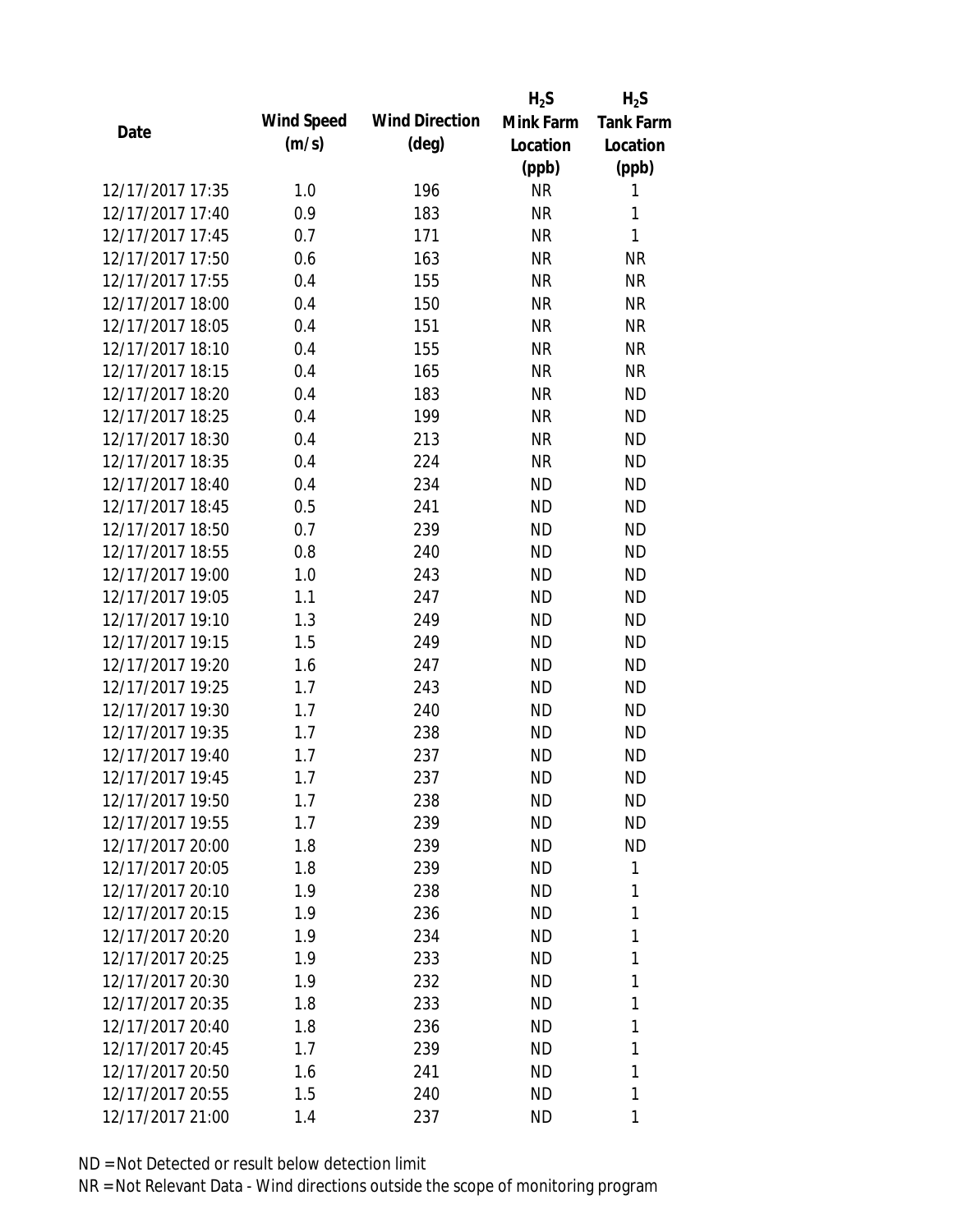| Date | Wind Speed (m/s) | Wind Direction (deg) | $H_2S$ Mink Farm Location (ppb) | $H_2S$ Tank Farm Location (ppb) |
|---|---|---|---|---|
| 12/17/2017 17:35 | 1.0 | 196 | NR | 1 |
| 12/17/2017 17:40 | 0.9 | 183 | NR | 1 |
| 12/17/2017 17:45 | 0.7 | 171 | NR | 1 |
| 12/17/2017 17:50 | 0.6 | 163 | NR | NR |
| 12/17/2017 17:55 | 0.4 | 155 | NR | NR |
| 12/17/2017 18:00 | 0.4 | 150 | NR | NR |
| 12/17/2017 18:05 | 0.4 | 151 | NR | NR |
| 12/17/2017 18:10 | 0.4 | 155 | NR | NR |
| 12/17/2017 18:15 | 0.4 | 165 | NR | NR |
| 12/17/2017 18:20 | 0.4 | 183 | NR | ND |
| 12/17/2017 18:25 | 0.4 | 199 | NR | ND |
| 12/17/2017 18:30 | 0.4 | 213 | NR | ND |
| 12/17/2017 18:35 | 0.4 | 224 | NR | ND |
| 12/17/2017 18:40 | 0.4 | 234 | ND | ND |
| 12/17/2017 18:45 | 0.5 | 241 | ND | ND |
| 12/17/2017 18:50 | 0.7 | 239 | ND | ND |
| 12/17/2017 18:55 | 0.8 | 240 | ND | ND |
| 12/17/2017 19:00 | 1.0 | 243 | ND | ND |
| 12/17/2017 19:05 | 1.1 | 247 | ND | ND |
| 12/17/2017 19:10 | 1.3 | 249 | ND | ND |
| 12/17/2017 19:15 | 1.5 | 249 | ND | ND |
| 12/17/2017 19:20 | 1.6 | 247 | ND | ND |
| 12/17/2017 19:25 | 1.7 | 243 | ND | ND |
| 12/17/2017 19:30 | 1.7 | 240 | ND | ND |
| 12/17/2017 19:35 | 1.7 | 238 | ND | ND |
| 12/17/2017 19:40 | 1.7 | 237 | ND | ND |
| 12/17/2017 19:45 | 1.7 | 237 | ND | ND |
| 12/17/2017 19:50 | 1.7 | 238 | ND | ND |
| 12/17/2017 19:55 | 1.7 | 239 | ND | ND |
| 12/17/2017 20:00 | 1.8 | 239 | ND | ND |
| 12/17/2017 20:05 | 1.8 | 239 | ND | 1 |
| 12/17/2017 20:10 | 1.9 | 238 | ND | 1 |
| 12/17/2017 20:15 | 1.9 | 236 | ND | 1 |
| 12/17/2017 20:20 | 1.9 | 234 | ND | 1 |
| 12/17/2017 20:25 | 1.9 | 233 | ND | 1 |
| 12/17/2017 20:30 | 1.9 | 232 | ND | 1 |
| 12/17/2017 20:35 | 1.8 | 233 | ND | 1 |
| 12/17/2017 20:40 | 1.8 | 236 | ND | 1 |
| 12/17/2017 20:45 | 1.7 | 239 | ND | 1 |
| 12/17/2017 20:50 | 1.6 | 241 | ND | 1 |
| 12/17/2017 20:55 | 1.5 | 240 | ND | 1 |
| 12/17/2017 21:00 | 1.4 | 237 | ND | 1 |

ND = Not Detected or result below detection limit

NR = Not Relevant Data - Wind directions outside the scope of monitoring program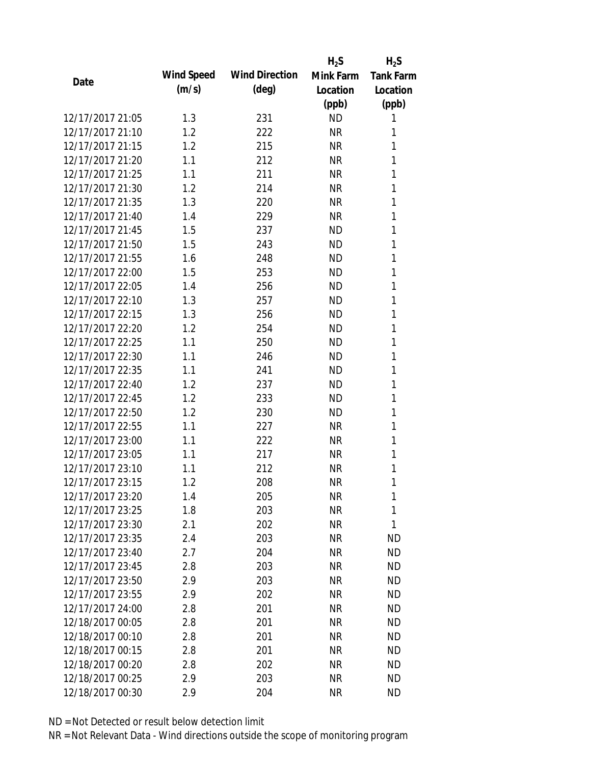| Date | Wind Speed (m/s) | Wind Direction (deg) | $H_2S$ Mink Farm Location (ppb) | $H_2S$ Tank Farm Location (ppb) |
| --- | --- | --- | --- | --- |
| 12/17/2017 21:05 | 1.3 | 231 | ND | 1 |
| 12/17/2017 21:10 | 1.2 | 222 | NR | 1 |
| 12/17/2017 21:15 | 1.2 | 215 | NR | 1 |
| 12/17/2017 21:20 | 1.1 | 212 | NR | 1 |
| 12/17/2017 21:25 | 1.1 | 211 | NR | 1 |
| 12/17/2017 21:30 | 1.2 | 214 | NR | 1 |
| 12/17/2017 21:35 | 1.3 | 220 | NR | 1 |
| 12/17/2017 21:40 | 1.4 | 229 | NR | 1 |
| 12/17/2017 21:45 | 1.5 | 237 | ND | 1 |
| 12/17/2017 21:50 | 1.5 | 243 | ND | 1 |
| 12/17/2017 21:55 | 1.6 | 248 | ND | 1 |
| 12/17/2017 22:00 | 1.5 | 253 | ND | 1 |
| 12/17/2017 22:05 | 1.4 | 256 | ND | 1 |
| 12/17/2017 22:10 | 1.3 | 257 | ND | 1 |
| 12/17/2017 22:15 | 1.3 | 256 | ND | 1 |
| 12/17/2017 22:20 | 1.2 | 254 | ND | 1 |
| 12/17/2017 22:25 | 1.1 | 250 | ND | 1 |
| 12/17/2017 22:30 | 1.1 | 246 | ND | 1 |
| 12/17/2017 22:35 | 1.1 | 241 | ND | 1 |
| 12/17/2017 22:40 | 1.2 | 237 | ND | 1 |
| 12/17/2017 22:45 | 1.2 | 233 | ND | 1 |
| 12/17/2017 22:50 | 1.2 | 230 | ND | 1 |
| 12/17/2017 22:55 | 1.1 | 227 | NR | 1 |
| 12/17/2017 23:00 | 1.1 | 222 | NR | 1 |
| 12/17/2017 23:05 | 1.1 | 217 | NR | 1 |
| 12/17/2017 23:10 | 1.1 | 212 | NR | 1 |
| 12/17/2017 23:15 | 1.2 | 208 | NR | 1 |
| 12/17/2017 23:20 | 1.4 | 205 | NR | 1 |
| 12/17/2017 23:25 | 1.8 | 203 | NR | 1 |
| 12/17/2017 23:30 | 2.1 | 202 | NR | 1 |
| 12/17/2017 23:35 | 2.4 | 203 | NR | ND |
| 12/17/2017 23:40 | 2.7 | 204 | NR | ND |
| 12/17/2017 23:45 | 2.8 | 203 | NR | ND |
| 12/17/2017 23:50 | 2.9 | 203 | NR | ND |
| 12/17/2017 23:55 | 2.9 | 202 | NR | ND |
| 12/17/2017 24:00 | 2.8 | 201 | NR | ND |
| 12/18/2017 00:05 | 2.8 | 201 | NR | ND |
| 12/18/2017 00:10 | 2.8 | 201 | NR | ND |
| 12/18/2017 00:15 | 2.8 | 201 | NR | ND |
| 12/18/2017 00:20 | 2.8 | 202 | NR | ND |
| 12/18/2017 00:25 | 2.9 | 203 | NR | ND |
| 12/18/2017 00:30 | 2.9 | 204 | NR | ND |

ND = Not Detected or result below detection limit

NR = Not Relevant Data - Wind directions outside the scope of monitoring program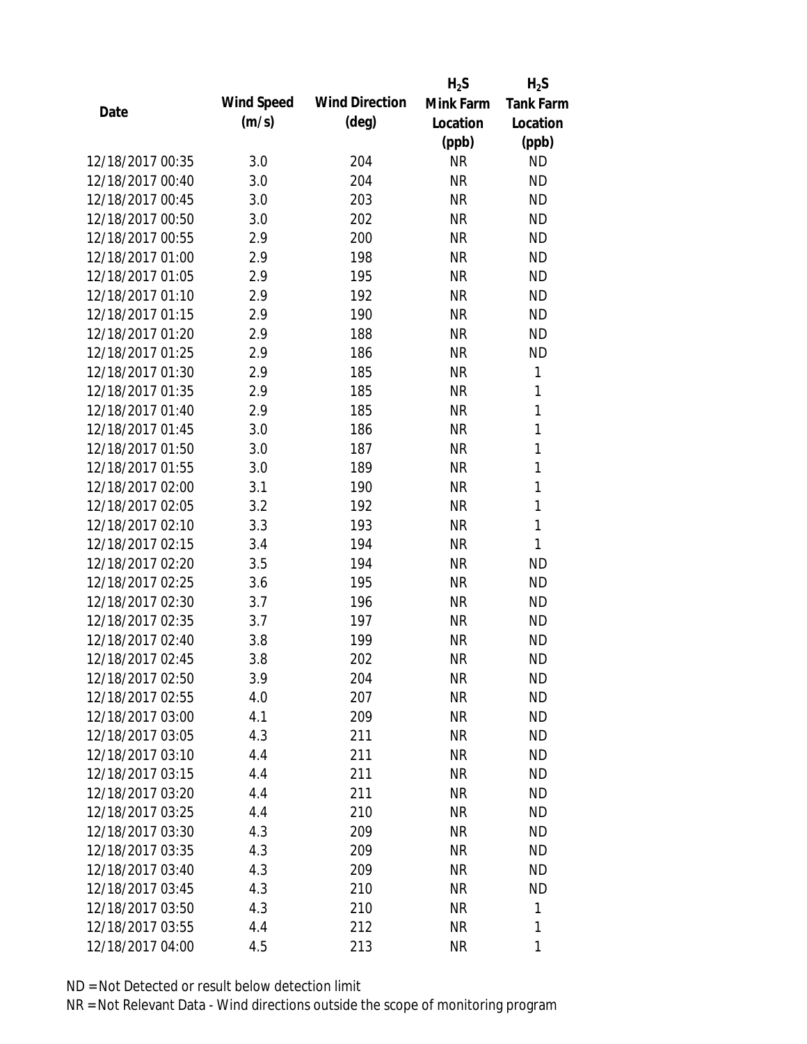| Date | Wind Speed (m/s) | Wind Direction (deg) | $H_2S$ Mink Farm Location (ppb) | $H_2S$ Tank Farm Location (ppb) |
|---|---|---|---|---|
| 12/18/2017 00:35 | 3.0 | 204 | NR | ND |
| 12/18/2017 00:40 | 3.0 | 204 | NR | ND |
| 12/18/2017 00:45 | 3.0 | 203 | NR | ND |
| 12/18/2017 00:50 | 3.0 | 202 | NR | ND |
| 12/18/2017 00:55 | 2.9 | 200 | NR | ND |
| 12/18/2017 01:00 | 2.9 | 198 | NR | ND |
| 12/18/2017 01:05 | 2.9 | 195 | NR | ND |
| 12/18/2017 01:10 | 2.9 | 192 | NR | ND |
| 12/18/2017 01:15 | 2.9 | 190 | NR | ND |
| 12/18/2017 01:20 | 2.9 | 188 | NR | ND |
| 12/18/2017 01:25 | 2.9 | 186 | NR | ND |
| 12/18/2017 01:30 | 2.9 | 185 | NR | 1 |
| 12/18/2017 01:35 | 2.9 | 185 | NR | 1 |
| 12/18/2017 01:40 | 2.9 | 185 | NR | 1 |
| 12/18/2017 01:45 | 3.0 | 186 | NR | 1 |
| 12/18/2017 01:50 | 3.0 | 187 | NR | 1 |
| 12/18/2017 01:55 | 3.0 | 189 | NR | 1 |
| 12/18/2017 02:00 | 3.1 | 190 | NR | 1 |
| 12/18/2017 02:05 | 3.2 | 192 | NR | 1 |
| 12/18/2017 02:10 | 3.3 | 193 | NR | 1 |
| 12/18/2017 02:15 | 3.4 | 194 | NR | 1 |
| 12/18/2017 02:20 | 3.5 | 194 | NR | ND |
| 12/18/2017 02:25 | 3.6 | 195 | NR | ND |
| 12/18/2017 02:30 | 3.7 | 196 | NR | ND |
| 12/18/2017 02:35 | 3.7 | 197 | NR | ND |
| 12/18/2017 02:40 | 3.8 | 199 | NR | ND |
| 12/18/2017 02:45 | 3.8 | 202 | NR | ND |
| 12/18/2017 02:50 | 3.9 | 204 | NR | ND |
| 12/18/2017 02:55 | 4.0 | 207 | NR | ND |
| 12/18/2017 03:00 | 4.1 | 209 | NR | ND |
| 12/18/2017 03:05 | 4.3 | 211 | NR | ND |
| 12/18/2017 03:10 | 4.4 | 211 | NR | ND |
| 12/18/2017 03:15 | 4.4 | 211 | NR | ND |
| 12/18/2017 03:20 | 4.4 | 211 | NR | ND |
| 12/18/2017 03:25 | 4.4 | 210 | NR | ND |
| 12/18/2017 03:30 | 4.3 | 209 | NR | ND |
| 12/18/2017 03:35 | 4.3 | 209 | NR | ND |
| 12/18/2017 03:40 | 4.3 | 209 | NR | ND |
| 12/18/2017 03:45 | 4.3 | 210 | NR | ND |
| 12/18/2017 03:50 | 4.3 | 210 | NR | 1 |
| 12/18/2017 03:55 | 4.4 | 212 | NR | 1 |
| 12/18/2017 04:00 | 4.5 | 213 | NR | 1 |

ND = Not Detected or result below detection limit

NR = Not Relevant Data - Wind directions outside the scope of monitoring program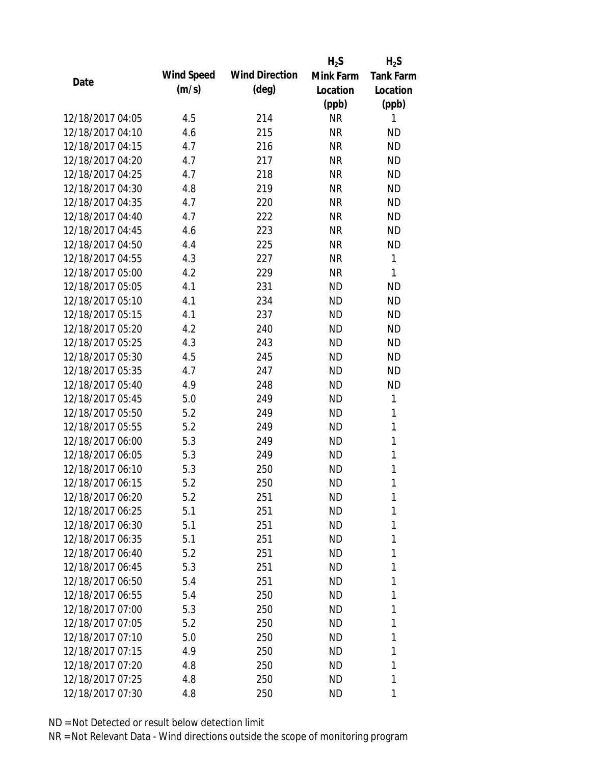| Date | Wind Speed (m/s) | Wind Direction (deg) | $H_2S$ Mink Farm Location (ppb) | $H_2S$ Tank Farm Location (ppb) |
|---|---|---|---|---|
| 12/18/2017 04:05 | 4.5 | 214 | NR | 1 |
| 12/18/2017 04:10 | 4.6 | 215 | NR | ND |
| 12/18/2017 04:15 | 4.7 | 216 | NR | ND |
| 12/18/2017 04:20 | 4.7 | 217 | NR | ND |
| 12/18/2017 04:25 | 4.7 | 218 | NR | ND |
| 12/18/2017 04:30 | 4.8 | 219 | NR | ND |
| 12/18/2017 04:35 | 4.7 | 220 | NR | ND |
| 12/18/2017 04:40 | 4.7 | 222 | NR | ND |
| 12/18/2017 04:45 | 4.6 | 223 | NR | ND |
| 12/18/2017 04:50 | 4.4 | 225 | NR | ND |
| 12/18/2017 04:55 | 4.3 | 227 | NR | 1 |
| 12/18/2017 05:00 | 4.2 | 229 | NR | 1 |
| 12/18/2017 05:05 | 4.1 | 231 | ND | ND |
| 12/18/2017 05:10 | 4.1 | 234 | ND | ND |
| 12/18/2017 05:15 | 4.1 | 237 | ND | ND |
| 12/18/2017 05:20 | 4.2 | 240 | ND | ND |
| 12/18/2017 05:25 | 4.3 | 243 | ND | ND |
| 12/18/2017 05:30 | 4.5 | 245 | ND | ND |
| 12/18/2017 05:35 | 4.7 | 247 | ND | ND |
| 12/18/2017 05:40 | 4.9 | 248 | ND | ND |
| 12/18/2017 05:45 | 5.0 | 249 | ND | 1 |
| 12/18/2017 05:50 | 5.2 | 249 | ND | 1 |
| 12/18/2017 05:55 | 5.2 | 249 | ND | 1 |
| 12/18/2017 06:00 | 5.3 | 249 | ND | 1 |
| 12/18/2017 06:05 | 5.3 | 249 | ND | 1 |
| 12/18/2017 06:10 | 5.3 | 250 | ND | 1 |
| 12/18/2017 06:15 | 5.2 | 250 | ND | 1 |
| 12/18/2017 06:20 | 5.2 | 251 | ND | 1 |
| 12/18/2017 06:25 | 5.1 | 251 | ND | 1 |
| 12/18/2017 06:30 | 5.1 | 251 | ND | 1 |
| 12/18/2017 06:35 | 5.1 | 251 | ND | 1 |
| 12/18/2017 06:40 | 5.2 | 251 | ND | 1 |
| 12/18/2017 06:45 | 5.3 | 251 | ND | 1 |
| 12/18/2017 06:50 | 5.4 | 251 | ND | 1 |
| 12/18/2017 06:55 | 5.4 | 250 | ND | 1 |
| 12/18/2017 07:00 | 5.3 | 250 | ND | 1 |
| 12/18/2017 07:05 | 5.2 | 250 | ND | 1 |
| 12/18/2017 07:10 | 5.0 | 250 | ND | 1 |
| 12/18/2017 07:15 | 4.9 | 250 | ND | 1 |
| 12/18/2017 07:20 | 4.8 | 250 | ND | 1 |
| 12/18/2017 07:25 | 4.8 | 250 | ND | 1 |
| 12/18/2017 07:30 | 4.8 | 250 | ND | 1 |

ND = Not Detected or result below detection limit

NR = Not Relevant Data - Wind directions outside the scope of monitoring program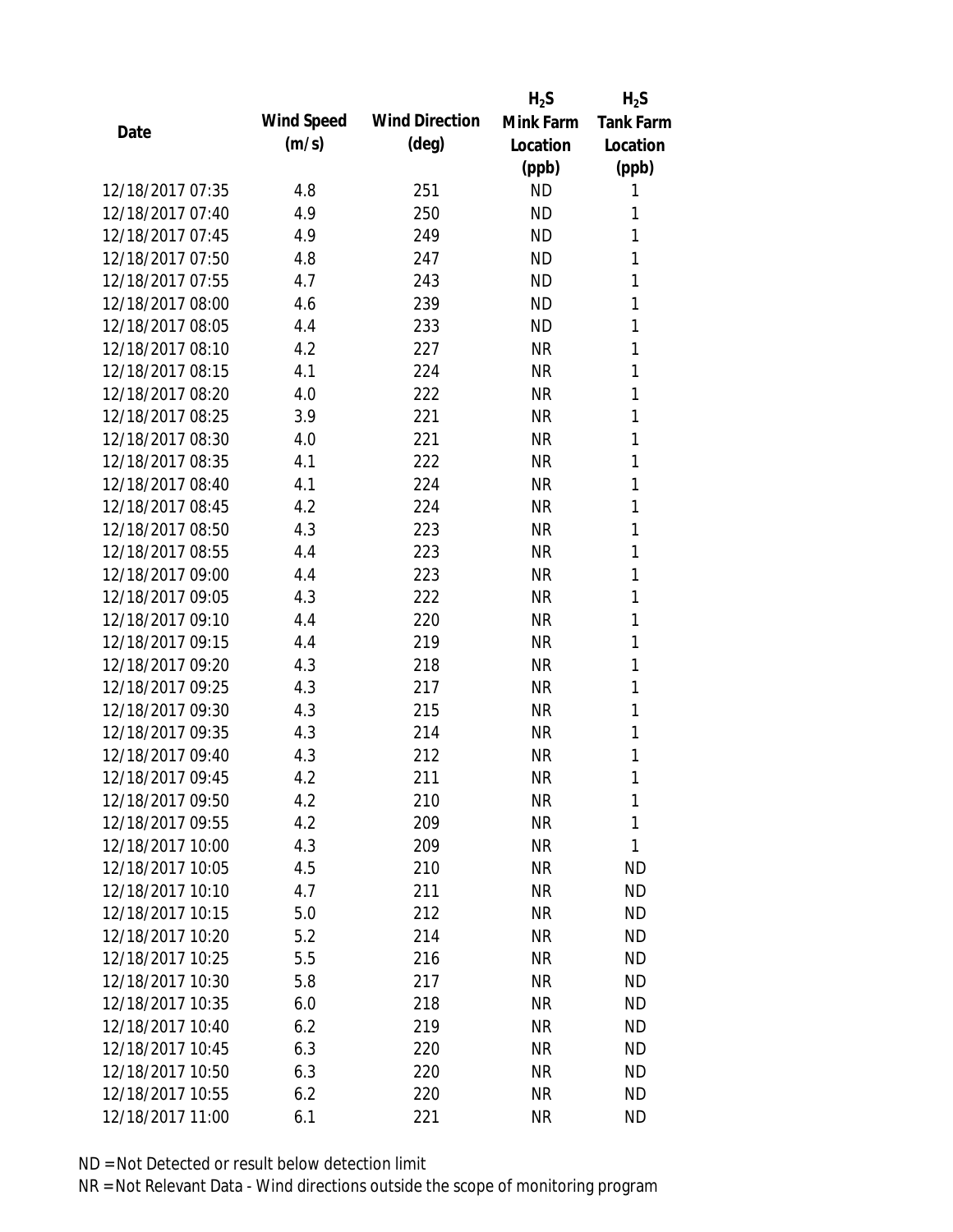| Date | Wind Speed (m/s) | Wind Direction (deg) | $H_2S$ Mink Farm Location (ppb) | $H_2S$ Tank Farm Location (ppb) |
|---|---|---|---|---|
| 12/18/2017 07:35 | 4.8 | 251 | ND | 1 |
| 12/18/2017 07:40 | 4.9 | 250 | ND | 1 |
| 12/18/2017 07:45 | 4.9 | 249 | ND | 1 |
| 12/18/2017 07:50 | 4.8 | 247 | ND | 1 |
| 12/18/2017 07:55 | 4.7 | 243 | ND | 1 |
| 12/18/2017 08:00 | 4.6 | 239 | ND | 1 |
| 12/18/2017 08:05 | 4.4 | 233 | ND | 1 |
| 12/18/2017 08:10 | 4.2 | 227 | NR | 1 |
| 12/18/2017 08:15 | 4.1 | 224 | NR | 1 |
| 12/18/2017 08:20 | 4.0 | 222 | NR | 1 |
| 12/18/2017 08:25 | 3.9 | 221 | NR | 1 |
| 12/18/2017 08:30 | 4.0 | 221 | NR | 1 |
| 12/18/2017 08:35 | 4.1 | 222 | NR | 1 |
| 12/18/2017 08:40 | 4.1 | 224 | NR | 1 |
| 12/18/2017 08:45 | 4.2 | 224 | NR | 1 |
| 12/18/2017 08:50 | 4.3 | 223 | NR | 1 |
| 12/18/2017 08:55 | 4.4 | 223 | NR | 1 |
| 12/18/2017 09:00 | 4.4 | 223 | NR | 1 |
| 12/18/2017 09:05 | 4.3 | 222 | NR | 1 |
| 12/18/2017 09:10 | 4.4 | 220 | NR | 1 |
| 12/18/2017 09:15 | 4.4 | 219 | NR | 1 |
| 12/18/2017 09:20 | 4.3 | 218 | NR | 1 |
| 12/18/2017 09:25 | 4.3 | 217 | NR | 1 |
| 12/18/2017 09:30 | 4.3 | 215 | NR | 1 |
| 12/18/2017 09:35 | 4.3 | 214 | NR | 1 |
| 12/18/2017 09:40 | 4.3 | 212 | NR | 1 |
| 12/18/2017 09:45 | 4.2 | 211 | NR | 1 |
| 12/18/2017 09:50 | 4.2 | 210 | NR | 1 |
| 12/18/2017 09:55 | 4.2 | 209 | NR | 1 |
| 12/18/2017 10:00 | 4.3 | 209 | NR | 1 |
| 12/18/2017 10:05 | 4.5 | 210 | NR | ND |
| 12/18/2017 10:10 | 4.7 | 211 | NR | ND |
| 12/18/2017 10:15 | 5.0 | 212 | NR | ND |
| 12/18/2017 10:20 | 5.2 | 214 | NR | ND |
| 12/18/2017 10:25 | 5.5 | 216 | NR | ND |
| 12/18/2017 10:30 | 5.8 | 217 | NR | ND |
| 12/18/2017 10:35 | 6.0 | 218 | NR | ND |
| 12/18/2017 10:40 | 6.2 | 219 | NR | ND |
| 12/18/2017 10:45 | 6.3 | 220 | NR | ND |
| 12/18/2017 10:50 | 6.3 | 220 | NR | ND |
| 12/18/2017 10:55 | 6.2 | 220 | NR | ND |
| 12/18/2017 11:00 | 6.1 | 221 | NR | ND |

ND = Not Detected or result below detection limit

NR = Not Relevant Data - Wind directions outside the scope of monitoring program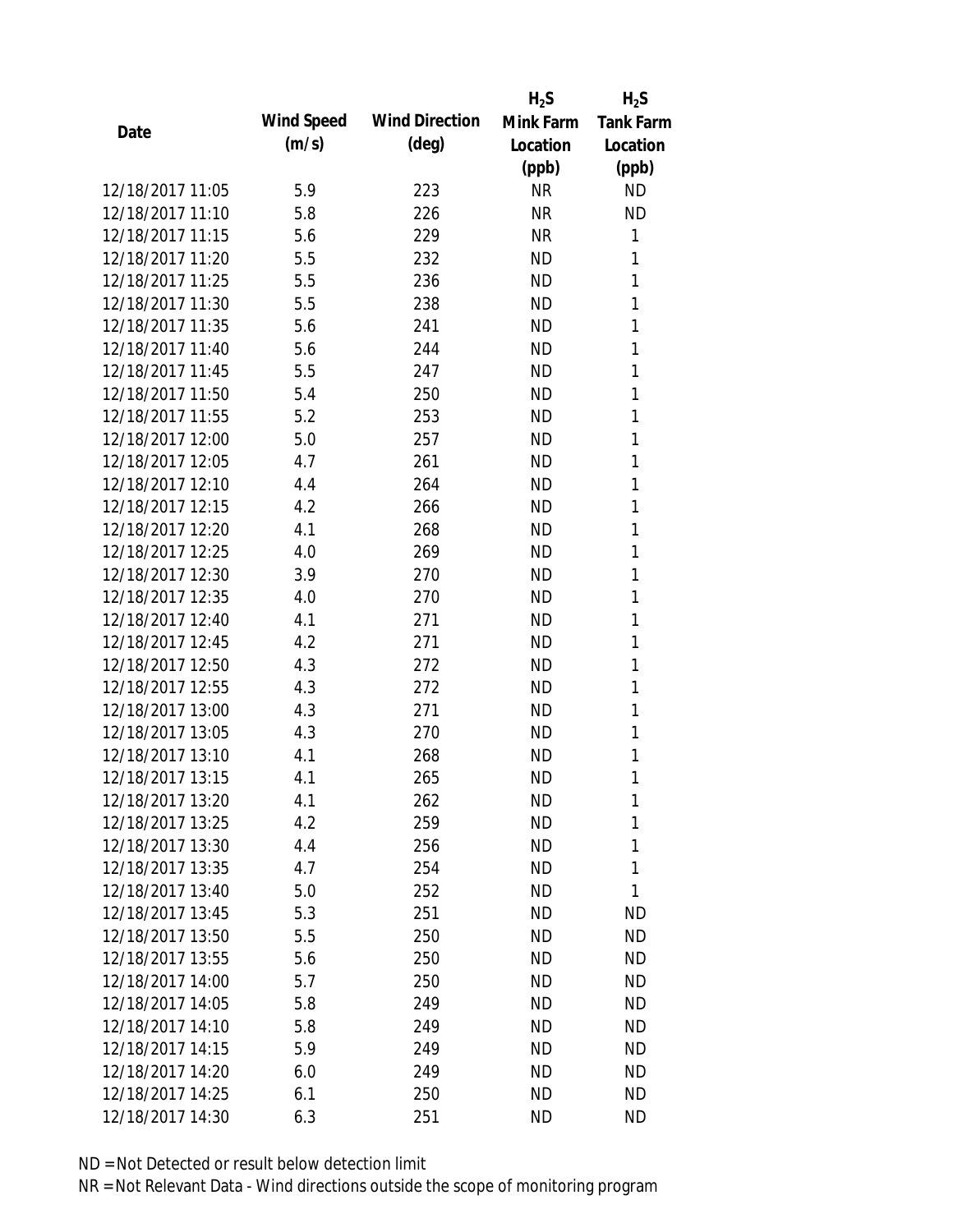| Date | Wind Speed (m/s) | Wind Direction (deg) | $H_2S$ Mink Farm Location (ppb) | $H_2S$ Tank Farm Location (ppb) |
|---|---|---|---|---|
| 12/18/2017 11:05 | 5.9 | 223 | NR | ND |
| 12/18/2017 11:10 | 5.8 | 226 | NR | ND |
| 12/18/2017 11:15 | 5.6 | 229 | NR | 1 |
| 12/18/2017 11:20 | 5.5 | 232 | ND | 1 |
| 12/18/2017 11:25 | 5.5 | 236 | ND | 1 |
| 12/18/2017 11:30 | 5.5 | 238 | ND | 1 |
| 12/18/2017 11:35 | 5.6 | 241 | ND | 1 |
| 12/18/2017 11:40 | 5.6 | 244 | ND | 1 |
| 12/18/2017 11:45 | 5.5 | 247 | ND | 1 |
| 12/18/2017 11:50 | 5.4 | 250 | ND | 1 |
| 12/18/2017 11:55 | 5.2 | 253 | ND | 1 |
| 12/18/2017 12:00 | 5.0 | 257 | ND | 1 |
| 12/18/2017 12:05 | 4.7 | 261 | ND | 1 |
| 12/18/2017 12:10 | 4.4 | 264 | ND | 1 |
| 12/18/2017 12:15 | 4.2 | 266 | ND | 1 |
| 12/18/2017 12:20 | 4.1 | 268 | ND | 1 |
| 12/18/2017 12:25 | 4.0 | 269 | ND | 1 |
| 12/18/2017 12:30 | 3.9 | 270 | ND | 1 |
| 12/18/2017 12:35 | 4.0 | 270 | ND | 1 |
| 12/18/2017 12:40 | 4.1 | 271 | ND | 1 |
| 12/18/2017 12:45 | 4.2 | 271 | ND | 1 |
| 12/18/2017 12:50 | 4.3 | 272 | ND | 1 |
| 12/18/2017 12:55 | 4.3 | 272 | ND | 1 |
| 12/18/2017 13:00 | 4.3 | 271 | ND | 1 |
| 12/18/2017 13:05 | 4.3 | 270 | ND | 1 |
| 12/18/2017 13:10 | 4.1 | 268 | ND | 1 |
| 12/18/2017 13:15 | 4.1 | 265 | ND | 1 |
| 12/18/2017 13:20 | 4.1 | 262 | ND | 1 |
| 12/18/2017 13:25 | 4.2 | 259 | ND | 1 |
| 12/18/2017 13:30 | 4.4 | 256 | ND | 1 |
| 12/18/2017 13:35 | 4.7 | 254 | ND | 1 |
| 12/18/2017 13:40 | 5.0 | 252 | ND | 1 |
| 12/18/2017 13:45 | 5.3 | 251 | ND | ND |
| 12/18/2017 13:50 | 5.5 | 250 | ND | ND |
| 12/18/2017 13:55 | 5.6 | 250 | ND | ND |
| 12/18/2017 14:00 | 5.7 | 250 | ND | ND |
| 12/18/2017 14:05 | 5.8 | 249 | ND | ND |
| 12/18/2017 14:10 | 5.8 | 249 | ND | ND |
| 12/18/2017 14:15 | 5.9 | 249 | ND | ND |
| 12/18/2017 14:20 | 6.0 | 249 | ND | ND |
| 12/18/2017 14:25 | 6.1 | 250 | ND | ND |
| 12/18/2017 14:30 | 6.3 | 251 | ND | ND |

ND = Not Detected or result below detection limit

NR = Not Relevant Data - Wind directions outside the scope of monitoring program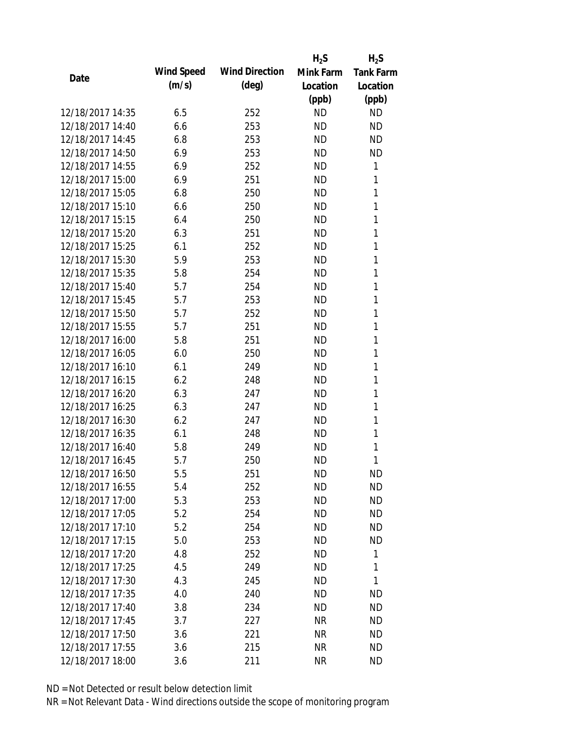| Date | Wind Speed (m/s) | Wind Direction (deg) | $H_2S$ Mink Farm Location (ppb) | $H_2S$ Tank Farm Location (ppb) |
|---|---|---|---|---|
| 12/18/2017 14:35 | 6.5 | 252 | ND | ND |
| 12/18/2017 14:40 | 6.6 | 253 | ND | ND |
| 12/18/2017 14:45 | 6.8 | 253 | ND | ND |
| 12/18/2017 14:50 | 6.9 | 253 | ND | ND |
| 12/18/2017 14:55 | 6.9 | 252 | ND | 1 |
| 12/18/2017 15:00 | 6.9 | 251 | ND | 1 |
| 12/18/2017 15:05 | 6.8 | 250 | ND | 1 |
| 12/18/2017 15:10 | 6.6 | 250 | ND | 1 |
| 12/18/2017 15:15 | 6.4 | 250 | ND | 1 |
| 12/18/2017 15:20 | 6.3 | 251 | ND | 1 |
| 12/18/2017 15:25 | 6.1 | 252 | ND | 1 |
| 12/18/2017 15:30 | 5.9 | 253 | ND | 1 |
| 12/18/2017 15:35 | 5.8 | 254 | ND | 1 |
| 12/18/2017 15:40 | 5.7 | 254 | ND | 1 |
| 12/18/2017 15:45 | 5.7 | 253 | ND | 1 |
| 12/18/2017 15:50 | 5.7 | 252 | ND | 1 |
| 12/18/2017 15:55 | 5.7 | 251 | ND | 1 |
| 12/18/2017 16:00 | 5.8 | 251 | ND | 1 |
| 12/18/2017 16:05 | 6.0 | 250 | ND | 1 |
| 12/18/2017 16:10 | 6.1 | 249 | ND | 1 |
| 12/18/2017 16:15 | 6.2 | 248 | ND | 1 |
| 12/18/2017 16:20 | 6.3 | 247 | ND | 1 |
| 12/18/2017 16:25 | 6.3 | 247 | ND | 1 |
| 12/18/2017 16:30 | 6.2 | 247 | ND | 1 |
| 12/18/2017 16:35 | 6.1 | 248 | ND | 1 |
| 12/18/2017 16:40 | 5.8 | 249 | ND | 1 |
| 12/18/2017 16:45 | 5.7 | 250 | ND | 1 |
| 12/18/2017 16:50 | 5.5 | 251 | ND | ND |
| 12/18/2017 16:55 | 5.4 | 252 | ND | ND |
| 12/18/2017 17:00 | 5.3 | 253 | ND | ND |
| 12/18/2017 17:05 | 5.2 | 254 | ND | ND |
| 12/18/2017 17:10 | 5.2 | 254 | ND | ND |
| 12/18/2017 17:15 | 5.0 | 253 | ND | ND |
| 12/18/2017 17:20 | 4.8 | 252 | ND | 1 |
| 12/18/2017 17:25 | 4.5 | 249 | ND | 1 |
| 12/18/2017 17:30 | 4.3 | 245 | ND | 1 |
| 12/18/2017 17:35 | 4.0 | 240 | ND | ND |
| 12/18/2017 17:40 | 3.8 | 234 | ND | ND |
| 12/18/2017 17:45 | 3.7 | 227 | NR | ND |
| 12/18/2017 17:50 | 3.6 | 221 | NR | ND |
| 12/18/2017 17:55 | 3.6 | 215 | NR | ND |
| 12/18/2017 18:00 | 3.6 | 211 | NR | ND |

ND = Not Detected or result below detection limit

NR = Not Relevant Data - Wind directions outside the scope of monitoring program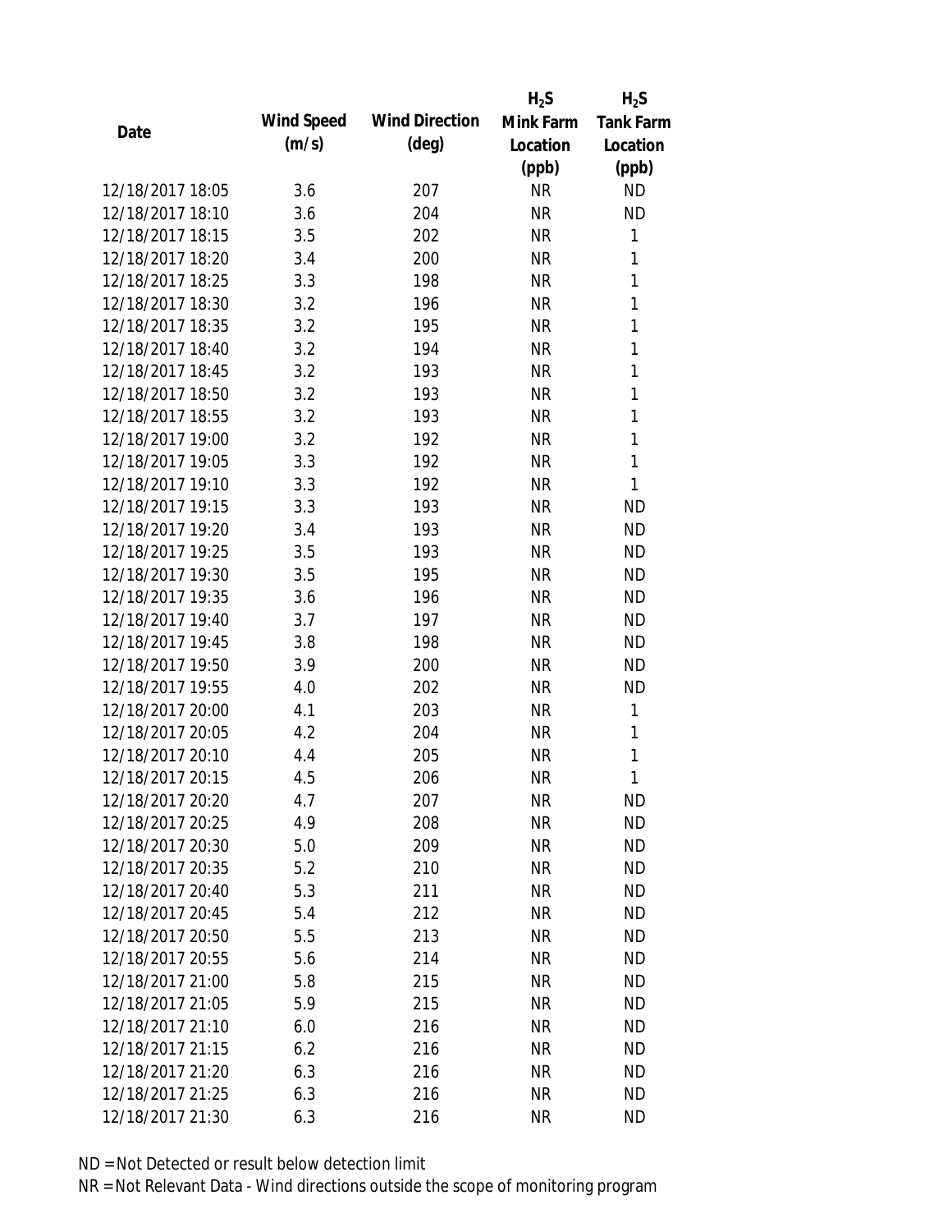| Date | Wind Speed (m/s) | Wind Direction (deg) | $H_2S$ Mink Farm Location (ppb) | $H_2S$ Tank Farm Location (ppb) |
| --- | --- | --- | --- | --- |
| 12/18/2017 18:05 | 3.6 | 207 | NR | ND |
| 12/18/2017 18:10 | 3.6 | 204 | NR | ND |
| 12/18/2017 18:15 | 3.5 | 202 | NR | 1 |
| 12/18/2017 18:20 | 3.4 | 200 | NR | 1 |
| 12/18/2017 18:25 | 3.3 | 198 | NR | 1 |
| 12/18/2017 18:30 | 3.2 | 196 | NR | 1 |
| 12/18/2017 18:35 | 3.2 | 195 | NR | 1 |
| 12/18/2017 18:40 | 3.2 | 194 | NR | 1 |
| 12/18/2017 18:45 | 3.2 | 193 | NR | 1 |
| 12/18/2017 18:50 | 3.2 | 193 | NR | 1 |
| 12/18/2017 18:55 | 3.2 | 193 | NR | 1 |
| 12/18/2017 19:00 | 3.2 | 192 | NR | 1 |
| 12/18/2017 19:05 | 3.3 | 192 | NR | 1 |
| 12/18/2017 19:10 | 3.3 | 192 | NR | 1 |
| 12/18/2017 19:15 | 3.3 | 193 | NR | ND |
| 12/18/2017 19:20 | 3.4 | 193 | NR | ND |
| 12/18/2017 19:25 | 3.5 | 193 | NR | ND |
| 12/18/2017 19:30 | 3.5 | 195 | NR | ND |
| 12/18/2017 19:35 | 3.6 | 196 | NR | ND |
| 12/18/2017 19:40 | 3.7 | 197 | NR | ND |
| 12/18/2017 19:45 | 3.8 | 198 | NR | ND |
| 12/18/2017 19:50 | 3.9 | 200 | NR | ND |
| 12/18/2017 19:55 | 4.0 | 202 | NR | ND |
| 12/18/2017 20:00 | 4.1 | 203 | NR | 1 |
| 12/18/2017 20:05 | 4.2 | 204 | NR | 1 |
| 12/18/2017 20:10 | 4.4 | 205 | NR | 1 |
| 12/18/2017 20:15 | 4.5 | 206 | NR | 1 |
| 12/18/2017 20:20 | 4.7 | 207 | NR | ND |
| 12/18/2017 20:25 | 4.9 | 208 | NR | ND |
| 12/18/2017 20:30 | 5.0 | 209 | NR | ND |
| 12/18/2017 20:35 | 5.2 | 210 | NR | ND |
| 12/18/2017 20:40 | 5.3 | 211 | NR | ND |
| 12/18/2017 20:45 | 5.4 | 212 | NR | ND |
| 12/18/2017 20:50 | 5.5 | 213 | NR | ND |
| 12/18/2017 20:55 | 5.6 | 214 | NR | ND |
| 12/18/2017 21:00 | 5.8 | 215 | NR | ND |
| 12/18/2017 21:05 | 5.9 | 215 | NR | ND |
| 12/18/2017 21:10 | 6.0 | 216 | NR | ND |
| 12/18/2017 21:15 | 6.2 | 216 | NR | ND |
| 12/18/2017 21:20 | 6.3 | 216 | NR | ND |
| 12/18/2017 21:25 | 6.3 | 216 | NR | ND |
| 12/18/2017 21:30 | 6.3 | 216 | NR | ND |

ND = Not Detected or result below detection limit

NR = Not Relevant Data - Wind directions outside the scope of monitoring program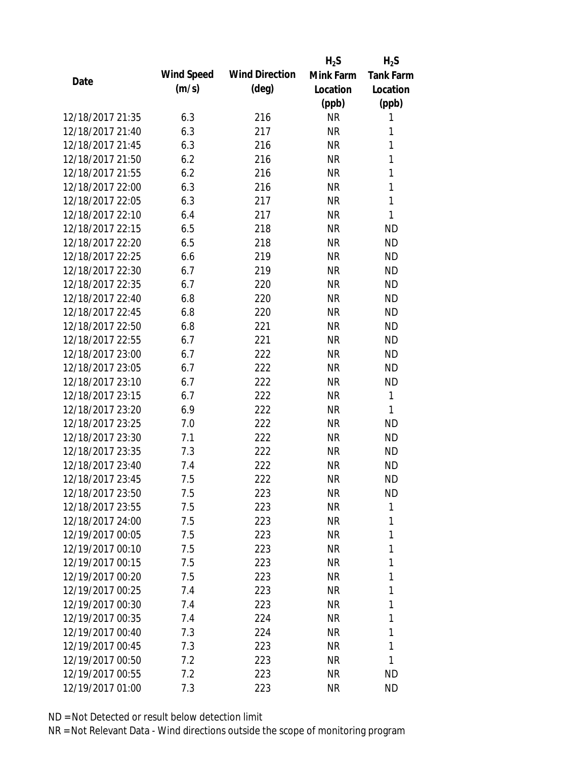| Date | Wind Speed (m/s) | Wind Direction (deg) | $H_2S$ Mink Farm Location (ppb) | $H_2S$ Tank Farm Location (ppb) |
|---|---|---|---|---|
| 12/18/2017 21:35 | 6.3 | 216 | NR | 1 |
| 12/18/2017 21:40 | 6.3 | 217 | NR | 1 |
| 12/18/2017 21:45 | 6.3 | 216 | NR | 1 |
| 12/18/2017 21:50 | 6.2 | 216 | NR | 1 |
| 12/18/2017 21:55 | 6.2 | 216 | NR | 1 |
| 12/18/2017 22:00 | 6.3 | 216 | NR | 1 |
| 12/18/2017 22:05 | 6.3 | 217 | NR | 1 |
| 12/18/2017 22:10 | 6.4 | 217 | NR | 1 |
| 12/18/2017 22:15 | 6.5 | 218 | NR | ND |
| 12/18/2017 22:20 | 6.5 | 218 | NR | ND |
| 12/18/2017 22:25 | 6.6 | 219 | NR | ND |
| 12/18/2017 22:30 | 6.7 | 219 | NR | ND |
| 12/18/2017 22:35 | 6.7 | 220 | NR | ND |
| 12/18/2017 22:40 | 6.8 | 220 | NR | ND |
| 12/18/2017 22:45 | 6.8 | 220 | NR | ND |
| 12/18/2017 22:50 | 6.8 | 221 | NR | ND |
| 12/18/2017 22:55 | 6.7 | 221 | NR | ND |
| 12/18/2017 23:00 | 6.7 | 222 | NR | ND |
| 12/18/2017 23:05 | 6.7 | 222 | NR | ND |
| 12/18/2017 23:10 | 6.7 | 222 | NR | ND |
| 12/18/2017 23:15 | 6.7 | 222 | NR | 1 |
| 12/18/2017 23:20 | 6.9 | 222 | NR | 1 |
| 12/18/2017 23:25 | 7.0 | 222 | NR | ND |
| 12/18/2017 23:30 | 7.1 | 222 | NR | ND |
| 12/18/2017 23:35 | 7.3 | 222 | NR | ND |
| 12/18/2017 23:40 | 7.4 | 222 | NR | ND |
| 12/18/2017 23:45 | 7.5 | 222 | NR | ND |
| 12/18/2017 23:50 | 7.5 | 223 | NR | ND |
| 12/18/2017 23:55 | 7.5 | 223 | NR | 1 |
| 12/18/2017 24:00 | 7.5 | 223 | NR | 1 |
| 12/19/2017 00:05 | 7.5 | 223 | NR | 1 |
| 12/19/2017 00:10 | 7.5 | 223 | NR | 1 |
| 12/19/2017 00:15 | 7.5 | 223 | NR | 1 |
| 12/19/2017 00:20 | 7.5 | 223 | NR | 1 |
| 12/19/2017 00:25 | 7.4 | 223 | NR | 1 |
| 12/19/2017 00:30 | 7.4 | 223 | NR | 1 |
| 12/19/2017 00:35 | 7.4 | 224 | NR | 1 |
| 12/19/2017 00:40 | 7.3 | 224 | NR | 1 |
| 12/19/2017 00:45 | 7.3 | 223 | NR | 1 |
| 12/19/2017 00:50 | 7.2 | 223 | NR | 1 |
| 12/19/2017 00:55 | 7.2 | 223 | NR | ND |
| 12/19/2017 01:00 | 7.3 | 223 | NR | ND |

ND = Not Detected or result below detection limit

NR = Not Relevant Data - Wind directions outside the scope of monitoring program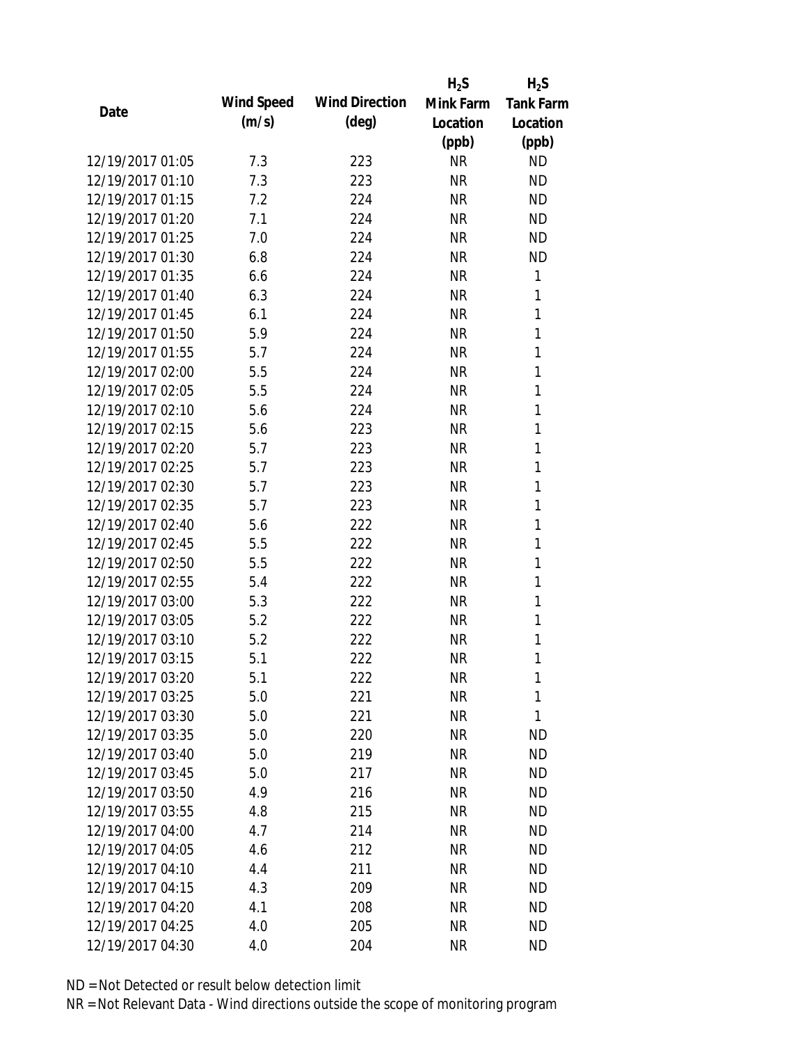| Date | Wind Speed (m/s) | Wind Direction (deg) | $H_2S$ Mink Farm Location (ppb) | $H_2S$ Tank Farm Location (ppb) |
|---|---|---|---|---|
| 12/19/2017 01:05 | 7.3 | 223 | NR | ND |
| 12/19/2017 01:10 | 7.3 | 223 | NR | ND |
| 12/19/2017 01:15 | 7.2 | 224 | NR | ND |
| 12/19/2017 01:20 | 7.1 | 224 | NR | ND |
| 12/19/2017 01:25 | 7.0 | 224 | NR | ND |
| 12/19/2017 01:30 | 6.8 | 224 | NR | ND |
| 12/19/2017 01:35 | 6.6 | 224 | NR | 1 |
| 12/19/2017 01:40 | 6.3 | 224 | NR | 1 |
| 12/19/2017 01:45 | 6.1 | 224 | NR | 1 |
| 12/19/2017 01:50 | 5.9 | 224 | NR | 1 |
| 12/19/2017 01:55 | 5.7 | 224 | NR | 1 |
| 12/19/2017 02:00 | 5.5 | 224 | NR | 1 |
| 12/19/2017 02:05 | 5.5 | 224 | NR | 1 |
| 12/19/2017 02:10 | 5.6 | 224 | NR | 1 |
| 12/19/2017 02:15 | 5.6 | 223 | NR | 1 |
| 12/19/2017 02:20 | 5.7 | 223 | NR | 1 |
| 12/19/2017 02:25 | 5.7 | 223 | NR | 1 |
| 12/19/2017 02:30 | 5.7 | 223 | NR | 1 |
| 12/19/2017 02:35 | 5.7 | 223 | NR | 1 |
| 12/19/2017 02:40 | 5.6 | 222 | NR | 1 |
| 12/19/2017 02:45 | 5.5 | 222 | NR | 1 |
| 12/19/2017 02:50 | 5.5 | 222 | NR | 1 |
| 12/19/2017 02:55 | 5.4 | 222 | NR | 1 |
| 12/19/2017 03:00 | 5.3 | 222 | NR | 1 |
| 12/19/2017 03:05 | 5.2 | 222 | NR | 1 |
| 12/19/2017 03:10 | 5.2 | 222 | NR | 1 |
| 12/19/2017 03:15 | 5.1 | 222 | NR | 1 |
| 12/19/2017 03:20 | 5.1 | 222 | NR | 1 |
| 12/19/2017 03:25 | 5.0 | 221 | NR | 1 |
| 12/19/2017 03:30 | 5.0 | 221 | NR | 1 |
| 12/19/2017 03:35 | 5.0 | 220 | NR | ND |
| 12/19/2017 03:40 | 5.0 | 219 | NR | ND |
| 12/19/2017 03:45 | 5.0 | 217 | NR | ND |
| 12/19/2017 03:50 | 4.9 | 216 | NR | ND |
| 12/19/2017 03:55 | 4.8 | 215 | NR | ND |
| 12/19/2017 04:00 | 4.7 | 214 | NR | ND |
| 12/19/2017 04:05 | 4.6 | 212 | NR | ND |
| 12/19/2017 04:10 | 4.4 | 211 | NR | ND |
| 12/19/2017 04:15 | 4.3 | 209 | NR | ND |
| 12/19/2017 04:20 | 4.1 | 208 | NR | ND |
| 12/19/2017 04:25 | 4.0 | 205 | NR | ND |
| 12/19/2017 04:30 | 4.0 | 204 | NR | ND |

ND = Not Detected or result below detection limit

NR = Not Relevant Data - Wind directions outside the scope of monitoring program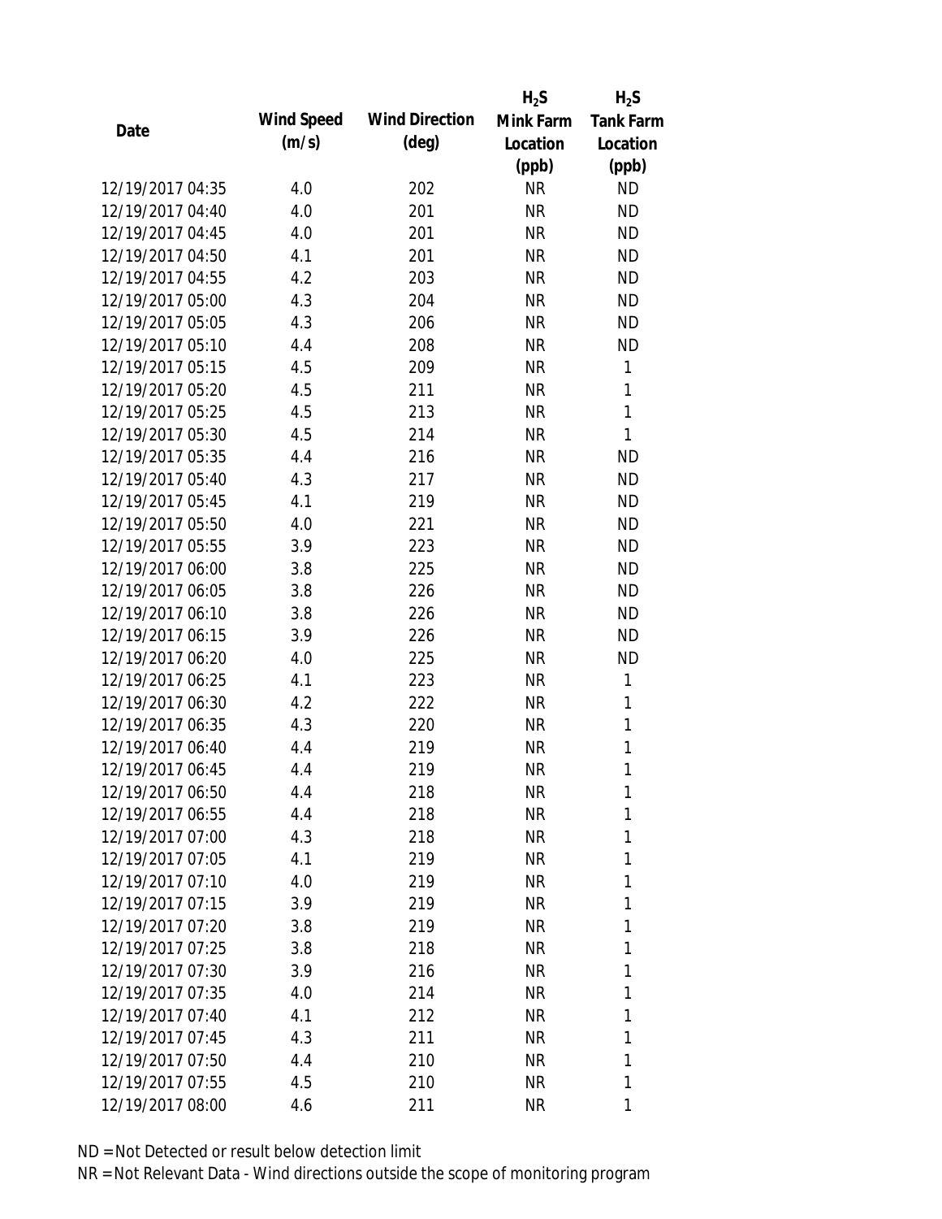| Date | Wind Speed (m/s) | Wind Direction (deg) | $H_2S$ Mink Farm Location (ppb) | $H_2S$ Tank Farm Location (ppb) |
|---|---|---|---|---|
| 12/19/2017 04:35 | 4.0 | 202 | NR | ND |
| 12/19/2017 04:40 | 4.0 | 201 | NR | ND |
| 12/19/2017 04:45 | 4.0 | 201 | NR | ND |
| 12/19/2017 04:50 | 4.1 | 201 | NR | ND |
| 12/19/2017 04:55 | 4.2 | 203 | NR | ND |
| 12/19/2017 05:00 | 4.3 | 204 | NR | ND |
| 12/19/2017 05:05 | 4.3 | 206 | NR | ND |
| 12/19/2017 05:10 | 4.4 | 208 | NR | ND |
| 12/19/2017 05:15 | 4.5 | 209 | NR | 1 |
| 12/19/2017 05:20 | 4.5 | 211 | NR | 1 |
| 12/19/2017 05:25 | 4.5 | 213 | NR | 1 |
| 12/19/2017 05:30 | 4.5 | 214 | NR | 1 |
| 12/19/2017 05:35 | 4.4 | 216 | NR | ND |
| 12/19/2017 05:40 | 4.3 | 217 | NR | ND |
| 12/19/2017 05:45 | 4.1 | 219 | NR | ND |
| 12/19/2017 05:50 | 4.0 | 221 | NR | ND |
| 12/19/2017 05:55 | 3.9 | 223 | NR | ND |
| 12/19/2017 06:00 | 3.8 | 225 | NR | ND |
| 12/19/2017 06:05 | 3.8 | 226 | NR | ND |
| 12/19/2017 06:10 | 3.8 | 226 | NR | ND |
| 12/19/2017 06:15 | 3.9 | 226 | NR | ND |
| 12/19/2017 06:20 | 4.0 | 225 | NR | ND |
| 12/19/2017 06:25 | 4.1 | 223 | NR | 1 |
| 12/19/2017 06:30 | 4.2 | 222 | NR | 1 |
| 12/19/2017 06:35 | 4.3 | 220 | NR | 1 |
| 12/19/2017 06:40 | 4.4 | 219 | NR | 1 |
| 12/19/2017 06:45 | 4.4 | 219 | NR | 1 |
| 12/19/2017 06:50 | 4.4 | 218 | NR | 1 |
| 12/19/2017 06:55 | 4.4 | 218 | NR | 1 |
| 12/19/2017 07:00 | 4.3 | 218 | NR | 1 |
| 12/19/2017 07:05 | 4.1 | 219 | NR | 1 |
| 12/19/2017 07:10 | 4.0 | 219 | NR | 1 |
| 12/19/2017 07:15 | 3.9 | 219 | NR | 1 |
| 12/19/2017 07:20 | 3.8 | 219 | NR | 1 |
| 12/19/2017 07:25 | 3.8 | 218 | NR | 1 |
| 12/19/2017 07:30 | 3.9 | 216 | NR | 1 |
| 12/19/2017 07:35 | 4.0 | 214 | NR | 1 |
| 12/19/2017 07:40 | 4.1 | 212 | NR | 1 |
| 12/19/2017 07:45 | 4.3 | 211 | NR | 1 |
| 12/19/2017 07:50 | 4.4 | 210 | NR | 1 |
| 12/19/2017 07:55 | 4.5 | 210 | NR | 1 |
| 12/19/2017 08:00 | 4.6 | 211 | NR | 1 |

ND = Not Detected or result below detection limit

NR = Not Relevant Data - Wind directions outside the scope of monitoring program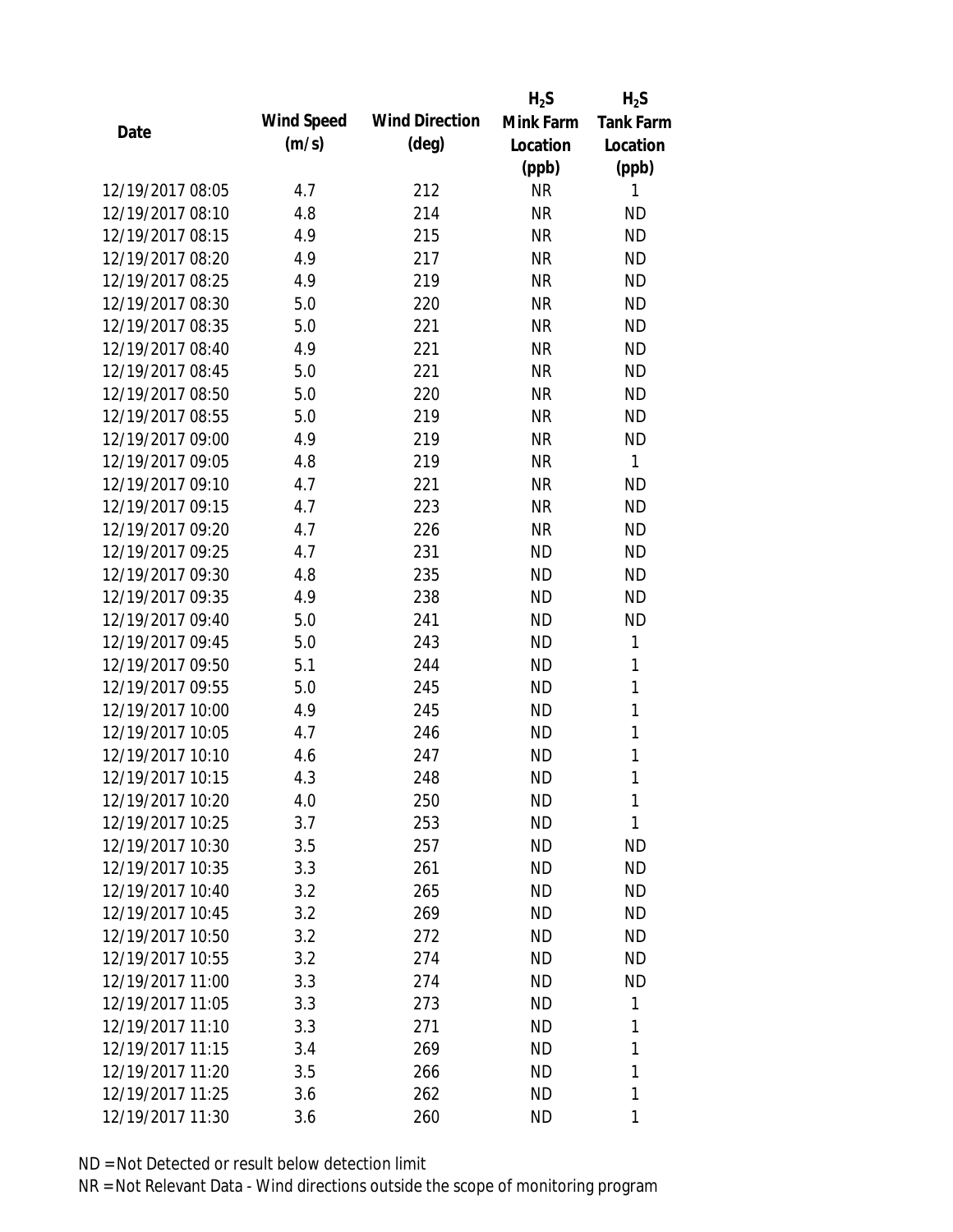| Date | Wind Speed (m/s) | Wind Direction (deg) | $H_2S$ Mink Farm Location (ppb) | $H_2S$ Tank Farm Location (ppb) |
|---|---|---|---|---|
| 12/19/2017 08:05 | 4.7 | 212 | NR | 1 |
| 12/19/2017 08:10 | 4.8 | 214 | NR | ND |
| 12/19/2017 08:15 | 4.9 | 215 | NR | ND |
| 12/19/2017 08:20 | 4.9 | 217 | NR | ND |
| 12/19/2017 08:25 | 4.9 | 219 | NR | ND |
| 12/19/2017 08:30 | 5.0 | 220 | NR | ND |
| 12/19/2017 08:35 | 5.0 | 221 | NR | ND |
| 12/19/2017 08:40 | 4.9 | 221 | NR | ND |
| 12/19/2017 08:45 | 5.0 | 221 | NR | ND |
| 12/19/2017 08:50 | 5.0 | 220 | NR | ND |
| 12/19/2017 08:55 | 5.0 | 219 | NR | ND |
| 12/19/2017 09:00 | 4.9 | 219 | NR | ND |
| 12/19/2017 09:05 | 4.8 | 219 | NR | 1 |
| 12/19/2017 09:10 | 4.7 | 221 | NR | ND |
| 12/19/2017 09:15 | 4.7 | 223 | NR | ND |
| 12/19/2017 09:20 | 4.7 | 226 | NR | ND |
| 12/19/2017 09:25 | 4.7 | 231 | ND | ND |
| 12/19/2017 09:30 | 4.8 | 235 | ND | ND |
| 12/19/2017 09:35 | 4.9 | 238 | ND | ND |
| 12/19/2017 09:40 | 5.0 | 241 | ND | ND |
| 12/19/2017 09:45 | 5.0 | 243 | ND | 1 |
| 12/19/2017 09:50 | 5.1 | 244 | ND | 1 |
| 12/19/2017 09:55 | 5.0 | 245 | ND | 1 |
| 12/19/2017 10:00 | 4.9 | 245 | ND | 1 |
| 12/19/2017 10:05 | 4.7 | 246 | ND | 1 |
| 12/19/2017 10:10 | 4.6 | 247 | ND | 1 |
| 12/19/2017 10:15 | 4.3 | 248 | ND | 1 |
| 12/19/2017 10:20 | 4.0 | 250 | ND | 1 |
| 12/19/2017 10:25 | 3.7 | 253 | ND | 1 |
| 12/19/2017 10:30 | 3.5 | 257 | ND | ND |
| 12/19/2017 10:35 | 3.3 | 261 | ND | ND |
| 12/19/2017 10:40 | 3.2 | 265 | ND | ND |
| 12/19/2017 10:45 | 3.2 | 269 | ND | ND |
| 12/19/2017 10:50 | 3.2 | 272 | ND | ND |
| 12/19/2017 10:55 | 3.2 | 274 | ND | ND |
| 12/19/2017 11:00 | 3.3 | 274 | ND | ND |
| 12/19/2017 11:05 | 3.3 | 273 | ND | 1 |
| 12/19/2017 11:10 | 3.3 | 271 | ND | 1 |
| 12/19/2017 11:15 | 3.4 | 269 | ND | 1 |
| 12/19/2017 11:20 | 3.5 | 266 | ND | 1 |
| 12/19/2017 11:25 | 3.6 | 262 | ND | 1 |
| 12/19/2017 11:30 | 3.6 | 260 | ND | 1 |

ND = Not Detected or result below detection limit

NR = Not Relevant Data - Wind directions outside the scope of monitoring program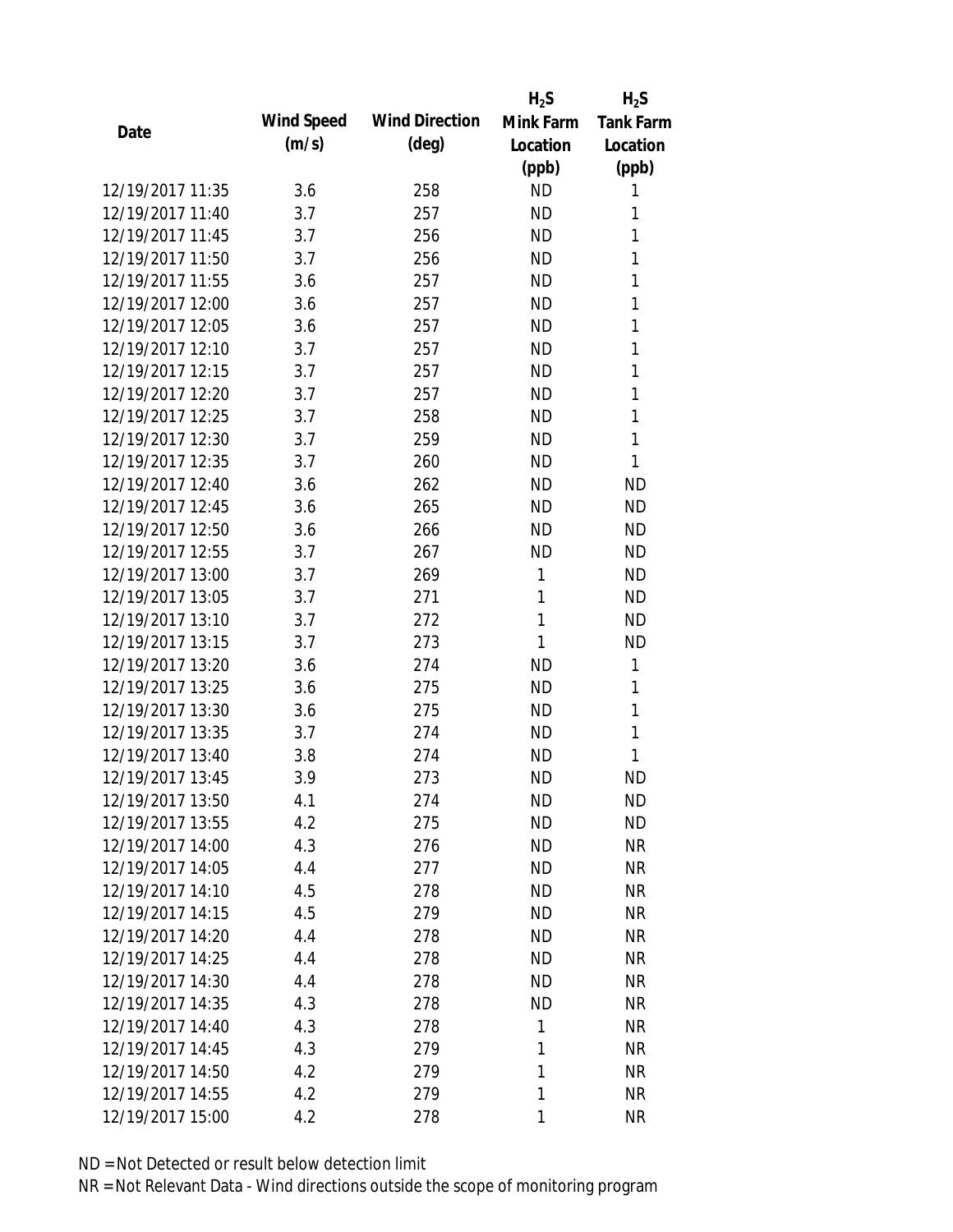| Date | Wind Speed (m/s) | Wind Direction (deg) | $H_2S$ Mink Farm Location (ppb) | $H_2S$ Tank Farm Location (ppb) |
|---|---|---|---|---|
| 12/19/2017 11:35 | 3.6 | 258 | ND | 1 |
| 12/19/2017 11:40 | 3.7 | 257 | ND | 1 |
| 12/19/2017 11:45 | 3.7 | 256 | ND | 1 |
| 12/19/2017 11:50 | 3.7 | 256 | ND | 1 |
| 12/19/2017 11:55 | 3.6 | 257 | ND | 1 |
| 12/19/2017 12:00 | 3.6 | 257 | ND | 1 |
| 12/19/2017 12:05 | 3.6 | 257 | ND | 1 |
| 12/19/2017 12:10 | 3.7 | 257 | ND | 1 |
| 12/19/2017 12:15 | 3.7 | 257 | ND | 1 |
| 12/19/2017 12:20 | 3.7 | 257 | ND | 1 |
| 12/19/2017 12:25 | 3.7 | 258 | ND | 1 |
| 12/19/2017 12:30 | 3.7 | 259 | ND | 1 |
| 12/19/2017 12:35 | 3.7 | 260 | ND | 1 |
| 12/19/2017 12:40 | 3.6 | 262 | ND | ND |
| 12/19/2017 12:45 | 3.6 | 265 | ND | ND |
| 12/19/2017 12:50 | 3.6 | 266 | ND | ND |
| 12/19/2017 12:55 | 3.7 | 267 | ND | ND |
| 12/19/2017 13:00 | 3.7 | 269 | 1 | ND |
| 12/19/2017 13:05 | 3.7 | 271 | 1 | ND |
| 12/19/2017 13:10 | 3.7 | 272 | 1 | ND |
| 12/19/2017 13:15 | 3.7 | 273 | 1 | ND |
| 12/19/2017 13:20 | 3.6 | 274 | ND | 1 |
| 12/19/2017 13:25 | 3.6 | 275 | ND | 1 |
| 12/19/2017 13:30 | 3.6 | 275 | ND | 1 |
| 12/19/2017 13:35 | 3.7 | 274 | ND | 1 |
| 12/19/2017 13:40 | 3.8 | 274 | ND | 1 |
| 12/19/2017 13:45 | 3.9 | 273 | ND | ND |
| 12/19/2017 13:50 | 4.1 | 274 | ND | ND |
| 12/19/2017 13:55 | 4.2 | 275 | ND | ND |
| 12/19/2017 14:00 | 4.3 | 276 | ND | NR |
| 12/19/2017 14:05 | 4.4 | 277 | ND | NR |
| 12/19/2017 14:10 | 4.5 | 278 | ND | NR |
| 12/19/2017 14:15 | 4.5 | 279 | ND | NR |
| 12/19/2017 14:20 | 4.4 | 278 | ND | NR |
| 12/19/2017 14:25 | 4.4 | 278 | ND | NR |
| 12/19/2017 14:30 | 4.4 | 278 | ND | NR |
| 12/19/2017 14:35 | 4.3 | 278 | ND | NR |
| 12/19/2017 14:40 | 4.3 | 278 | 1 | NR |
| 12/19/2017 14:45 | 4.3 | 279 | 1 | NR |
| 12/19/2017 14:50 | 4.2 | 279 | 1 | NR |
| 12/19/2017 14:55 | 4.2 | 279 | 1 | NR |
| 12/19/2017 15:00 | 4.2 | 278 | 1 | NR |

ND = Not Detected or result below detection limit

NR = Not Relevant Data - Wind directions outside the scope of monitoring program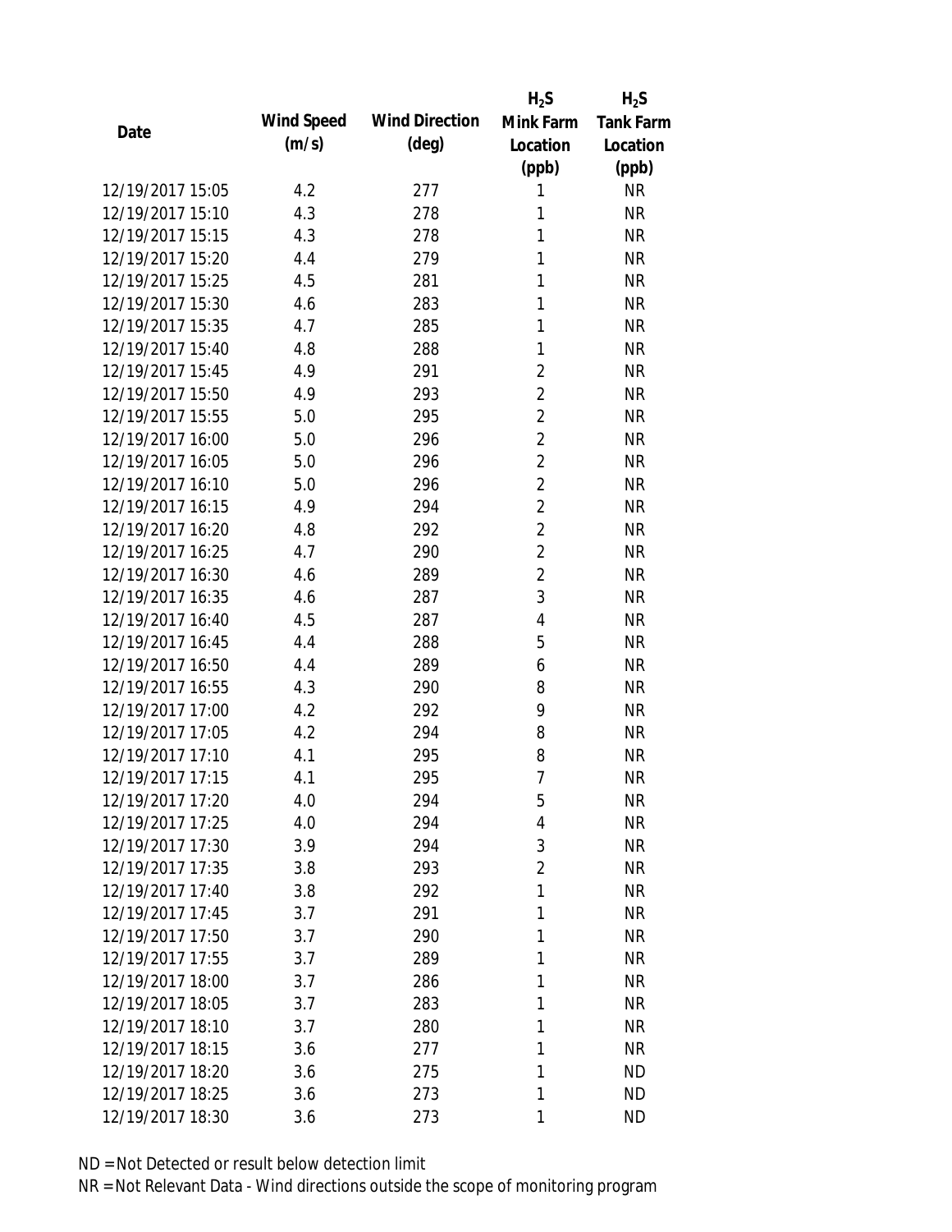| Date | Wind Speed (m/s) | Wind Direction (deg) | $H_2S$ Mink Farm Location (ppb) | $H_2S$ Tank Farm Location (ppb) |
| --- | --- | --- | --- | --- |
| 12/19/2017 15:05 | 4.2 | 277 | 1 | NR |
| 12/19/2017 15:10 | 4.3 | 278 | 1 | NR |
| 12/19/2017 15:15 | 4.3 | 278 | 1 | NR |
| 12/19/2017 15:20 | 4.4 | 279 | 1 | NR |
| 12/19/2017 15:25 | 4.5 | 281 | 1 | NR |
| 12/19/2017 15:30 | 4.6 | 283 | 1 | NR |
| 12/19/2017 15:35 | 4.7 | 285 | 1 | NR |
| 12/19/2017 15:40 | 4.8 | 288 | 1 | NR |
| 12/19/2017 15:45 | 4.9 | 291 | 2 | NR |
| 12/19/2017 15:50 | 4.9 | 293 | 2 | NR |
| 12/19/2017 15:55 | 5.0 | 295 | 2 | NR |
| 12/19/2017 16:00 | 5.0 | 296 | 2 | NR |
| 12/19/2017 16:05 | 5.0 | 296 | 2 | NR |
| 12/19/2017 16:10 | 5.0 | 296 | 2 | NR |
| 12/19/2017 16:15 | 4.9 | 294 | 2 | NR |
| 12/19/2017 16:20 | 4.8 | 292 | 2 | NR |
| 12/19/2017 16:25 | 4.7 | 290 | 2 | NR |
| 12/19/2017 16:30 | 4.6 | 289 | 2 | NR |
| 12/19/2017 16:35 | 4.6 | 287 | 3 | NR |
| 12/19/2017 16:40 | 4.5 | 287 | 4 | NR |
| 12/19/2017 16:45 | 4.4 | 288 | 5 | NR |
| 12/19/2017 16:50 | 4.4 | 289 | 6 | NR |
| 12/19/2017 16:55 | 4.3 | 290 | 8 | NR |
| 12/19/2017 17:00 | 4.2 | 292 | 9 | NR |
| 12/19/2017 17:05 | 4.2 | 294 | 8 | NR |
| 12/19/2017 17:10 | 4.1 | 295 | 8 | NR |
| 12/19/2017 17:15 | 4.1 | 295 | 7 | NR |
| 12/19/2017 17:20 | 4.0 | 294 | 5 | NR |
| 12/19/2017 17:25 | 4.0 | 294 | 4 | NR |
| 12/19/2017 17:30 | 3.9 | 294 | 3 | NR |
| 12/19/2017 17:35 | 3.8 | 293 | 2 | NR |
| 12/19/2017 17:40 | 3.8 | 292 | 1 | NR |
| 12/19/2017 17:45 | 3.7 | 291 | 1 | NR |
| 12/19/2017 17:50 | 3.7 | 290 | 1 | NR |
| 12/19/2017 17:55 | 3.7 | 289 | 1 | NR |
| 12/19/2017 18:00 | 3.7 | 286 | 1 | NR |
| 12/19/2017 18:05 | 3.7 | 283 | 1 | NR |
| 12/19/2017 18:10 | 3.7 | 280 | 1 | NR |
| 12/19/2017 18:15 | 3.6 | 277 | 1 | NR |
| 12/19/2017 18:20 | 3.6 | 275 | 1 | ND |
| 12/19/2017 18:25 | 3.6 | 273 | 1 | ND |
| 12/19/2017 18:30 | 3.6 | 273 | 1 | ND |

ND = Not Detected or result below detection limit

NR = Not Relevant Data - Wind directions outside the scope of monitoring program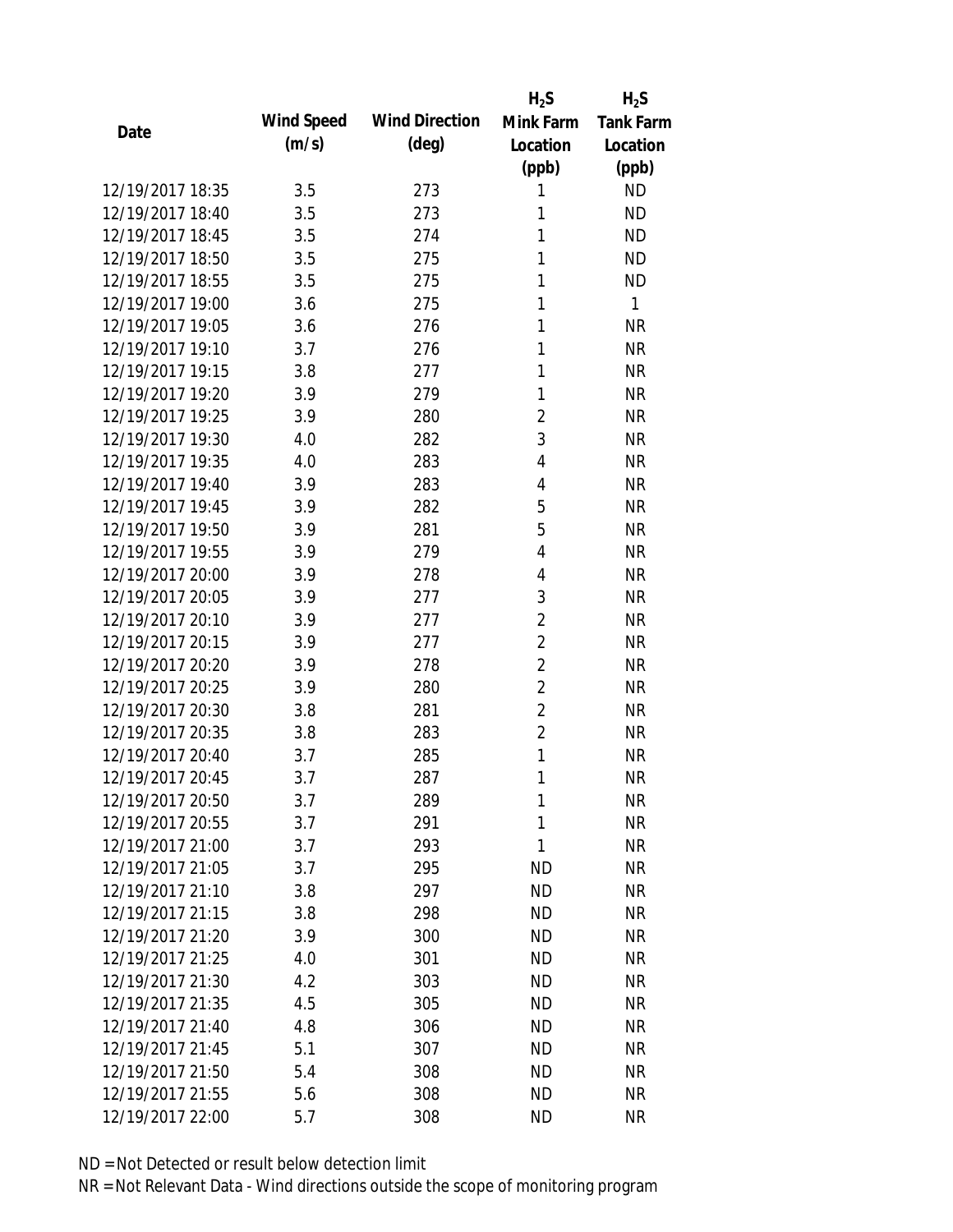| Date | Wind Speed (m/s) | Wind Direction (deg) | $H_2S$ Mink Farm Location (ppb) | $H_2S$ Tank Farm Location (ppb) |
|---|---|---|---|---|
| 12/19/2017 18:35 | 3.5 | 273 | 1 | ND |
| 12/19/2017 18:40 | 3.5 | 273 | 1 | ND |
| 12/19/2017 18:45 | 3.5 | 274 | 1 | ND |
| 12/19/2017 18:50 | 3.5 | 275 | 1 | ND |
| 12/19/2017 18:55 | 3.5 | 275 | 1 | ND |
| 12/19/2017 19:00 | 3.6 | 275 | 1 | 1 |
| 12/19/2017 19:05 | 3.6 | 276 | 1 | NR |
| 12/19/2017 19:10 | 3.7 | 276 | 1 | NR |
| 12/19/2017 19:15 | 3.8 | 277 | 1 | NR |
| 12/19/2017 19:20 | 3.9 | 279 | 1 | NR |
| 12/19/2017 19:25 | 3.9 | 280 | 2 | NR |
| 12/19/2017 19:30 | 4.0 | 282 | 3 | NR |
| 12/19/2017 19:35 | 4.0 | 283 | 4 | NR |
| 12/19/2017 19:40 | 3.9 | 283 | 4 | NR |
| 12/19/2017 19:45 | 3.9 | 282 | 5 | NR |
| 12/19/2017 19:50 | 3.9 | 281 | 5 | NR |
| 12/19/2017 19:55 | 3.9 | 279 | 4 | NR |
| 12/19/2017 20:00 | 3.9 | 278 | 4 | NR |
| 12/19/2017 20:05 | 3.9 | 277 | 3 | NR |
| 12/19/2017 20:10 | 3.9 | 277 | 2 | NR |
| 12/19/2017 20:15 | 3.9 | 277 | 2 | NR |
| 12/19/2017 20:20 | 3.9 | 278 | 2 | NR |
| 12/19/2017 20:25 | 3.9 | 280 | 2 | NR |
| 12/19/2017 20:30 | 3.8 | 281 | 2 | NR |
| 12/19/2017 20:35 | 3.8 | 283 | 2 | NR |
| 12/19/2017 20:40 | 3.7 | 285 | 1 | NR |
| 12/19/2017 20:45 | 3.7 | 287 | 1 | NR |
| 12/19/2017 20:50 | 3.7 | 289 | 1 | NR |
| 12/19/2017 20:55 | 3.7 | 291 | 1 | NR |
| 12/19/2017 21:00 | 3.7 | 293 | 1 | NR |
| 12/19/2017 21:05 | 3.7 | 295 | ND | NR |
| 12/19/2017 21:10 | 3.8 | 297 | ND | NR |
| 12/19/2017 21:15 | 3.8 | 298 | ND | NR |
| 12/19/2017 21:20 | 3.9 | 300 | ND | NR |
| 12/19/2017 21:25 | 4.0 | 301 | ND | NR |
| 12/19/2017 21:30 | 4.2 | 303 | ND | NR |
| 12/19/2017 21:35 | 4.5 | 305 | ND | NR |
| 12/19/2017 21:40 | 4.8 | 306 | ND | NR |
| 12/19/2017 21:45 | 5.1 | 307 | ND | NR |
| 12/19/2017 21:50 | 5.4 | 308 | ND | NR |
| 12/19/2017 21:55 | 5.6 | 308 | ND | NR |
| 12/19/2017 22:00 | 5.7 | 308 | ND | NR |

ND = Not Detected or result below detection limit

NR = Not Relevant Data - Wind directions outside the scope of monitoring program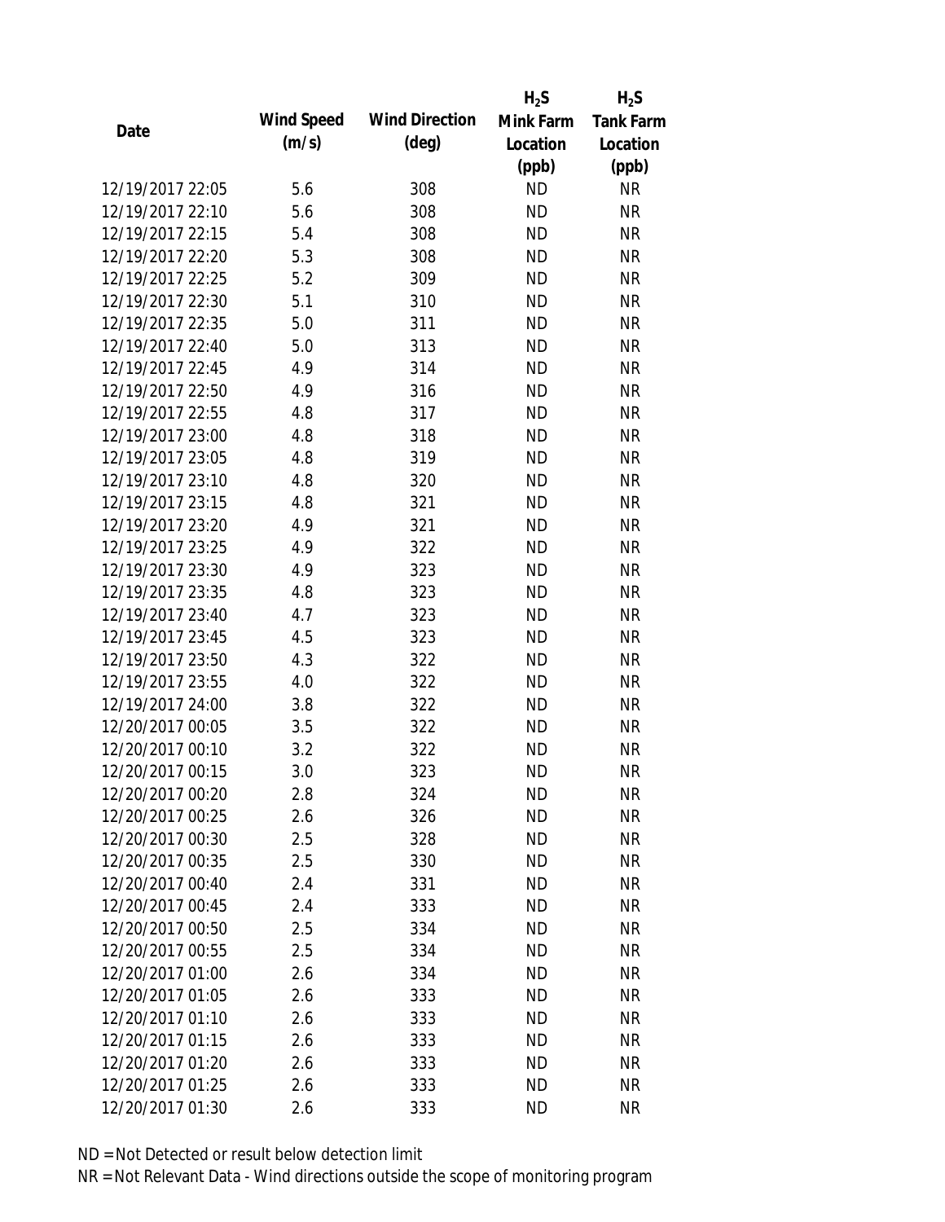| Date | Wind Speed (m/s) | Wind Direction (deg) | $H_2S$ Mink Farm Location (ppb) | $H_2S$ Tank Farm Location (ppb) |
|---|---|---|---|---|
| 12/19/2017 22:05 | 5.6 | 308 | ND | NR |
| 12/19/2017 22:10 | 5.6 | 308 | ND | NR |
| 12/19/2017 22:15 | 5.4 | 308 | ND | NR |
| 12/19/2017 22:20 | 5.3 | 308 | ND | NR |
| 12/19/2017 22:25 | 5.2 | 309 | ND | NR |
| 12/19/2017 22:30 | 5.1 | 310 | ND | NR |
| 12/19/2017 22:35 | 5.0 | 311 | ND | NR |
| 12/19/2017 22:40 | 5.0 | 313 | ND | NR |
| 12/19/2017 22:45 | 4.9 | 314 | ND | NR |
| 12/19/2017 22:50 | 4.9 | 316 | ND | NR |
| 12/19/2017 22:55 | 4.8 | 317 | ND | NR |
| 12/19/2017 23:00 | 4.8 | 318 | ND | NR |
| 12/19/2017 23:05 | 4.8 | 319 | ND | NR |
| 12/19/2017 23:10 | 4.8 | 320 | ND | NR |
| 12/19/2017 23:15 | 4.8 | 321 | ND | NR |
| 12/19/2017 23:20 | 4.9 | 321 | ND | NR |
| 12/19/2017 23:25 | 4.9 | 322 | ND | NR |
| 12/19/2017 23:30 | 4.9 | 323 | ND | NR |
| 12/19/2017 23:35 | 4.8 | 323 | ND | NR |
| 12/19/2017 23:40 | 4.7 | 323 | ND | NR |
| 12/19/2017 23:45 | 4.5 | 323 | ND | NR |
| 12/19/2017 23:50 | 4.3 | 322 | ND | NR |
| 12/19/2017 23:55 | 4.0 | 322 | ND | NR |
| 12/19/2017 24:00 | 3.8 | 322 | ND | NR |
| 12/20/2017 00:05 | 3.5 | 322 | ND | NR |
| 12/20/2017 00:10 | 3.2 | 322 | ND | NR |
| 12/20/2017 00:15 | 3.0 | 323 | ND | NR |
| 12/20/2017 00:20 | 2.8 | 324 | ND | NR |
| 12/20/2017 00:25 | 2.6 | 326 | ND | NR |
| 12/20/2017 00:30 | 2.5 | 328 | ND | NR |
| 12/20/2017 00:35 | 2.5 | 330 | ND | NR |
| 12/20/2017 00:40 | 2.4 | 331 | ND | NR |
| 12/20/2017 00:45 | 2.4 | 333 | ND | NR |
| 12/20/2017 00:50 | 2.5 | 334 | ND | NR |
| 12/20/2017 00:55 | 2.5 | 334 | ND | NR |
| 12/20/2017 01:00 | 2.6 | 334 | ND | NR |
| 12/20/2017 01:05 | 2.6 | 333 | ND | NR |
| 12/20/2017 01:10 | 2.6 | 333 | ND | NR |
| 12/20/2017 01:15 | 2.6 | 333 | ND | NR |
| 12/20/2017 01:20 | 2.6 | 333 | ND | NR |
| 12/20/2017 01:25 | 2.6 | 333 | ND | NR |
| 12/20/2017 01:30 | 2.6 | 333 | ND | NR |

ND = Not Detected or result below detection limit

NR = Not Relevant Data - Wind directions outside the scope of monitoring program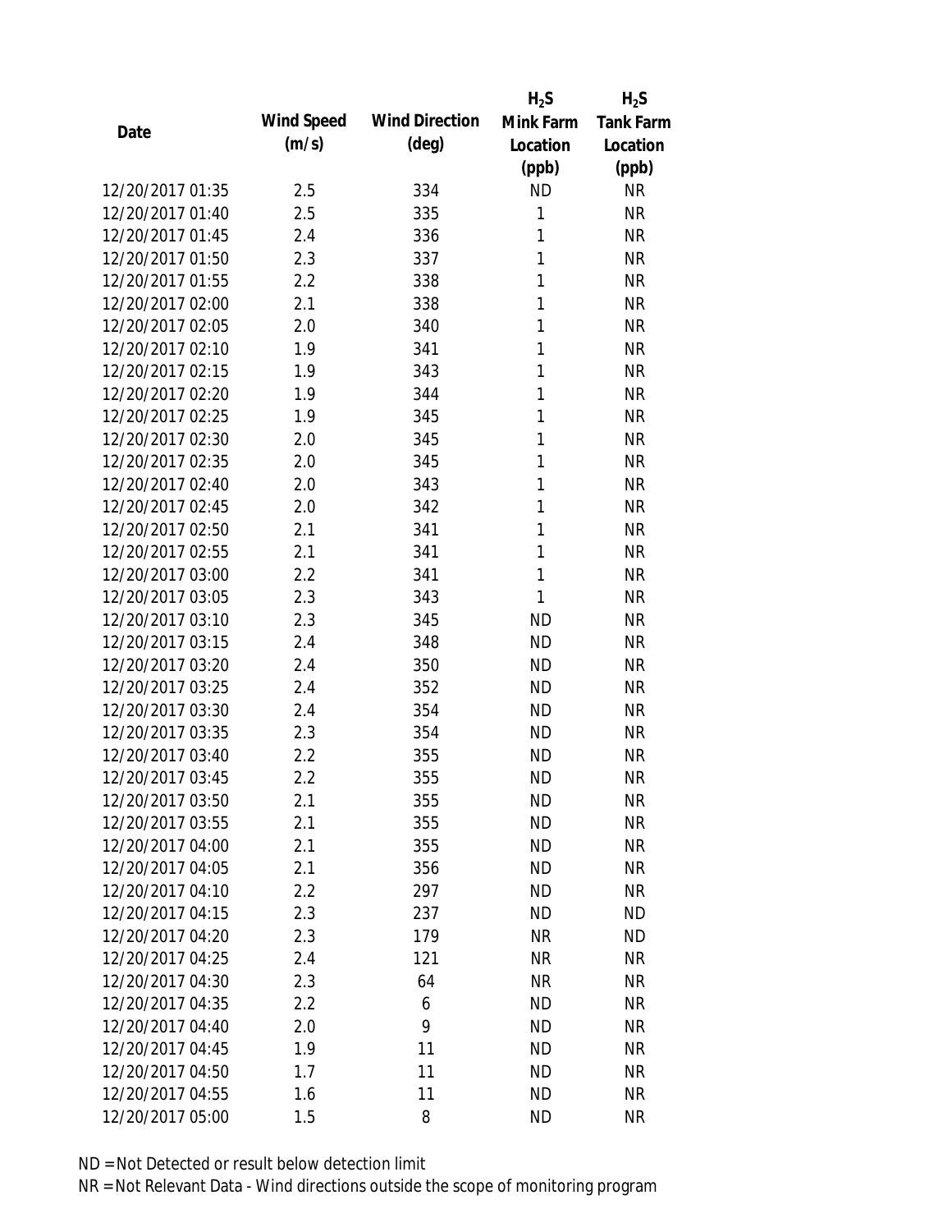| Date | Wind Speed (m/s) | Wind Direction (deg) | $H_2S$ Mink Farm Location (ppb) | $H_2S$ Tank Farm Location (ppb) |
|---|---|---|---|---|
| 12/20/2017 01:35 | 2.5 | 334 | ND | NR |
| 12/20/2017 01:40 | 2.5 | 335 | 1 | NR |
| 12/20/2017 01:45 | 2.4 | 336 | 1 | NR |
| 12/20/2017 01:50 | 2.3 | 337 | 1 | NR |
| 12/20/2017 01:55 | 2.2 | 338 | 1 | NR |
| 12/20/2017 02:00 | 2.1 | 338 | 1 | NR |
| 12/20/2017 02:05 | 2.0 | 340 | 1 | NR |
| 12/20/2017 02:10 | 1.9 | 341 | 1 | NR |
| 12/20/2017 02:15 | 1.9 | 343 | 1 | NR |
| 12/20/2017 02:20 | 1.9 | 344 | 1 | NR |
| 12/20/2017 02:25 | 1.9 | 345 | 1 | NR |
| 12/20/2017 02:30 | 2.0 | 345 | 1 | NR |
| 12/20/2017 02:35 | 2.0 | 345 | 1 | NR |
| 12/20/2017 02:40 | 2.0 | 343 | 1 | NR |
| 12/20/2017 02:45 | 2.0 | 342 | 1 | NR |
| 12/20/2017 02:50 | 2.1 | 341 | 1 | NR |
| 12/20/2017 02:55 | 2.1 | 341 | 1 | NR |
| 12/20/2017 03:00 | 2.2 | 341 | 1 | NR |
| 12/20/2017 03:05 | 2.3 | 343 | 1 | NR |
| 12/20/2017 03:10 | 2.3 | 345 | ND | NR |
| 12/20/2017 03:15 | 2.4 | 348 | ND | NR |
| 12/20/2017 03:20 | 2.4 | 350 | ND | NR |
| 12/20/2017 03:25 | 2.4 | 352 | ND | NR |
| 12/20/2017 03:30 | 2.4 | 354 | ND | NR |
| 12/20/2017 03:35 | 2.3 | 354 | ND | NR |
| 12/20/2017 03:40 | 2.2 | 355 | ND | NR |
| 12/20/2017 03:45 | 2.2 | 355 | ND | NR |
| 12/20/2017 03:50 | 2.1 | 355 | ND | NR |
| 12/20/2017 03:55 | 2.1 | 355 | ND | NR |
| 12/20/2017 04:00 | 2.1 | 355 | ND | NR |
| 12/20/2017 04:05 | 2.1 | 356 | ND | NR |
| 12/20/2017 04:10 | 2.2 | 297 | ND | NR |
| 12/20/2017 04:15 | 2.3 | 237 | ND | ND |
| 12/20/2017 04:20 | 2.3 | 179 | NR | ND |
| 12/20/2017 04:25 | 2.4 | 121 | NR | NR |
| 12/20/2017 04:30 | 2.3 | 64 | NR | NR |
| 12/20/2017 04:35 | 2.2 | 6 | ND | NR |
| 12/20/2017 04:40 | 2.0 | 9 | ND | NR |
| 12/20/2017 04:45 | 1.9 | 11 | ND | NR |
| 12/20/2017 04:50 | 1.7 | 11 | ND | NR |
| 12/20/2017 04:55 | 1.6 | 11 | ND | NR |
| 12/20/2017 05:00 | 1.5 | 8 | ND | NR |

ND = Not Detected or result below detection limit

NR = Not Relevant Data - Wind directions outside the scope of monitoring program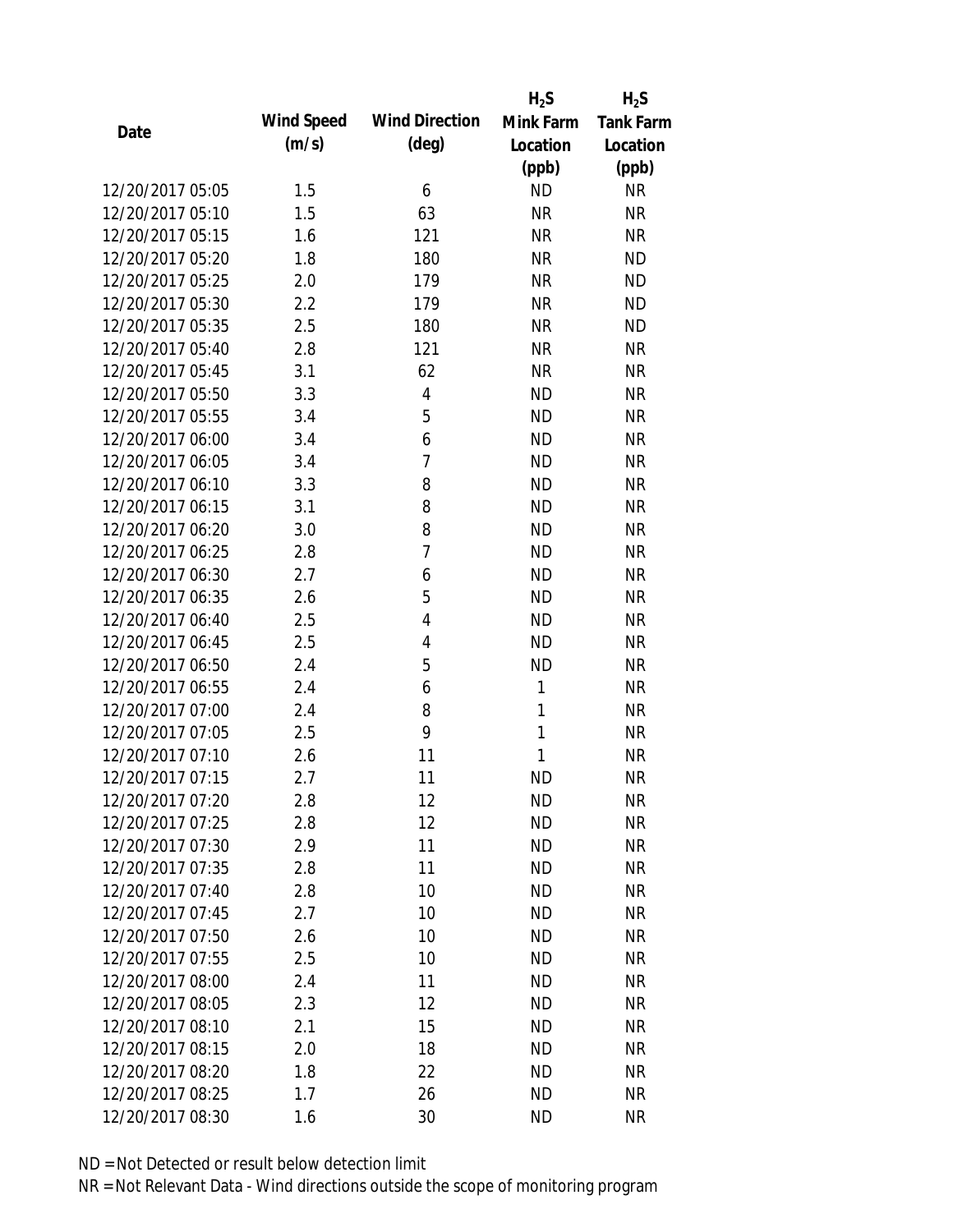| Date | Wind Speed (m/s) | Wind Direction (deg) | $H_2S$ Mink Farm Location (ppb) | $H_2S$ Tank Farm Location (ppb) |
| --- | --- | --- | --- | --- |
| 12/20/2017 05:05 | 1.5 | 6 | ND | NR |
| 12/20/2017 05:10 | 1.5 | 63 | NR | NR |
| 12/20/2017 05:15 | 1.6 | 121 | NR | NR |
| 12/20/2017 05:20 | 1.8 | 180 | NR | ND |
| 12/20/2017 05:25 | 2.0 | 179 | NR | ND |
| 12/20/2017 05:30 | 2.2 | 179 | NR | ND |
| 12/20/2017 05:35 | 2.5 | 180 | NR | ND |
| 12/20/2017 05:40 | 2.8 | 121 | NR | NR |
| 12/20/2017 05:45 | 3.1 | 62 | NR | NR |
| 12/20/2017 05:50 | 3.3 | 4 | ND | NR |
| 12/20/2017 05:55 | 3.4 | 5 | ND | NR |
| 12/20/2017 06:00 | 3.4 | 6 | ND | NR |
| 12/20/2017 06:05 | 3.4 | 7 | ND | NR |
| 12/20/2017 06:10 | 3.3 | 8 | ND | NR |
| 12/20/2017 06:15 | 3.1 | 8 | ND | NR |
| 12/20/2017 06:20 | 3.0 | 8 | ND | NR |
| 12/20/2017 06:25 | 2.8 | 7 | ND | NR |
| 12/20/2017 06:30 | 2.7 | 6 | ND | NR |
| 12/20/2017 06:35 | 2.6 | 5 | ND | NR |
| 12/20/2017 06:40 | 2.5 | 4 | ND | NR |
| 12/20/2017 06:45 | 2.5 | 4 | ND | NR |
| 12/20/2017 06:50 | 2.4 | 5 | ND | NR |
| 12/20/2017 06:55 | 2.4 | 6 | 1 | NR |
| 12/20/2017 07:00 | 2.4 | 8 | 1 | NR |
| 12/20/2017 07:05 | 2.5 | 9 | 1 | NR |
| 12/20/2017 07:10 | 2.6 | 11 | 1 | NR |
| 12/20/2017 07:15 | 2.7 | 11 | ND | NR |
| 12/20/2017 07:20 | 2.8 | 12 | ND | NR |
| 12/20/2017 07:25 | 2.8 | 12 | ND | NR |
| 12/20/2017 07:30 | 2.9 | 11 | ND | NR |
| 12/20/2017 07:35 | 2.8 | 11 | ND | NR |
| 12/20/2017 07:40 | 2.8 | 10 | ND | NR |
| 12/20/2017 07:45 | 2.7 | 10 | ND | NR |
| 12/20/2017 07:50 | 2.6 | 10 | ND | NR |
| 12/20/2017 07:55 | 2.5 | 10 | ND | NR |
| 12/20/2017 08:00 | 2.4 | 11 | ND | NR |
| 12/20/2017 08:05 | 2.3 | 12 | ND | NR |
| 12/20/2017 08:10 | 2.1 | 15 | ND | NR |
| 12/20/2017 08:15 | 2.0 | 18 | ND | NR |
| 12/20/2017 08:20 | 1.8 | 22 | ND | NR |
| 12/20/2017 08:25 | 1.7 | 26 | ND | NR |
| 12/20/2017 08:30 | 1.6 | 30 | ND | NR |

ND = Not Detected or result below detection limit

NR = Not Relevant Data - Wind directions outside the scope of monitoring program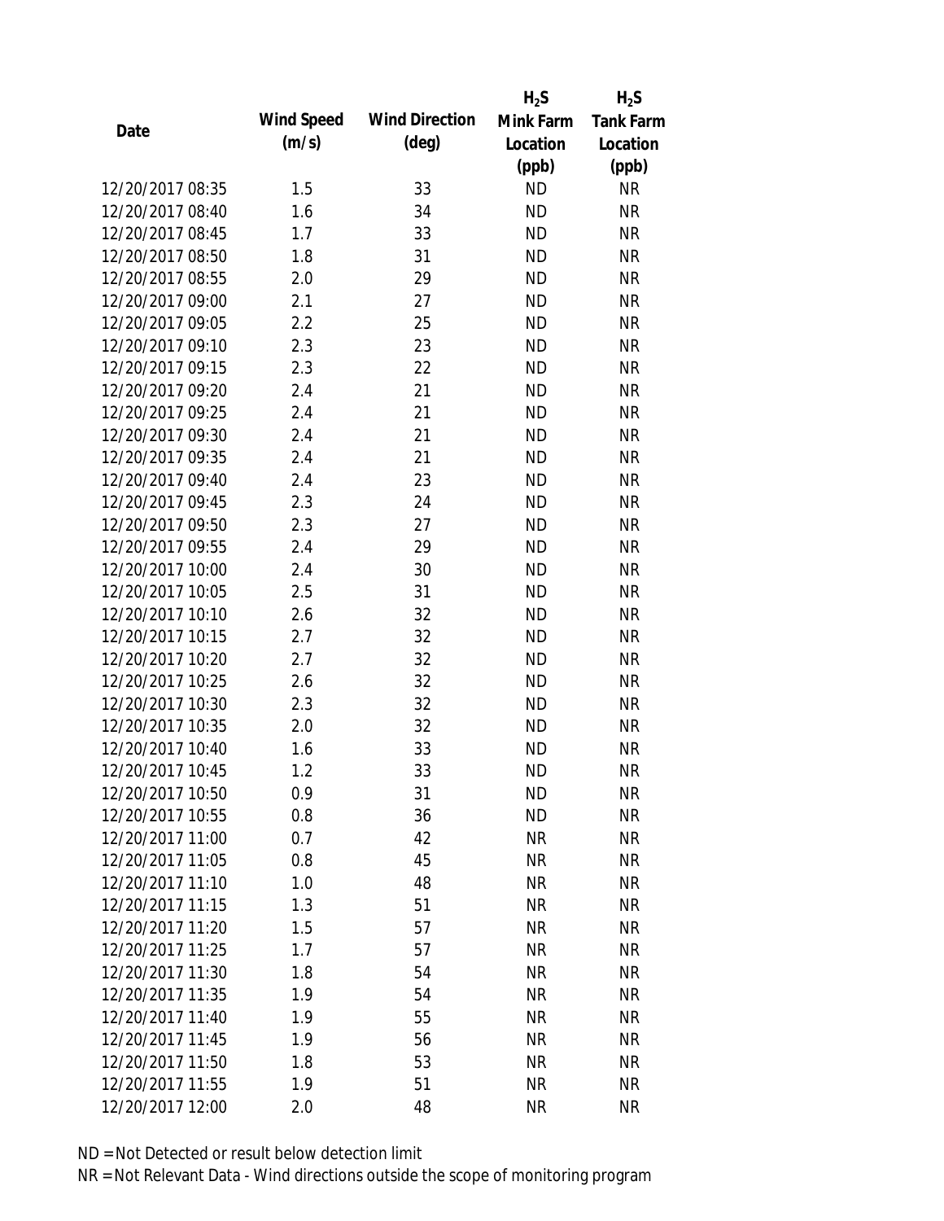| Date | Wind Speed (m/s) | Wind Direction (deg) | $H_2S$ Mink Farm Location (ppb) | $H_2S$ Tank Farm Location (ppb) |
|---|---|---|---|---|
| 12/20/2017 08:35 | 1.5 | 33 | ND | NR |
| 12/20/2017 08:40 | 1.6 | 34 | ND | NR |
| 12/20/2017 08:45 | 1.7 | 33 | ND | NR |
| 12/20/2017 08:50 | 1.8 | 31 | ND | NR |
| 12/20/2017 08:55 | 2.0 | 29 | ND | NR |
| 12/20/2017 09:00 | 2.1 | 27 | ND | NR |
| 12/20/2017 09:05 | 2.2 | 25 | ND | NR |
| 12/20/2017 09:10 | 2.3 | 23 | ND | NR |
| 12/20/2017 09:15 | 2.3 | 22 | ND | NR |
| 12/20/2017 09:20 | 2.4 | 21 | ND | NR |
| 12/20/2017 09:25 | 2.4 | 21 | ND | NR |
| 12/20/2017 09:30 | 2.4 | 21 | ND | NR |
| 12/20/2017 09:35 | 2.4 | 21 | ND | NR |
| 12/20/2017 09:40 | 2.4 | 23 | ND | NR |
| 12/20/2017 09:45 | 2.3 | 24 | ND | NR |
| 12/20/2017 09:50 | 2.3 | 27 | ND | NR |
| 12/20/2017 09:55 | 2.4 | 29 | ND | NR |
| 12/20/2017 10:00 | 2.4 | 30 | ND | NR |
| 12/20/2017 10:05 | 2.5 | 31 | ND | NR |
| 12/20/2017 10:10 | 2.6 | 32 | ND | NR |
| 12/20/2017 10:15 | 2.7 | 32 | ND | NR |
| 12/20/2017 10:20 | 2.7 | 32 | ND | NR |
| 12/20/2017 10:25 | 2.6 | 32 | ND | NR |
| 12/20/2017 10:30 | 2.3 | 32 | ND | NR |
| 12/20/2017 10:35 | 2.0 | 32 | ND | NR |
| 12/20/2017 10:40 | 1.6 | 33 | ND | NR |
| 12/20/2017 10:45 | 1.2 | 33 | ND | NR |
| 12/20/2017 10:50 | 0.9 | 31 | ND | NR |
| 12/20/2017 10:55 | 0.8 | 36 | ND | NR |
| 12/20/2017 11:00 | 0.7 | 42 | NR | NR |
| 12/20/2017 11:05 | 0.8 | 45 | NR | NR |
| 12/20/2017 11:10 | 1.0 | 48 | NR | NR |
| 12/20/2017 11:15 | 1.3 | 51 | NR | NR |
| 12/20/2017 11:20 | 1.5 | 57 | NR | NR |
| 12/20/2017 11:25 | 1.7 | 57 | NR | NR |
| 12/20/2017 11:30 | 1.8 | 54 | NR | NR |
| 12/20/2017 11:35 | 1.9 | 54 | NR | NR |
| 12/20/2017 11:40 | 1.9 | 55 | NR | NR |
| 12/20/2017 11:45 | 1.9 | 56 | NR | NR |
| 12/20/2017 11:50 | 1.8 | 53 | NR | NR |
| 12/20/2017 11:55 | 1.9 | 51 | NR | NR |
| 12/20/2017 12:00 | 2.0 | 48 | NR | NR |

ND = Not Detected or result below detection limit

NR = Not Relevant Data - Wind directions outside the scope of monitoring program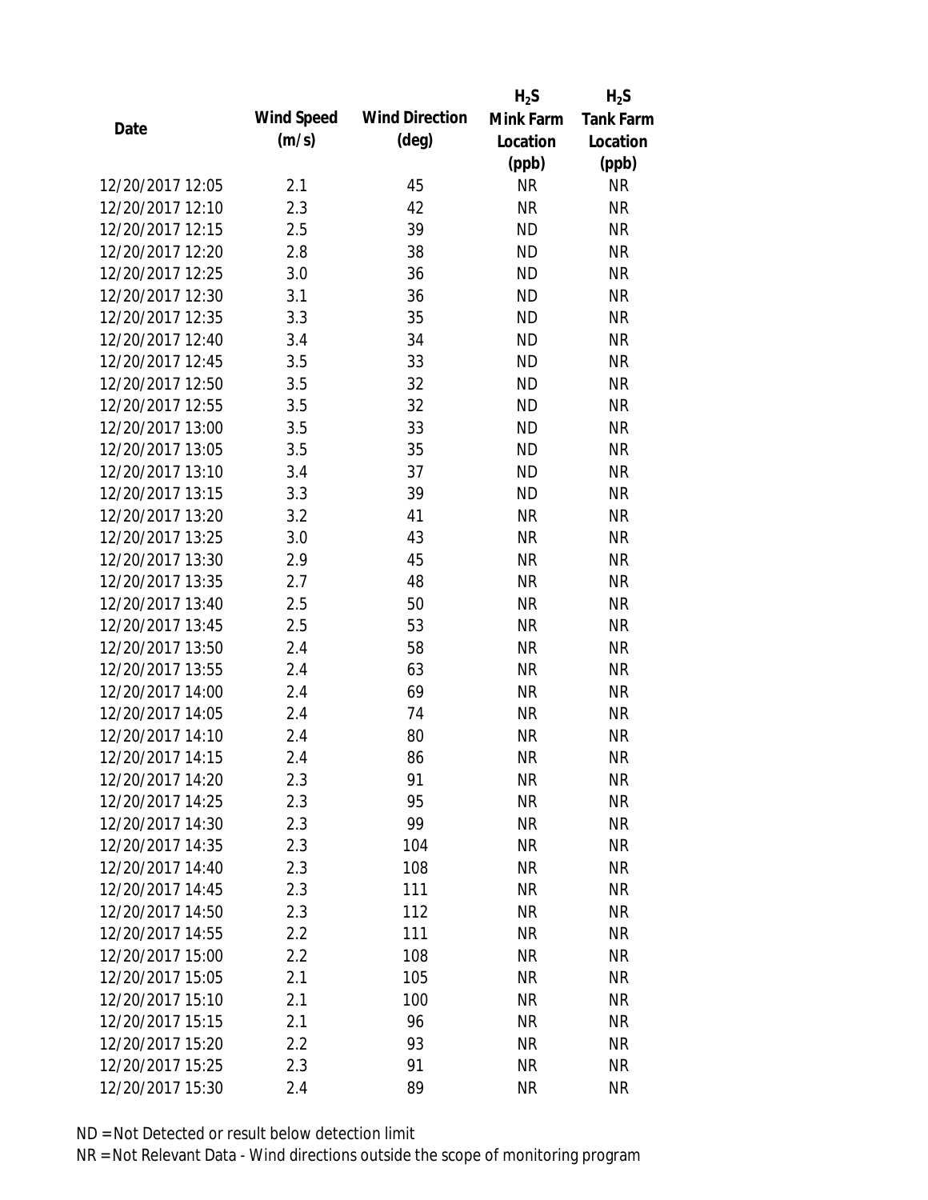| Date | Wind Speed (m/s) | Wind Direction (deg) | $H_2S$ Mink Farm Location (ppb) | $H_2S$ Tank Farm Location (ppb) |
|---|---|---|---|---|
| 12/20/2017 12:05 | 2.1 | 45 | NR | NR |
| 12/20/2017 12:10 | 2.3 | 42 | NR | NR |
| 12/20/2017 12:15 | 2.5 | 39 | ND | NR |
| 12/20/2017 12:20 | 2.8 | 38 | ND | NR |
| 12/20/2017 12:25 | 3.0 | 36 | ND | NR |
| 12/20/2017 12:30 | 3.1 | 36 | ND | NR |
| 12/20/2017 12:35 | 3.3 | 35 | ND | NR |
| 12/20/2017 12:40 | 3.4 | 34 | ND | NR |
| 12/20/2017 12:45 | 3.5 | 33 | ND | NR |
| 12/20/2017 12:50 | 3.5 | 32 | ND | NR |
| 12/20/2017 12:55 | 3.5 | 32 | ND | NR |
| 12/20/2017 13:00 | 3.5 | 33 | ND | NR |
| 12/20/2017 13:05 | 3.5 | 35 | ND | NR |
| 12/20/2017 13:10 | 3.4 | 37 | ND | NR |
| 12/20/2017 13:15 | 3.3 | 39 | ND | NR |
| 12/20/2017 13:20 | 3.2 | 41 | NR | NR |
| 12/20/2017 13:25 | 3.0 | 43 | NR | NR |
| 12/20/2017 13:30 | 2.9 | 45 | NR | NR |
| 12/20/2017 13:35 | 2.7 | 48 | NR | NR |
| 12/20/2017 13:40 | 2.5 | 50 | NR | NR |
| 12/20/2017 13:45 | 2.5 | 53 | NR | NR |
| 12/20/2017 13:50 | 2.4 | 58 | NR | NR |
| 12/20/2017 13:55 | 2.4 | 63 | NR | NR |
| 12/20/2017 14:00 | 2.4 | 69 | NR | NR |
| 12/20/2017 14:05 | 2.4 | 74 | NR | NR |
| 12/20/2017 14:10 | 2.4 | 80 | NR | NR |
| 12/20/2017 14:15 | 2.4 | 86 | NR | NR |
| 12/20/2017 14:20 | 2.3 | 91 | NR | NR |
| 12/20/2017 14:25 | 2.3 | 95 | NR | NR |
| 12/20/2017 14:30 | 2.3 | 99 | NR | NR |
| 12/20/2017 14:35 | 2.3 | 104 | NR | NR |
| 12/20/2017 14:40 | 2.3 | 108 | NR | NR |
| 12/20/2017 14:45 | 2.3 | 111 | NR | NR |
| 12/20/2017 14:50 | 2.3 | 112 | NR | NR |
| 12/20/2017 14:55 | 2.2 | 111 | NR | NR |
| 12/20/2017 15:00 | 2.2 | 108 | NR | NR |
| 12/20/2017 15:05 | 2.1 | 105 | NR | NR |
| 12/20/2017 15:10 | 2.1 | 100 | NR | NR |
| 12/20/2017 15:15 | 2.1 | 96 | NR | NR |
| 12/20/2017 15:20 | 2.2 | 93 | NR | NR |
| 12/20/2017 15:25 | 2.3 | 91 | NR | NR |
| 12/20/2017 15:30 | 2.4 | 89 | NR | NR |

ND = Not Detected or result below detection limit

NR = Not Relevant Data - Wind directions outside the scope of monitoring program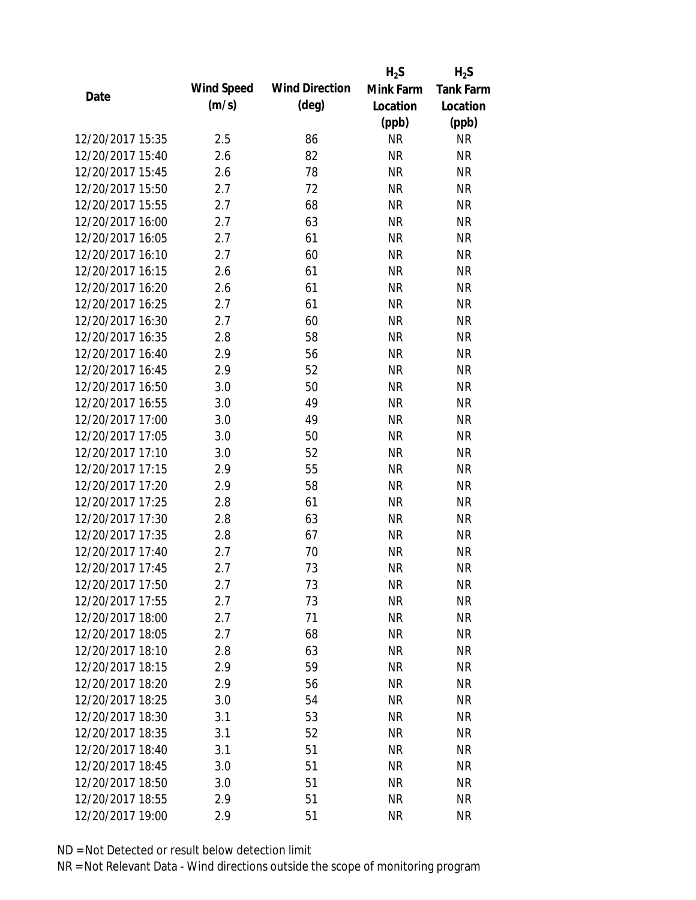| Date | Wind Speed (m/s) | Wind Direction (deg) | $H_2S$ Mink Farm Location (ppb) | $H_2S$ Tank Farm Location (ppb) |
|---|---|---|---|---|
| 12/20/2017 15:35 | 2.5 | 86 | NR | NR |
| 12/20/2017 15:40 | 2.6 | 82 | NR | NR |
| 12/20/2017 15:45 | 2.6 | 78 | NR | NR |
| 12/20/2017 15:50 | 2.7 | 72 | NR | NR |
| 12/20/2017 15:55 | 2.7 | 68 | NR | NR |
| 12/20/2017 16:00 | 2.7 | 63 | NR | NR |
| 12/20/2017 16:05 | 2.7 | 61 | NR | NR |
| 12/20/2017 16:10 | 2.7 | 60 | NR | NR |
| 12/20/2017 16:15 | 2.6 | 61 | NR | NR |
| 12/20/2017 16:20 | 2.6 | 61 | NR | NR |
| 12/20/2017 16:25 | 2.7 | 61 | NR | NR |
| 12/20/2017 16:30 | 2.7 | 60 | NR | NR |
| 12/20/2017 16:35 | 2.8 | 58 | NR | NR |
| 12/20/2017 16:40 | 2.9 | 56 | NR | NR |
| 12/20/2017 16:45 | 2.9 | 52 | NR | NR |
| 12/20/2017 16:50 | 3.0 | 50 | NR | NR |
| 12/20/2017 16:55 | 3.0 | 49 | NR | NR |
| 12/20/2017 17:00 | 3.0 | 49 | NR | NR |
| 12/20/2017 17:05 | 3.0 | 50 | NR | NR |
| 12/20/2017 17:10 | 3.0 | 52 | NR | NR |
| 12/20/2017 17:15 | 2.9 | 55 | NR | NR |
| 12/20/2017 17:20 | 2.9 | 58 | NR | NR |
| 12/20/2017 17:25 | 2.8 | 61 | NR | NR |
| 12/20/2017 17:30 | 2.8 | 63 | NR | NR |
| 12/20/2017 17:35 | 2.8 | 67 | NR | NR |
| 12/20/2017 17:40 | 2.7 | 70 | NR | NR |
| 12/20/2017 17:45 | 2.7 | 73 | NR | NR |
| 12/20/2017 17:50 | 2.7 | 73 | NR | NR |
| 12/20/2017 17:55 | 2.7 | 73 | NR | NR |
| 12/20/2017 18:00 | 2.7 | 71 | NR | NR |
| 12/20/2017 18:05 | 2.7 | 68 | NR | NR |
| 12/20/2017 18:10 | 2.8 | 63 | NR | NR |
| 12/20/2017 18:15 | 2.9 | 59 | NR | NR |
| 12/20/2017 18:20 | 2.9 | 56 | NR | NR |
| 12/20/2017 18:25 | 3.0 | 54 | NR | NR |
| 12/20/2017 18:30 | 3.1 | 53 | NR | NR |
| 12/20/2017 18:35 | 3.1 | 52 | NR | NR |
| 12/20/2017 18:40 | 3.1 | 51 | NR | NR |
| 12/20/2017 18:45 | 3.0 | 51 | NR | NR |
| 12/20/2017 18:50 | 3.0 | 51 | NR | NR |
| 12/20/2017 18:55 | 2.9 | 51 | NR | NR |
| 12/20/2017 19:00 | 2.9 | 51 | NR | NR |

ND = Not Detected or result below detection limit

NR = Not Relevant Data - Wind directions outside the scope of monitoring program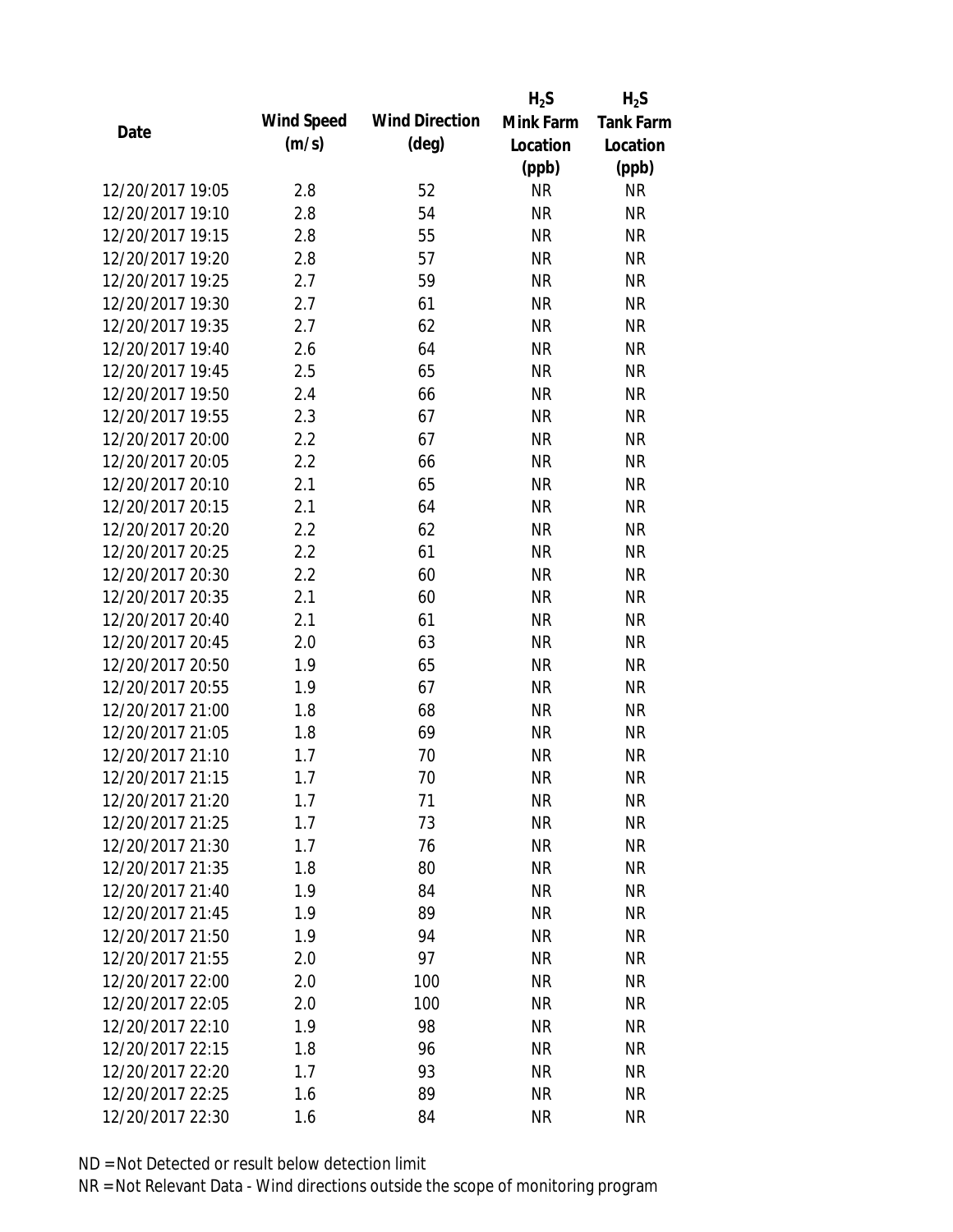| Date | Wind Speed (m/s) | Wind Direction (deg) | $H_2S$ Mink Farm Location (ppb) | $H_2S$ Tank Farm Location (ppb) |
|---|---|---|---|---|
| 12/20/2017 19:05 | 2.8 | 52 | NR | NR |
| 12/20/2017 19:10 | 2.8 | 54 | NR | NR |
| 12/20/2017 19:15 | 2.8 | 55 | NR | NR |
| 12/20/2017 19:20 | 2.8 | 57 | NR | NR |
| 12/20/2017 19:25 | 2.7 | 59 | NR | NR |
| 12/20/2017 19:30 | 2.7 | 61 | NR | NR |
| 12/20/2017 19:35 | 2.7 | 62 | NR | NR |
| 12/20/2017 19:40 | 2.6 | 64 | NR | NR |
| 12/20/2017 19:45 | 2.5 | 65 | NR | NR |
| 12/20/2017 19:50 | 2.4 | 66 | NR | NR |
| 12/20/2017 19:55 | 2.3 | 67 | NR | NR |
| 12/20/2017 20:00 | 2.2 | 67 | NR | NR |
| 12/20/2017 20:05 | 2.2 | 66 | NR | NR |
| 12/20/2017 20:10 | 2.1 | 65 | NR | NR |
| 12/20/2017 20:15 | 2.1 | 64 | NR | NR |
| 12/20/2017 20:20 | 2.2 | 62 | NR | NR |
| 12/20/2017 20:25 | 2.2 | 61 | NR | NR |
| 12/20/2017 20:30 | 2.2 | 60 | NR | NR |
| 12/20/2017 20:35 | 2.1 | 60 | NR | NR |
| 12/20/2017 20:40 | 2.1 | 61 | NR | NR |
| 12/20/2017 20:45 | 2.0 | 63 | NR | NR |
| 12/20/2017 20:50 | 1.9 | 65 | NR | NR |
| 12/20/2017 20:55 | 1.9 | 67 | NR | NR |
| 12/20/2017 21:00 | 1.8 | 68 | NR | NR |
| 12/20/2017 21:05 | 1.8 | 69 | NR | NR |
| 12/20/2017 21:10 | 1.7 | 70 | NR | NR |
| 12/20/2017 21:15 | 1.7 | 70 | NR | NR |
| 12/20/2017 21:20 | 1.7 | 71 | NR | NR |
| 12/20/2017 21:25 | 1.7 | 73 | NR | NR |
| 12/20/2017 21:30 | 1.7 | 76 | NR | NR |
| 12/20/2017 21:35 | 1.8 | 80 | NR | NR |
| 12/20/2017 21:40 | 1.9 | 84 | NR | NR |
| 12/20/2017 21:45 | 1.9 | 89 | NR | NR |
| 12/20/2017 21:50 | 1.9 | 94 | NR | NR |
| 12/20/2017 21:55 | 2.0 | 97 | NR | NR |
| 12/20/2017 22:00 | 2.0 | 100 | NR | NR |
| 12/20/2017 22:05 | 2.0 | 100 | NR | NR |
| 12/20/2017 22:10 | 1.9 | 98 | NR | NR |
| 12/20/2017 22:15 | 1.8 | 96 | NR | NR |
| 12/20/2017 22:20 | 1.7 | 93 | NR | NR |
| 12/20/2017 22:25 | 1.6 | 89 | NR | NR |
| 12/20/2017 22:30 | 1.6 | 84 | NR | NR |

ND = Not Detected or result below detection limit
NR = Not Relevant Data - Wind directions outside the scope of monitoring program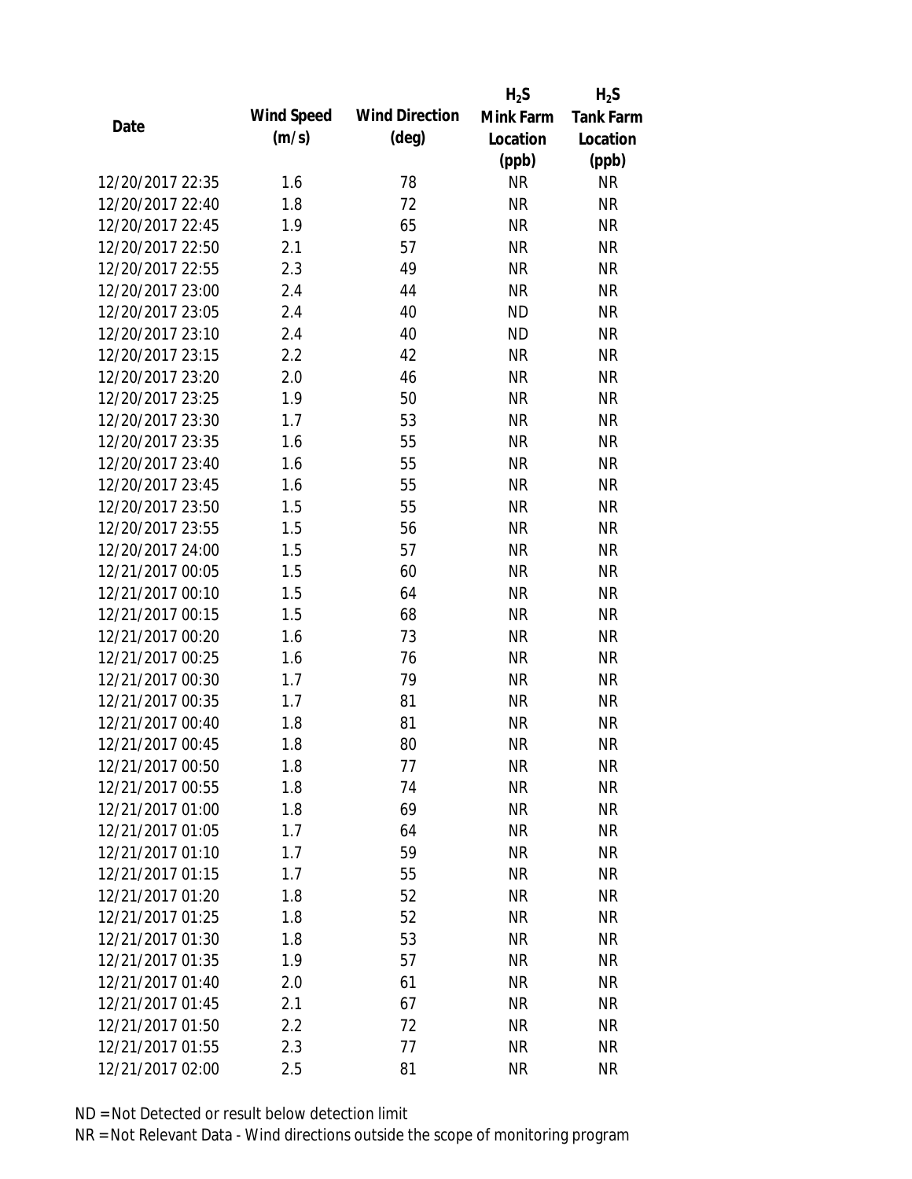| Date | Wind Speed (m/s) | Wind Direction (deg) | $H_2S$ Mink Farm Location (ppb) | $H_2S$ Tank Farm Location (ppb) |
|---|---|---|---|---|
| 12/20/2017 22:35 | 1.6 | 78 | NR | NR |
| 12/20/2017 22:40 | 1.8 | 72 | NR | NR |
| 12/20/2017 22:45 | 1.9 | 65 | NR | NR |
| 12/20/2017 22:50 | 2.1 | 57 | NR | NR |
| 12/20/2017 22:55 | 2.3 | 49 | NR | NR |
| 12/20/2017 23:00 | 2.4 | 44 | NR | NR |
| 12/20/2017 23:05 | 2.4 | 40 | ND | NR |
| 12/20/2017 23:10 | 2.4 | 40 | ND | NR |
| 12/20/2017 23:15 | 2.2 | 42 | NR | NR |
| 12/20/2017 23:20 | 2.0 | 46 | NR | NR |
| 12/20/2017 23:25 | 1.9 | 50 | NR | NR |
| 12/20/2017 23:30 | 1.7 | 53 | NR | NR |
| 12/20/2017 23:35 | 1.6 | 55 | NR | NR |
| 12/20/2017 23:40 | 1.6 | 55 | NR | NR |
| 12/20/2017 23:45 | 1.6 | 55 | NR | NR |
| 12/20/2017 23:50 | 1.5 | 55 | NR | NR |
| 12/20/2017 23:55 | 1.5 | 56 | NR | NR |
| 12/20/2017 24:00 | 1.5 | 57 | NR | NR |
| 12/21/2017 00:05 | 1.5 | 60 | NR | NR |
| 12/21/2017 00:10 | 1.5 | 64 | NR | NR |
| 12/21/2017 00:15 | 1.5 | 68 | NR | NR |
| 12/21/2017 00:20 | 1.6 | 73 | NR | NR |
| 12/21/2017 00:25 | 1.6 | 76 | NR | NR |
| 12/21/2017 00:30 | 1.7 | 79 | NR | NR |
| 12/21/2017 00:35 | 1.7 | 81 | NR | NR |
| 12/21/2017 00:40 | 1.8 | 81 | NR | NR |
| 12/21/2017 00:45 | 1.8 | 80 | NR | NR |
| 12/21/2017 00:50 | 1.8 | 77 | NR | NR |
| 12/21/2017 00:55 | 1.8 | 74 | NR | NR |
| 12/21/2017 01:00 | 1.8 | 69 | NR | NR |
| 12/21/2017 01:05 | 1.7 | 64 | NR | NR |
| 12/21/2017 01:10 | 1.7 | 59 | NR | NR |
| 12/21/2017 01:15 | 1.7 | 55 | NR | NR |
| 12/21/2017 01:20 | 1.8 | 52 | NR | NR |
| 12/21/2017 01:25 | 1.8 | 52 | NR | NR |
| 12/21/2017 01:30 | 1.8 | 53 | NR | NR |
| 12/21/2017 01:35 | 1.9 | 57 | NR | NR |
| 12/21/2017 01:40 | 2.0 | 61 | NR | NR |
| 12/21/2017 01:45 | 2.1 | 67 | NR | NR |
| 12/21/2017 01:50 | 2.2 | 72 | NR | NR |
| 12/21/2017 01:55 | 2.3 | 77 | NR | NR |
| 12/21/2017 02:00 | 2.5 | 81 | NR | NR |

ND = Not Detected or result below detection limit

NR = Not Relevant Data - Wind directions outside the scope of monitoring program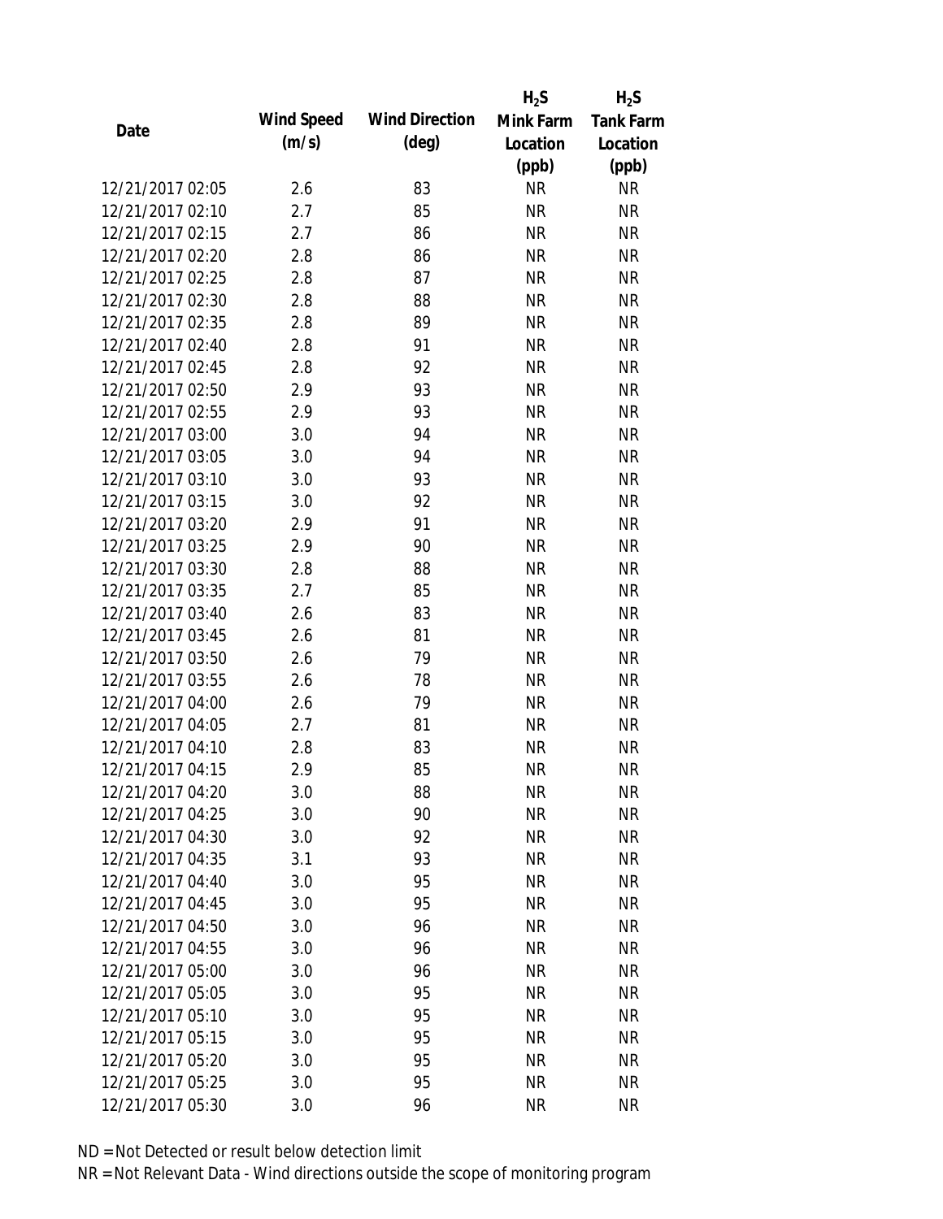| Date | Wind Speed (m/s) | Wind Direction (deg) | $H_2S$ Mink Farm Location (ppb) | $H_2S$ Tank Farm Location (ppb) |
|---|---|---|---|---|
| 12/21/2017 02:05 | 2.6 | 83 | NR | NR |
| 12/21/2017 02:10 | 2.7 | 85 | NR | NR |
| 12/21/2017 02:15 | 2.7 | 86 | NR | NR |
| 12/21/2017 02:20 | 2.8 | 86 | NR | NR |
| 12/21/2017 02:25 | 2.8 | 87 | NR | NR |
| 12/21/2017 02:30 | 2.8 | 88 | NR | NR |
| 12/21/2017 02:35 | 2.8 | 89 | NR | NR |
| 12/21/2017 02:40 | 2.8 | 91 | NR | NR |
| 12/21/2017 02:45 | 2.8 | 92 | NR | NR |
| 12/21/2017 02:50 | 2.9 | 93 | NR | NR |
| 12/21/2017 02:55 | 2.9 | 93 | NR | NR |
| 12/21/2017 03:00 | 3.0 | 94 | NR | NR |
| 12/21/2017 03:05 | 3.0 | 94 | NR | NR |
| 12/21/2017 03:10 | 3.0 | 93 | NR | NR |
| 12/21/2017 03:15 | 3.0 | 92 | NR | NR |
| 12/21/2017 03:20 | 2.9 | 91 | NR | NR |
| 12/21/2017 03:25 | 2.9 | 90 | NR | NR |
| 12/21/2017 03:30 | 2.8 | 88 | NR | NR |
| 12/21/2017 03:35 | 2.7 | 85 | NR | NR |
| 12/21/2017 03:40 | 2.6 | 83 | NR | NR |
| 12/21/2017 03:45 | 2.6 | 81 | NR | NR |
| 12/21/2017 03:50 | 2.6 | 79 | NR | NR |
| 12/21/2017 03:55 | 2.6 | 78 | NR | NR |
| 12/21/2017 04:00 | 2.6 | 79 | NR | NR |
| 12/21/2017 04:05 | 2.7 | 81 | NR | NR |
| 12/21/2017 04:10 | 2.8 | 83 | NR | NR |
| 12/21/2017 04:15 | 2.9 | 85 | NR | NR |
| 12/21/2017 04:20 | 3.0 | 88 | NR | NR |
| 12/21/2017 04:25 | 3.0 | 90 | NR | NR |
| 12/21/2017 04:30 | 3.0 | 92 | NR | NR |
| 12/21/2017 04:35 | 3.1 | 93 | NR | NR |
| 12/21/2017 04:40 | 3.0 | 95 | NR | NR |
| 12/21/2017 04:45 | 3.0 | 95 | NR | NR |
| 12/21/2017 04:50 | 3.0 | 96 | NR | NR |
| 12/21/2017 04:55 | 3.0 | 96 | NR | NR |
| 12/21/2017 05:00 | 3.0 | 96 | NR | NR |
| 12/21/2017 05:05 | 3.0 | 95 | NR | NR |
| 12/21/2017 05:10 | 3.0 | 95 | NR | NR |
| 12/21/2017 05:15 | 3.0 | 95 | NR | NR |
| 12/21/2017 05:20 | 3.0 | 95 | NR | NR |
| 12/21/2017 05:25 | 3.0 | 95 | NR | NR |
| 12/21/2017 05:30 | 3.0 | 96 | NR | NR |

ND = Not Detected or result below detection limit

NR = Not Relevant Data - Wind directions outside the scope of monitoring program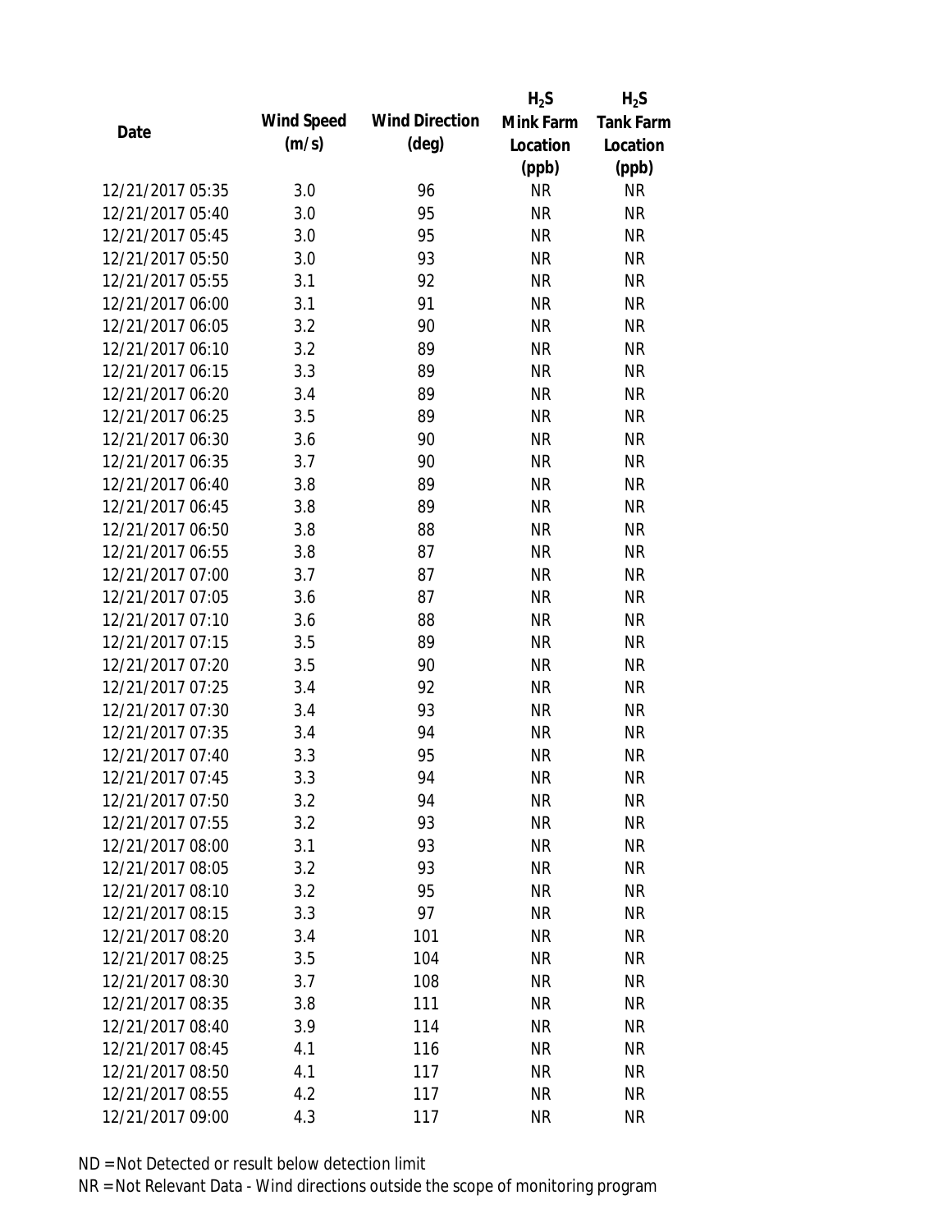| Date | Wind Speed (m/s) | Wind Direction (deg) | $H_2S$ Mink Farm Location (ppb) | $H_2S$ Tank Farm Location (ppb) |
|---|---|---|---|---|
| 12/21/2017 05:35 | 3.0 | 96 | NR | NR |
| 12/21/2017 05:40 | 3.0 | 95 | NR | NR |
| 12/21/2017 05:45 | 3.0 | 95 | NR | NR |
| 12/21/2017 05:50 | 3.0 | 93 | NR | NR |
| 12/21/2017 05:55 | 3.1 | 92 | NR | NR |
| 12/21/2017 06:00 | 3.1 | 91 | NR | NR |
| 12/21/2017 06:05 | 3.2 | 90 | NR | NR |
| 12/21/2017 06:10 | 3.2 | 89 | NR | NR |
| 12/21/2017 06:15 | 3.3 | 89 | NR | NR |
| 12/21/2017 06:20 | 3.4 | 89 | NR | NR |
| 12/21/2017 06:25 | 3.5 | 89 | NR | NR |
| 12/21/2017 06:30 | 3.6 | 90 | NR | NR |
| 12/21/2017 06:35 | 3.7 | 90 | NR | NR |
| 12/21/2017 06:40 | 3.8 | 89 | NR | NR |
| 12/21/2017 06:45 | 3.8 | 89 | NR | NR |
| 12/21/2017 06:50 | 3.8 | 88 | NR | NR |
| 12/21/2017 06:55 | 3.8 | 87 | NR | NR |
| 12/21/2017 07:00 | 3.7 | 87 | NR | NR |
| 12/21/2017 07:05 | 3.6 | 87 | NR | NR |
| 12/21/2017 07:10 | 3.6 | 88 | NR | NR |
| 12/21/2017 07:15 | 3.5 | 89 | NR | NR |
| 12/21/2017 07:20 | 3.5 | 90 | NR | NR |
| 12/21/2017 07:25 | 3.4 | 92 | NR | NR |
| 12/21/2017 07:30 | 3.4 | 93 | NR | NR |
| 12/21/2017 07:35 | 3.4 | 94 | NR | NR |
| 12/21/2017 07:40 | 3.3 | 95 | NR | NR |
| 12/21/2017 07:45 | 3.3 | 94 | NR | NR |
| 12/21/2017 07:50 | 3.2 | 94 | NR | NR |
| 12/21/2017 07:55 | 3.2 | 93 | NR | NR |
| 12/21/2017 08:00 | 3.1 | 93 | NR | NR |
| 12/21/2017 08:05 | 3.2 | 93 | NR | NR |
| 12/21/2017 08:10 | 3.2 | 95 | NR | NR |
| 12/21/2017 08:15 | 3.3 | 97 | NR | NR |
| 12/21/2017 08:20 | 3.4 | 101 | NR | NR |
| 12/21/2017 08:25 | 3.5 | 104 | NR | NR |
| 12/21/2017 08:30 | 3.7 | 108 | NR | NR |
| 12/21/2017 08:35 | 3.8 | 111 | NR | NR |
| 12/21/2017 08:40 | 3.9 | 114 | NR | NR |
| 12/21/2017 08:45 | 4.1 | 116 | NR | NR |
| 12/21/2017 08:50 | 4.1 | 117 | NR | NR |
| 12/21/2017 08:55 | 4.2 | 117 | NR | NR |
| 12/21/2017 09:00 | 4.3 | 117 | NR | NR |

ND = Not Detected or result below detection limit
NR = Not Relevant Data - Wind directions outside the scope of monitoring program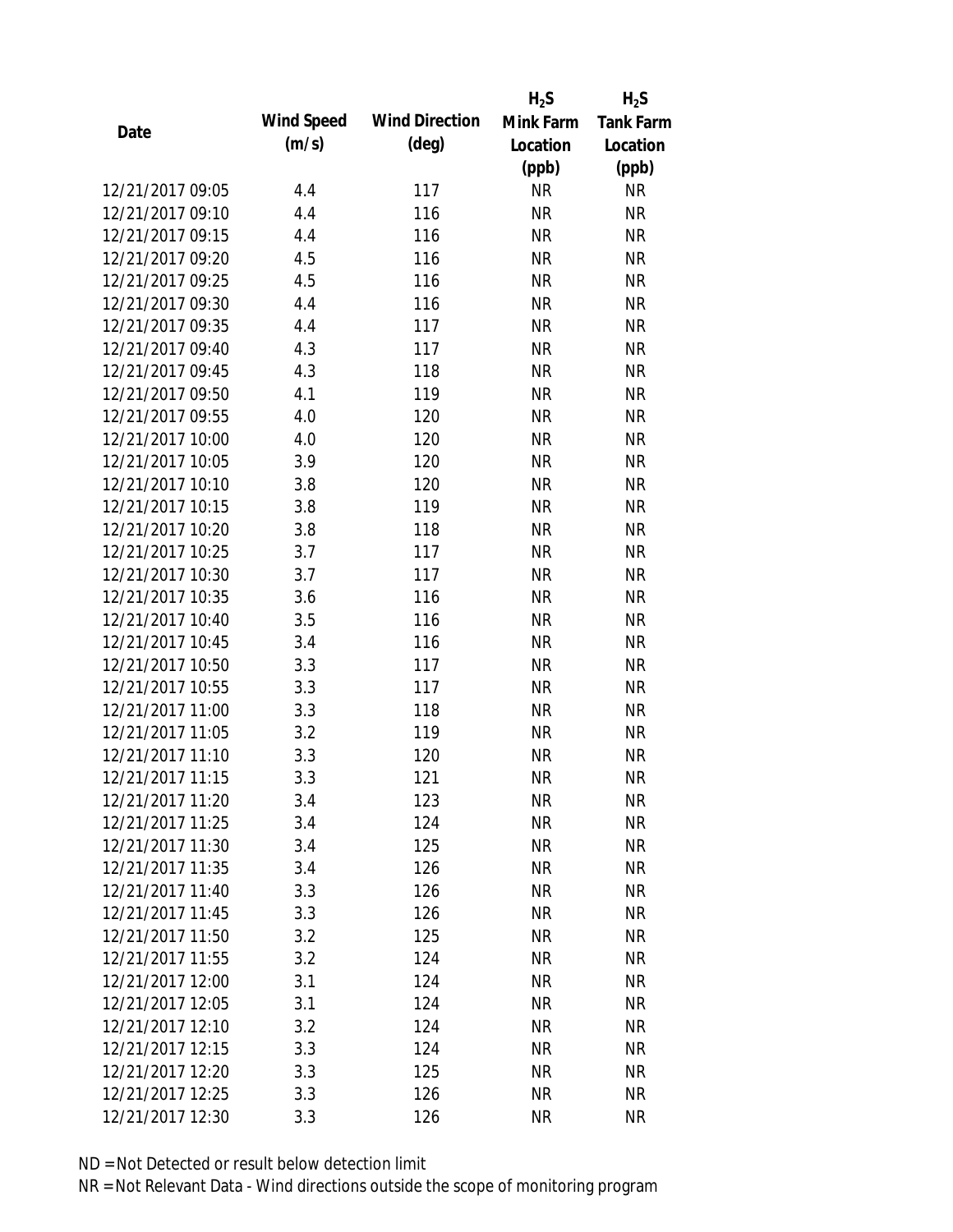| Date | Wind Speed (m/s) | Wind Direction (deg) | $H_2S$ Mink Farm Location (ppb) | $H_2S$ Tank Farm Location (ppb) |
|---|---|---|---|---|
| 12/21/2017 09:05 | 4.4 | 117 | NR | NR |
| 12/21/2017 09:10 | 4.4 | 116 | NR | NR |
| 12/21/2017 09:15 | 4.4 | 116 | NR | NR |
| 12/21/2017 09:20 | 4.5 | 116 | NR | NR |
| 12/21/2017 09:25 | 4.5 | 116 | NR | NR |
| 12/21/2017 09:30 | 4.4 | 116 | NR | NR |
| 12/21/2017 09:35 | 4.4 | 117 | NR | NR |
| 12/21/2017 09:40 | 4.3 | 117 | NR | NR |
| 12/21/2017 09:45 | 4.3 | 118 | NR | NR |
| 12/21/2017 09:50 | 4.1 | 119 | NR | NR |
| 12/21/2017 09:55 | 4.0 | 120 | NR | NR |
| 12/21/2017 10:00 | 4.0 | 120 | NR | NR |
| 12/21/2017 10:05 | 3.9 | 120 | NR | NR |
| 12/21/2017 10:10 | 3.8 | 120 | NR | NR |
| 12/21/2017 10:15 | 3.8 | 119 | NR | NR |
| 12/21/2017 10:20 | 3.8 | 118 | NR | NR |
| 12/21/2017 10:25 | 3.7 | 117 | NR | NR |
| 12/21/2017 10:30 | 3.7 | 117 | NR | NR |
| 12/21/2017 10:35 | 3.6 | 116 | NR | NR |
| 12/21/2017 10:40 | 3.5 | 116 | NR | NR |
| 12/21/2017 10:45 | 3.4 | 116 | NR | NR |
| 12/21/2017 10:50 | 3.3 | 117 | NR | NR |
| 12/21/2017 10:55 | 3.3 | 117 | NR | NR |
| 12/21/2017 11:00 | 3.3 | 118 | NR | NR |
| 12/21/2017 11:05 | 3.2 | 119 | NR | NR |
| 12/21/2017 11:10 | 3.3 | 120 | NR | NR |
| 12/21/2017 11:15 | 3.3 | 121 | NR | NR |
| 12/21/2017 11:20 | 3.4 | 123 | NR | NR |
| 12/21/2017 11:25 | 3.4 | 124 | NR | NR |
| 12/21/2017 11:30 | 3.4 | 125 | NR | NR |
| 12/21/2017 11:35 | 3.4 | 126 | NR | NR |
| 12/21/2017 11:40 | 3.3 | 126 | NR | NR |
| 12/21/2017 11:45 | 3.3 | 126 | NR | NR |
| 12/21/2017 11:50 | 3.2 | 125 | NR | NR |
| 12/21/2017 11:55 | 3.2 | 124 | NR | NR |
| 12/21/2017 12:00 | 3.1 | 124 | NR | NR |
| 12/21/2017 12:05 | 3.1 | 124 | NR | NR |
| 12/21/2017 12:10 | 3.2 | 124 | NR | NR |
| 12/21/2017 12:15 | 3.3 | 124 | NR | NR |
| 12/21/2017 12:20 | 3.3 | 125 | NR | NR |
| 12/21/2017 12:25 | 3.3 | 126 | NR | NR |
| 12/21/2017 12:30 | 3.3 | 126 | NR | NR |

ND = Not Detected or result below detection limit

NR = Not Relevant Data - Wind directions outside the scope of monitoring program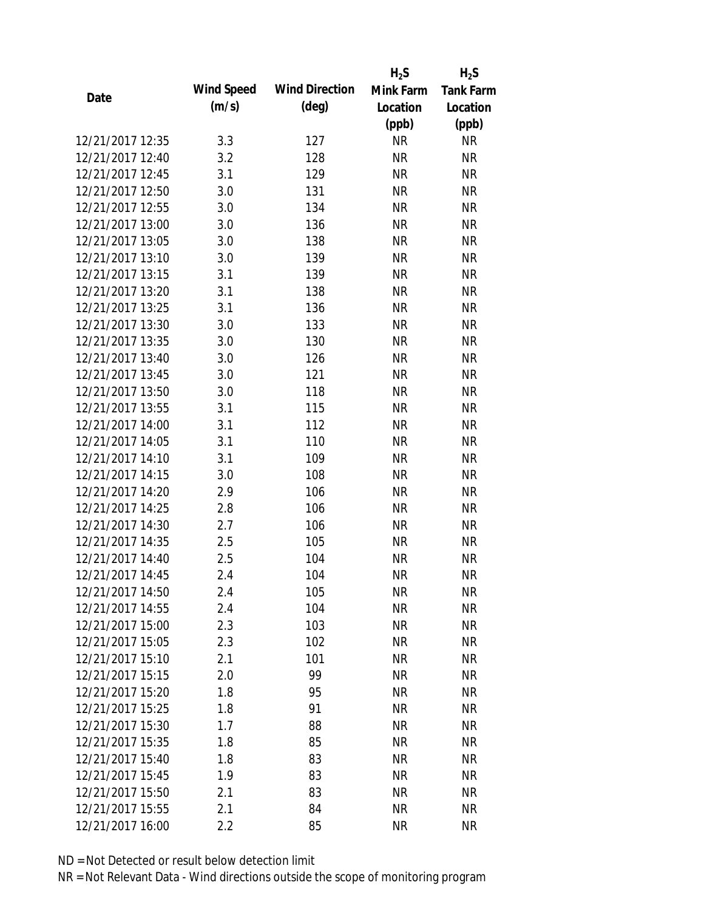| Date | Wind Speed (m/s) | Wind Direction (deg) | $H_2S$ Mink Farm Location (ppb) | $H_2S$ Tank Farm Location (ppb) |
|---|---|---|---|---|
| 12/21/2017 12:35 | 3.3 | 127 | NR | NR |
| 12/21/2017 12:40 | 3.2 | 128 | NR | NR |
| 12/21/2017 12:45 | 3.1 | 129 | NR | NR |
| 12/21/2017 12:50 | 3.0 | 131 | NR | NR |
| 12/21/2017 12:55 | 3.0 | 134 | NR | NR |
| 12/21/2017 13:00 | 3.0 | 136 | NR | NR |
| 12/21/2017 13:05 | 3.0 | 138 | NR | NR |
| 12/21/2017 13:10 | 3.0 | 139 | NR | NR |
| 12/21/2017 13:15 | 3.1 | 139 | NR | NR |
| 12/21/2017 13:20 | 3.1 | 138 | NR | NR |
| 12/21/2017 13:25 | 3.1 | 136 | NR | NR |
| 12/21/2017 13:30 | 3.0 | 133 | NR | NR |
| 12/21/2017 13:35 | 3.0 | 130 | NR | NR |
| 12/21/2017 13:40 | 3.0 | 126 | NR | NR |
| 12/21/2017 13:45 | 3.0 | 121 | NR | NR |
| 12/21/2017 13:50 | 3.0 | 118 | NR | NR |
| 12/21/2017 13:55 | 3.1 | 115 | NR | NR |
| 12/21/2017 14:00 | 3.1 | 112 | NR | NR |
| 12/21/2017 14:05 | 3.1 | 110 | NR | NR |
| 12/21/2017 14:10 | 3.1 | 109 | NR | NR |
| 12/21/2017 14:15 | 3.0 | 108 | NR | NR |
| 12/21/2017 14:20 | 2.9 | 106 | NR | NR |
| 12/21/2017 14:25 | 2.8 | 106 | NR | NR |
| 12/21/2017 14:30 | 2.7 | 106 | NR | NR |
| 12/21/2017 14:35 | 2.5 | 105 | NR | NR |
| 12/21/2017 14:40 | 2.5 | 104 | NR | NR |
| 12/21/2017 14:45 | 2.4 | 104 | NR | NR |
| 12/21/2017 14:50 | 2.4 | 105 | NR | NR |
| 12/21/2017 14:55 | 2.4 | 104 | NR | NR |
| 12/21/2017 15:00 | 2.3 | 103 | NR | NR |
| 12/21/2017 15:05 | 2.3 | 102 | NR | NR |
| 12/21/2017 15:10 | 2.1 | 101 | NR | NR |
| 12/21/2017 15:15 | 2.0 | 99 | NR | NR |
| 12/21/2017 15:20 | 1.8 | 95 | NR | NR |
| 12/21/2017 15:25 | 1.8 | 91 | NR | NR |
| 12/21/2017 15:30 | 1.7 | 88 | NR | NR |
| 12/21/2017 15:35 | 1.8 | 85 | NR | NR |
| 12/21/2017 15:40 | 1.8 | 83 | NR | NR |
| 12/21/2017 15:45 | 1.9 | 83 | NR | NR |
| 12/21/2017 15:50 | 2.1 | 83 | NR | NR |
| 12/21/2017 15:55 | 2.1 | 84 | NR | NR |
| 12/21/2017 16:00 | 2.2 | 85 | NR | NR |

ND = Not Detected or result below detection limit

NR = Not Relevant Data - Wind directions outside the scope of monitoring program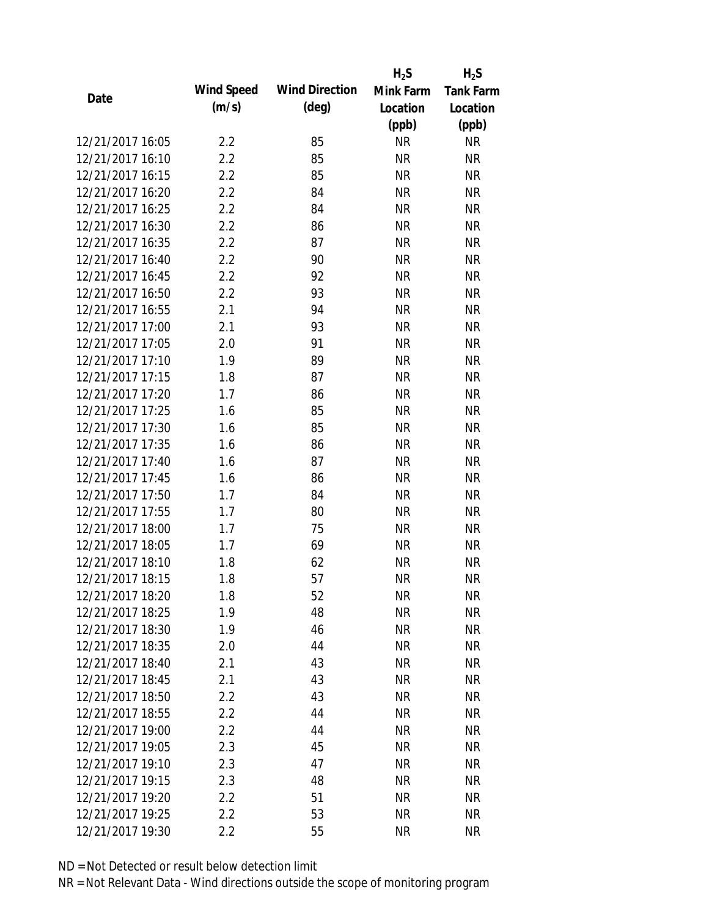| Date | Wind Speed (m/s) | Wind Direction (deg) | $H_2S$ Mink Farm Location (ppb) | $H_2S$ Tank Farm Location (ppb) |
|---|---|---|---|---|
| 12/21/2017 16:05 | 2.2 | 85 | NR | NR |
| 12/21/2017 16:10 | 2.2 | 85 | NR | NR |
| 12/21/2017 16:15 | 2.2 | 85 | NR | NR |
| 12/21/2017 16:20 | 2.2 | 84 | NR | NR |
| 12/21/2017 16:25 | 2.2 | 84 | NR | NR |
| 12/21/2017 16:30 | 2.2 | 86 | NR | NR |
| 12/21/2017 16:35 | 2.2 | 87 | NR | NR |
| 12/21/2017 16:40 | 2.2 | 90 | NR | NR |
| 12/21/2017 16:45 | 2.2 | 92 | NR | NR |
| 12/21/2017 16:50 | 2.2 | 93 | NR | NR |
| 12/21/2017 16:55 | 2.1 | 94 | NR | NR |
| 12/21/2017 17:00 | 2.1 | 93 | NR | NR |
| 12/21/2017 17:05 | 2.0 | 91 | NR | NR |
| 12/21/2017 17:10 | 1.9 | 89 | NR | NR |
| 12/21/2017 17:15 | 1.8 | 87 | NR | NR |
| 12/21/2017 17:20 | 1.7 | 86 | NR | NR |
| 12/21/2017 17:25 | 1.6 | 85 | NR | NR |
| 12/21/2017 17:30 | 1.6 | 85 | NR | NR |
| 12/21/2017 17:35 | 1.6 | 86 | NR | NR |
| 12/21/2017 17:40 | 1.6 | 87 | NR | NR |
| 12/21/2017 17:45 | 1.6 | 86 | NR | NR |
| 12/21/2017 17:50 | 1.7 | 84 | NR | NR |
| 12/21/2017 17:55 | 1.7 | 80 | NR | NR |
| 12/21/2017 18:00 | 1.7 | 75 | NR | NR |
| 12/21/2017 18:05 | 1.7 | 69 | NR | NR |
| 12/21/2017 18:10 | 1.8 | 62 | NR | NR |
| 12/21/2017 18:15 | 1.8 | 57 | NR | NR |
| 12/21/2017 18:20 | 1.8 | 52 | NR | NR |
| 12/21/2017 18:25 | 1.9 | 48 | NR | NR |
| 12/21/2017 18:30 | 1.9 | 46 | NR | NR |
| 12/21/2017 18:35 | 2.0 | 44 | NR | NR |
| 12/21/2017 18:40 | 2.1 | 43 | NR | NR |
| 12/21/2017 18:45 | 2.1 | 43 | NR | NR |
| 12/21/2017 18:50 | 2.2 | 43 | NR | NR |
| 12/21/2017 18:55 | 2.2 | 44 | NR | NR |
| 12/21/2017 19:00 | 2.2 | 44 | NR | NR |
| 12/21/2017 19:05 | 2.3 | 45 | NR | NR |
| 12/21/2017 19:10 | 2.3 | 47 | NR | NR |
| 12/21/2017 19:15 | 2.3 | 48 | NR | NR |
| 12/21/2017 19:20 | 2.2 | 51 | NR | NR |
| 12/21/2017 19:25 | 2.2 | 53 | NR | NR |
| 12/21/2017 19:30 | 2.2 | 55 | NR | NR |

ND = Not Detected or result below detection limit

NR = Not Relevant Data - Wind directions outside the scope of monitoring program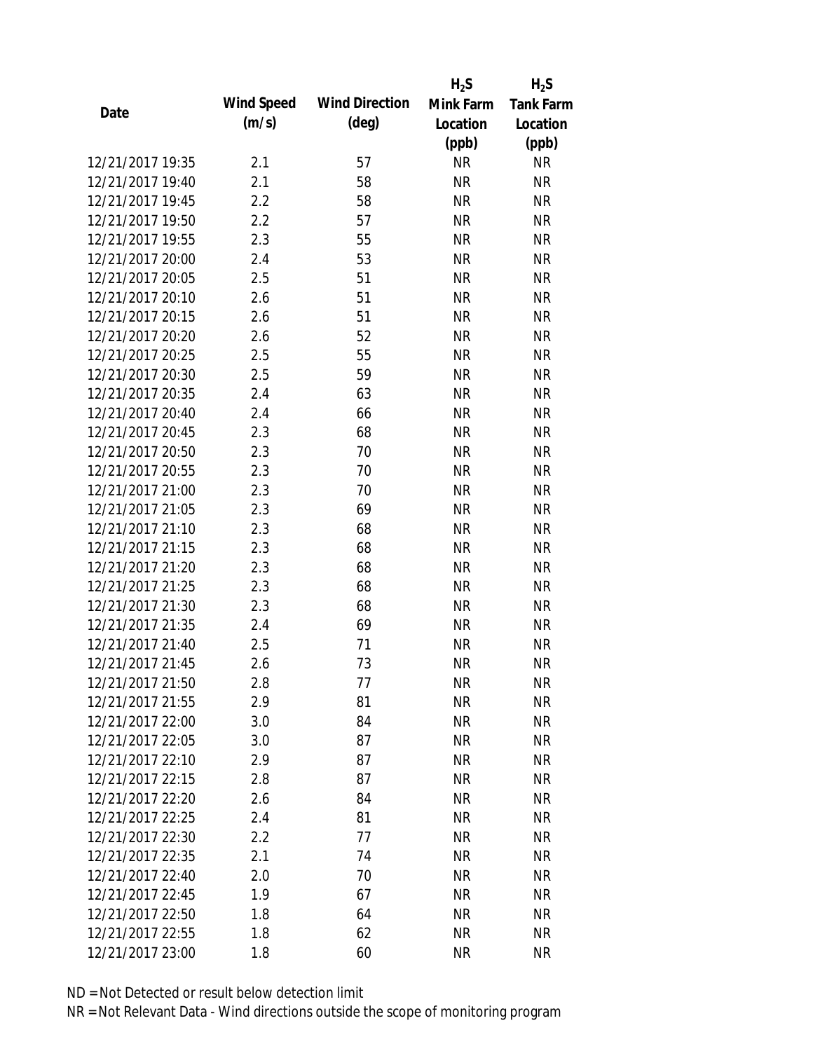| Date | Wind Speed (m/s) | Wind Direction (deg) | $H_2S$ Mink Farm Location (ppb) | $H_2S$ Tank Farm Location (ppb) |
|---|---|---|---|---|
| 12/21/2017 19:35 | 2.1 | 57 | NR | NR |
| 12/21/2017 19:40 | 2.1 | 58 | NR | NR |
| 12/21/2017 19:45 | 2.2 | 58 | NR | NR |
| 12/21/2017 19:50 | 2.2 | 57 | NR | NR |
| 12/21/2017 19:55 | 2.3 | 55 | NR | NR |
| 12/21/2017 20:00 | 2.4 | 53 | NR | NR |
| 12/21/2017 20:05 | 2.5 | 51 | NR | NR |
| 12/21/2017 20:10 | 2.6 | 51 | NR | NR |
| 12/21/2017 20:15 | 2.6 | 51 | NR | NR |
| 12/21/2017 20:20 | 2.6 | 52 | NR | NR |
| 12/21/2017 20:25 | 2.5 | 55 | NR | NR |
| 12/21/2017 20:30 | 2.5 | 59 | NR | NR |
| 12/21/2017 20:35 | 2.4 | 63 | NR | NR |
| 12/21/2017 20:40 | 2.4 | 66 | NR | NR |
| 12/21/2017 20:45 | 2.3 | 68 | NR | NR |
| 12/21/2017 20:50 | 2.3 | 70 | NR | NR |
| 12/21/2017 20:55 | 2.3 | 70 | NR | NR |
| 12/21/2017 21:00 | 2.3 | 70 | NR | NR |
| 12/21/2017 21:05 | 2.3 | 69 | NR | NR |
| 12/21/2017 21:10 | 2.3 | 68 | NR | NR |
| 12/21/2017 21:15 | 2.3 | 68 | NR | NR |
| 12/21/2017 21:20 | 2.3 | 68 | NR | NR |
| 12/21/2017 21:25 | 2.3 | 68 | NR | NR |
| 12/21/2017 21:30 | 2.3 | 68 | NR | NR |
| 12/21/2017 21:35 | 2.4 | 69 | NR | NR |
| 12/21/2017 21:40 | 2.5 | 71 | NR | NR |
| 12/21/2017 21:45 | 2.6 | 73 | NR | NR |
| 12/21/2017 21:50 | 2.8 | 77 | NR | NR |
| 12/21/2017 21:55 | 2.9 | 81 | NR | NR |
| 12/21/2017 22:00 | 3.0 | 84 | NR | NR |
| 12/21/2017 22:05 | 3.0 | 87 | NR | NR |
| 12/21/2017 22:10 | 2.9 | 87 | NR | NR |
| 12/21/2017 22:15 | 2.8 | 87 | NR | NR |
| 12/21/2017 22:20 | 2.6 | 84 | NR | NR |
| 12/21/2017 22:25 | 2.4 | 81 | NR | NR |
| 12/21/2017 22:30 | 2.2 | 77 | NR | NR |
| 12/21/2017 22:35 | 2.1 | 74 | NR | NR |
| 12/21/2017 22:40 | 2.0 | 70 | NR | NR |
| 12/21/2017 22:45 | 1.9 | 67 | NR | NR |
| 12/21/2017 22:50 | 1.8 | 64 | NR | NR |
| 12/21/2017 22:55 | 1.8 | 62 | NR | NR |
| 12/21/2017 23:00 | 1.8 | 60 | NR | NR |

ND = Not Detected or result below detection limit

NR = Not Relevant Data - Wind directions outside the scope of monitoring program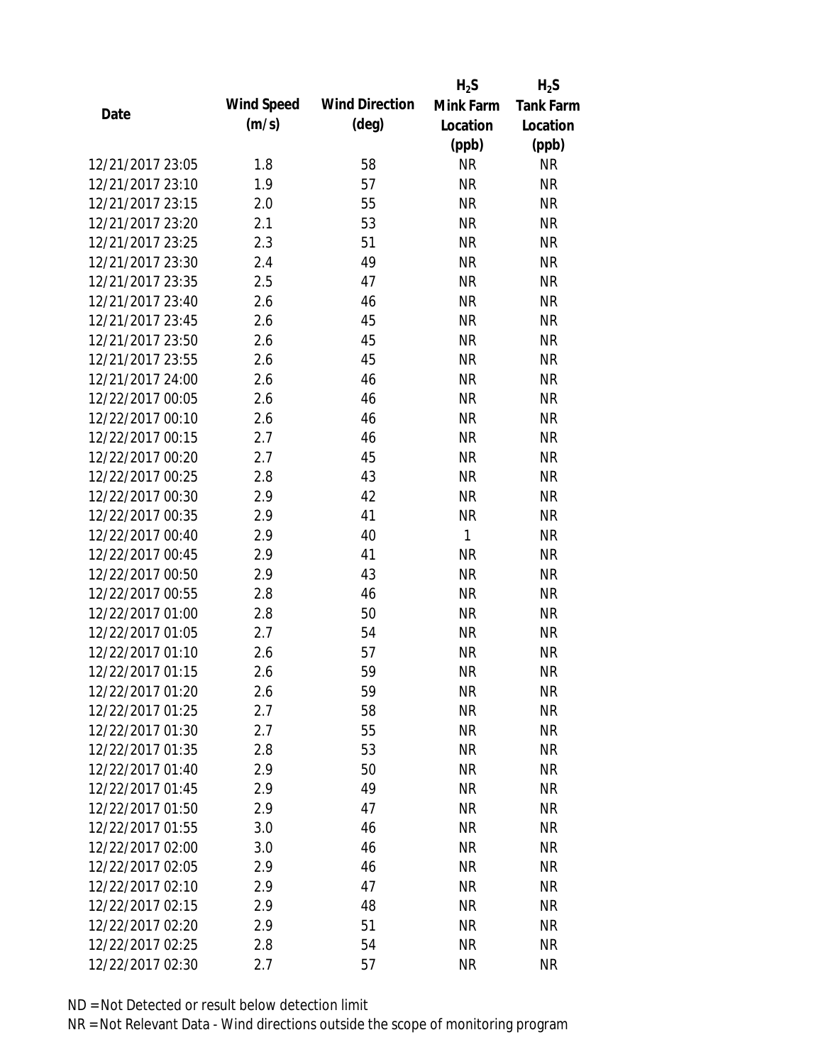| Date | Wind Speed (m/s) | Wind Direction (deg) | $H_2S$ Mink Farm Location (ppb) | $H_2S$ Tank Farm Location (ppb) |
|---|---|---|---|---|
| 12/21/2017 23:05 | 1.8 | 58 | NR | NR |
| 12/21/2017 23:10 | 1.9 | 57 | NR | NR |
| 12/21/2017 23:15 | 2.0 | 55 | NR | NR |
| 12/21/2017 23:20 | 2.1 | 53 | NR | NR |
| 12/21/2017 23:25 | 2.3 | 51 | NR | NR |
| 12/21/2017 23:30 | 2.4 | 49 | NR | NR |
| 12/21/2017 23:35 | 2.5 | 47 | NR | NR |
| 12/21/2017 23:40 | 2.6 | 46 | NR | NR |
| 12/21/2017 23:45 | 2.6 | 45 | NR | NR |
| 12/21/2017 23:50 | 2.6 | 45 | NR | NR |
| 12/21/2017 23:55 | 2.6 | 45 | NR | NR |
| 12/21/2017 24:00 | 2.6 | 46 | NR | NR |
| 12/22/2017 00:05 | 2.6 | 46 | NR | NR |
| 12/22/2017 00:10 | 2.6 | 46 | NR | NR |
| 12/22/2017 00:15 | 2.7 | 46 | NR | NR |
| 12/22/2017 00:20 | 2.7 | 45 | NR | NR |
| 12/22/2017 00:25 | 2.8 | 43 | NR | NR |
| 12/22/2017 00:30 | 2.9 | 42 | NR | NR |
| 12/22/2017 00:35 | 2.9 | 41 | NR | NR |
| 12/22/2017 00:40 | 2.9 | 40 | 1 | NR |
| 12/22/2017 00:45 | 2.9 | 41 | NR | NR |
| 12/22/2017 00:50 | 2.9 | 43 | NR | NR |
| 12/22/2017 00:55 | 2.8 | 46 | NR | NR |
| 12/22/2017 01:00 | 2.8 | 50 | NR | NR |
| 12/22/2017 01:05 | 2.7 | 54 | NR | NR |
| 12/22/2017 01:10 | 2.6 | 57 | NR | NR |
| 12/22/2017 01:15 | 2.6 | 59 | NR | NR |
| 12/22/2017 01:20 | 2.6 | 59 | NR | NR |
| 12/22/2017 01:25 | 2.7 | 58 | NR | NR |
| 12/22/2017 01:30 | 2.7 | 55 | NR | NR |
| 12/22/2017 01:35 | 2.8 | 53 | NR | NR |
| 12/22/2017 01:40 | 2.9 | 50 | NR | NR |
| 12/22/2017 01:45 | 2.9 | 49 | NR | NR |
| 12/22/2017 01:50 | 2.9 | 47 | NR | NR |
| 12/22/2017 01:55 | 3.0 | 46 | NR | NR |
| 12/22/2017 02:00 | 3.0 | 46 | NR | NR |
| 12/22/2017 02:05 | 2.9 | 46 | NR | NR |
| 12/22/2017 02:10 | 2.9 | 47 | NR | NR |
| 12/22/2017 02:15 | 2.9 | 48 | NR | NR |
| 12/22/2017 02:20 | 2.9 | 51 | NR | NR |
| 12/22/2017 02:25 | 2.8 | 54 | NR | NR |
| 12/22/2017 02:30 | 2.7 | 57 | NR | NR |

ND = Not Detected or result below detection limit

NR = Not Relevant Data - Wind directions outside the scope of monitoring program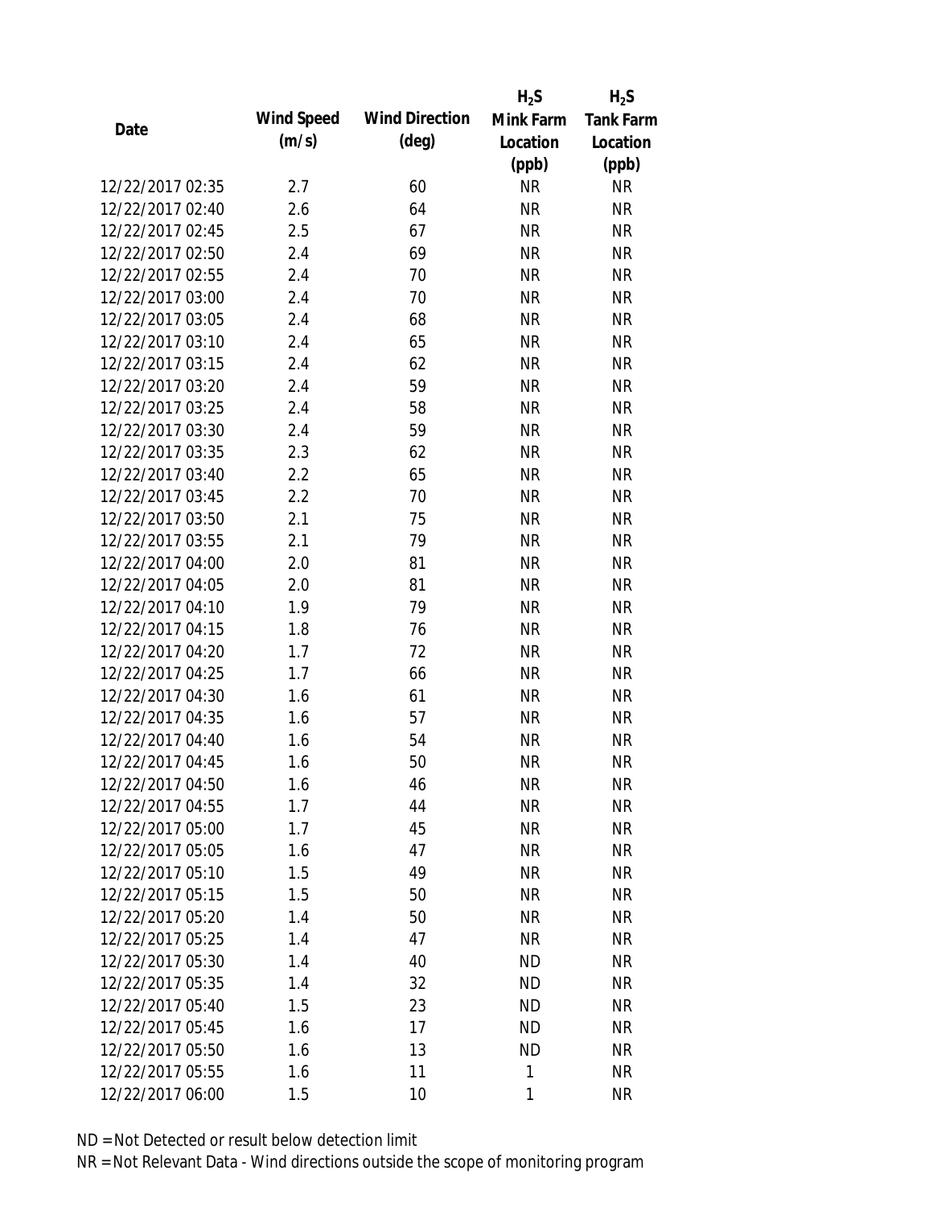| Date | Wind Speed (m/s) | Wind Direction (deg) | $H_2S$ Mink Farm Location (ppb) | $H_2S$ Tank Farm Location (ppb) |
|---|---|---|---|---|
| 12/22/2017 02:35 | 2.7 | 60 | NR | NR |
| 12/22/2017 02:40 | 2.6 | 64 | NR | NR |
| 12/22/2017 02:45 | 2.5 | 67 | NR | NR |
| 12/22/2017 02:50 | 2.4 | 69 | NR | NR |
| 12/22/2017 02:55 | 2.4 | 70 | NR | NR |
| 12/22/2017 03:00 | 2.4 | 70 | NR | NR |
| 12/22/2017 03:05 | 2.4 | 68 | NR | NR |
| 12/22/2017 03:10 | 2.4 | 65 | NR | NR |
| 12/22/2017 03:15 | 2.4 | 62 | NR | NR |
| 12/22/2017 03:20 | 2.4 | 59 | NR | NR |
| 12/22/2017 03:25 | 2.4 | 58 | NR | NR |
| 12/22/2017 03:30 | 2.4 | 59 | NR | NR |
| 12/22/2017 03:35 | 2.3 | 62 | NR | NR |
| 12/22/2017 03:40 | 2.2 | 65 | NR | NR |
| 12/22/2017 03:45 | 2.2 | 70 | NR | NR |
| 12/22/2017 03:50 | 2.1 | 75 | NR | NR |
| 12/22/2017 03:55 | 2.1 | 79 | NR | NR |
| 12/22/2017 04:00 | 2.0 | 81 | NR | NR |
| 12/22/2017 04:05 | 2.0 | 81 | NR | NR |
| 12/22/2017 04:10 | 1.9 | 79 | NR | NR |
| 12/22/2017 04:15 | 1.8 | 76 | NR | NR |
| 12/22/2017 04:20 | 1.7 | 72 | NR | NR |
| 12/22/2017 04:25 | 1.7 | 66 | NR | NR |
| 12/22/2017 04:30 | 1.6 | 61 | NR | NR |
| 12/22/2017 04:35 | 1.6 | 57 | NR | NR |
| 12/22/2017 04:40 | 1.6 | 54 | NR | NR |
| 12/22/2017 04:45 | 1.6 | 50 | NR | NR |
| 12/22/2017 04:50 | 1.6 | 46 | NR | NR |
| 12/22/2017 04:55 | 1.7 | 44 | NR | NR |
| 12/22/2017 05:00 | 1.7 | 45 | NR | NR |
| 12/22/2017 05:05 | 1.6 | 47 | NR | NR |
| 12/22/2017 05:10 | 1.5 | 49 | NR | NR |
| 12/22/2017 05:15 | 1.5 | 50 | NR | NR |
| 12/22/2017 05:20 | 1.4 | 50 | NR | NR |
| 12/22/2017 05:25 | 1.4 | 47 | NR | NR |
| 12/22/2017 05:30 | 1.4 | 40 | ND | NR |
| 12/22/2017 05:35 | 1.4 | 32 | ND | NR |
| 12/22/2017 05:40 | 1.5 | 23 | ND | NR |
| 12/22/2017 05:45 | 1.6 | 17 | ND | NR |
| 12/22/2017 05:50 | 1.6 | 13 | ND | NR |
| 12/22/2017 05:55 | 1.6 | 11 | 1 | NR |
| 12/22/2017 06:00 | 1.5 | 10 | 1 | NR |

ND = Not Detected or result below detection limit

NR = Not Relevant Data - Wind directions outside the scope of monitoring program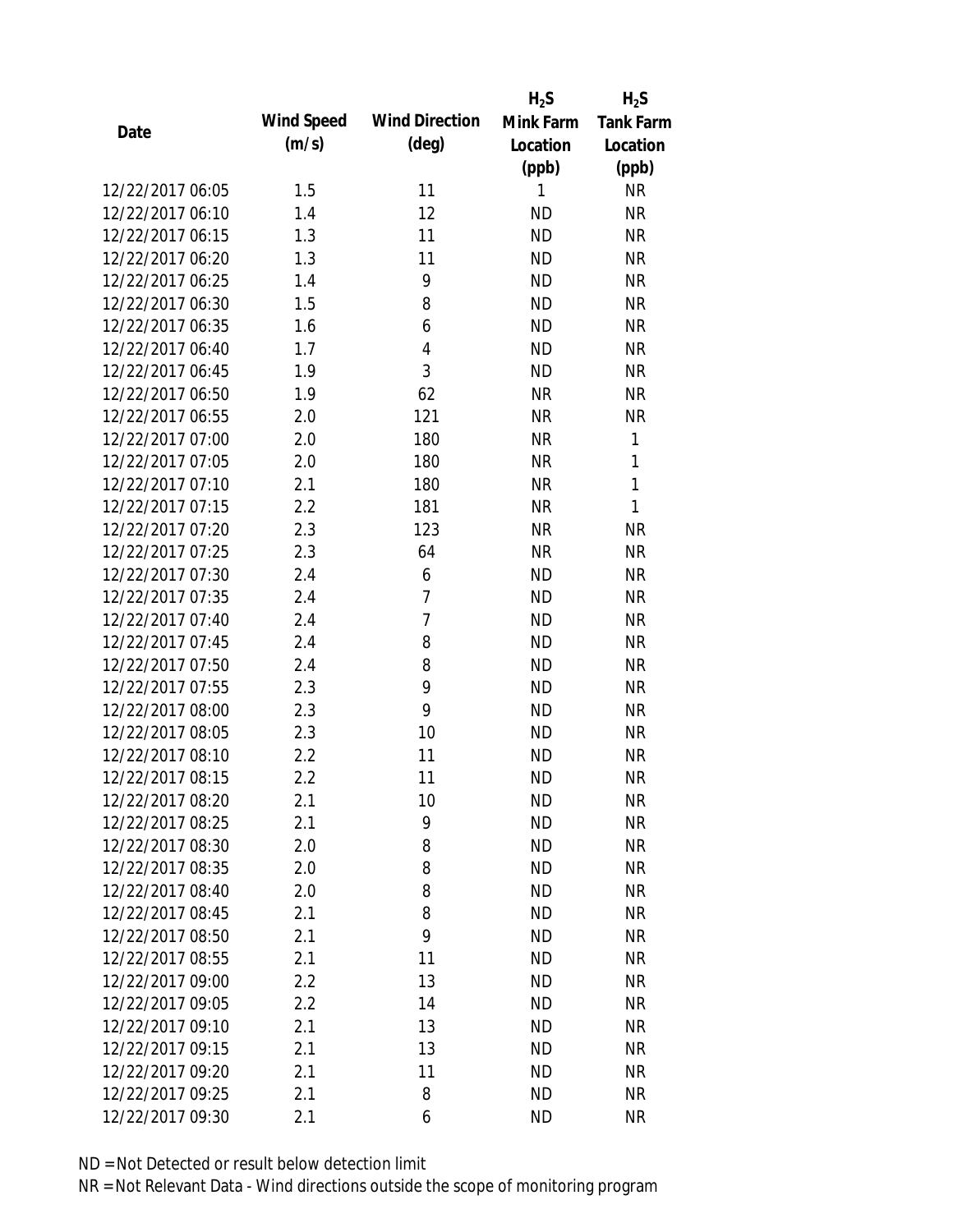| Date | Wind Speed (m/s) | Wind Direction (deg) | $H_2S$ Mink Farm Location (ppb) | $H_2S$ Tank Farm Location (ppb) |
|---|---|---|---|---|
| 12/22/2017 06:05 | 1.5 | 11 | 1 | NR |
| 12/22/2017 06:10 | 1.4 | 12 | ND | NR |
| 12/22/2017 06:15 | 1.3 | 11 | ND | NR |
| 12/22/2017 06:20 | 1.3 | 11 | ND | NR |
| 12/22/2017 06:25 | 1.4 | 9 | ND | NR |
| 12/22/2017 06:30 | 1.5 | 8 | ND | NR |
| 12/22/2017 06:35 | 1.6 | 6 | ND | NR |
| 12/22/2017 06:40 | 1.7 | 4 | ND | NR |
| 12/22/2017 06:45 | 1.9 | 3 | ND | NR |
| 12/22/2017 06:50 | 1.9 | 62 | NR | NR |
| 12/22/2017 06:55 | 2.0 | 121 | NR | NR |
| 12/22/2017 07:00 | 2.0 | 180 | NR | 1 |
| 12/22/2017 07:05 | 2.0 | 180 | NR | 1 |
| 12/22/2017 07:10 | 2.1 | 180 | NR | 1 |
| 12/22/2017 07:15 | 2.2 | 181 | NR | 1 |
| 12/22/2017 07:20 | 2.3 | 123 | NR | NR |
| 12/22/2017 07:25 | 2.3 | 64 | NR | NR |
| 12/22/2017 07:30 | 2.4 | 6 | ND | NR |
| 12/22/2017 07:35 | 2.4 | 7 | ND | NR |
| 12/22/2017 07:40 | 2.4 | 7 | ND | NR |
| 12/22/2017 07:45 | 2.4 | 8 | ND | NR |
| 12/22/2017 07:50 | 2.4 | 8 | ND | NR |
| 12/22/2017 07:55 | 2.3 | 9 | ND | NR |
| 12/22/2017 08:00 | 2.3 | 9 | ND | NR |
| 12/22/2017 08:05 | 2.3 | 10 | ND | NR |
| 12/22/2017 08:10 | 2.2 | 11 | ND | NR |
| 12/22/2017 08:15 | 2.2 | 11 | ND | NR |
| 12/22/2017 08:20 | 2.1 | 10 | ND | NR |
| 12/22/2017 08:25 | 2.1 | 9 | ND | NR |
| 12/22/2017 08:30 | 2.0 | 8 | ND | NR |
| 12/22/2017 08:35 | 2.0 | 8 | ND | NR |
| 12/22/2017 08:40 | 2.0 | 8 | ND | NR |
| 12/22/2017 08:45 | 2.1 | 8 | ND | NR |
| 12/22/2017 08:50 | 2.1 | 9 | ND | NR |
| 12/22/2017 08:55 | 2.1 | 11 | ND | NR |
| 12/22/2017 09:00 | 2.2 | 13 | ND | NR |
| 12/22/2017 09:05 | 2.2 | 14 | ND | NR |
| 12/22/2017 09:10 | 2.1 | 13 | ND | NR |
| 12/22/2017 09:15 | 2.1 | 13 | ND | NR |
| 12/22/2017 09:20 | 2.1 | 11 | ND | NR |
| 12/22/2017 09:25 | 2.1 | 8 | ND | NR |
| 12/22/2017 09:30 | 2.1 | 6 | ND | NR |

ND = Not Detected or result below detection limit

NR = Not Relevant Data - Wind directions outside the scope of monitoring program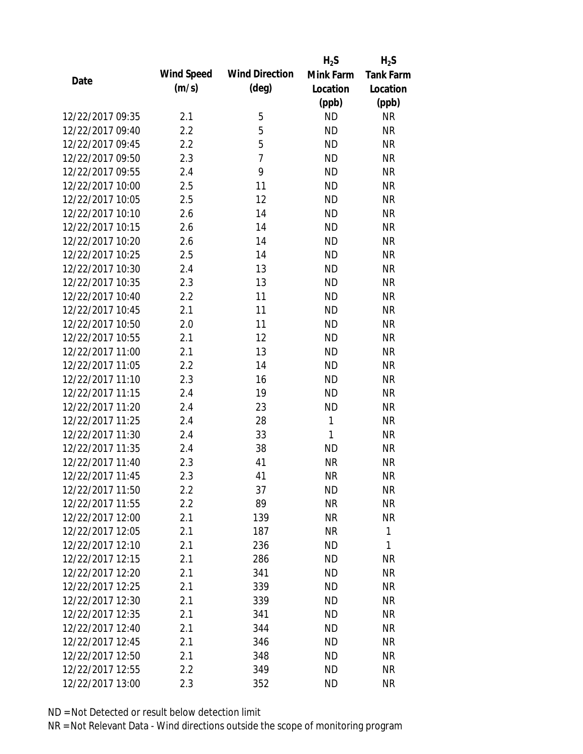| Date | Wind Speed (m/s) | Wind Direction (deg) | $H_2S$ Mink Farm Location (ppb) | $H_2S$ Tank Farm Location (ppb) |
|---|---|---|---|---|
| 12/22/2017 09:35 | 2.1 | 5 | ND | NR |
| 12/22/2017 09:40 | 2.2 | 5 | ND | NR |
| 12/22/2017 09:45 | 2.2 | 5 | ND | NR |
| 12/22/2017 09:50 | 2.3 | 7 | ND | NR |
| 12/22/2017 09:55 | 2.4 | 9 | ND | NR |
| 12/22/2017 10:00 | 2.5 | 11 | ND | NR |
| 12/22/2017 10:05 | 2.5 | 12 | ND | NR |
| 12/22/2017 10:10 | 2.6 | 14 | ND | NR |
| 12/22/2017 10:15 | 2.6 | 14 | ND | NR |
| 12/22/2017 10:20 | 2.6 | 14 | ND | NR |
| 12/22/2017 10:25 | 2.5 | 14 | ND | NR |
| 12/22/2017 10:30 | 2.4 | 13 | ND | NR |
| 12/22/2017 10:35 | 2.3 | 13 | ND | NR |
| 12/22/2017 10:40 | 2.2 | 11 | ND | NR |
| 12/22/2017 10:45 | 2.1 | 11 | ND | NR |
| 12/22/2017 10:50 | 2.0 | 11 | ND | NR |
| 12/22/2017 10:55 | 2.1 | 12 | ND | NR |
| 12/22/2017 11:00 | 2.1 | 13 | ND | NR |
| 12/22/2017 11:05 | 2.2 | 14 | ND | NR |
| 12/22/2017 11:10 | 2.3 | 16 | ND | NR |
| 12/22/2017 11:15 | 2.4 | 19 | ND | NR |
| 12/22/2017 11:20 | 2.4 | 23 | ND | NR |
| 12/22/2017 11:25 | 2.4 | 28 | 1 | NR |
| 12/22/2017 11:30 | 2.4 | 33 | 1 | NR |
| 12/22/2017 11:35 | 2.4 | 38 | ND | NR |
| 12/22/2017 11:40 | 2.3 | 41 | NR | NR |
| 12/22/2017 11:45 | 2.3 | 41 | NR | NR |
| 12/22/2017 11:50 | 2.2 | 37 | ND | NR |
| 12/22/2017 11:55 | 2.2 | 89 | NR | NR |
| 12/22/2017 12:00 | 2.1 | 139 | NR | NR |
| 12/22/2017 12:05 | 2.1 | 187 | NR | 1 |
| 12/22/2017 12:10 | 2.1 | 236 | ND | 1 |
| 12/22/2017 12:15 | 2.1 | 286 | ND | NR |
| 12/22/2017 12:20 | 2.1 | 341 | ND | NR |
| 12/22/2017 12:25 | 2.1 | 339 | ND | NR |
| 12/22/2017 12:30 | 2.1 | 339 | ND | NR |
| 12/22/2017 12:35 | 2.1 | 341 | ND | NR |
| 12/22/2017 12:40 | 2.1 | 344 | ND | NR |
| 12/22/2017 12:45 | 2.1 | 346 | ND | NR |
| 12/22/2017 12:50 | 2.1 | 348 | ND | NR |
| 12/22/2017 12:55 | 2.2 | 349 | ND | NR |
| 12/22/2017 13:00 | 2.3 | 352 | ND | NR |

ND = Not Detected or result below detection limit

NR = Not Relevant Data - Wind directions outside the scope of monitoring program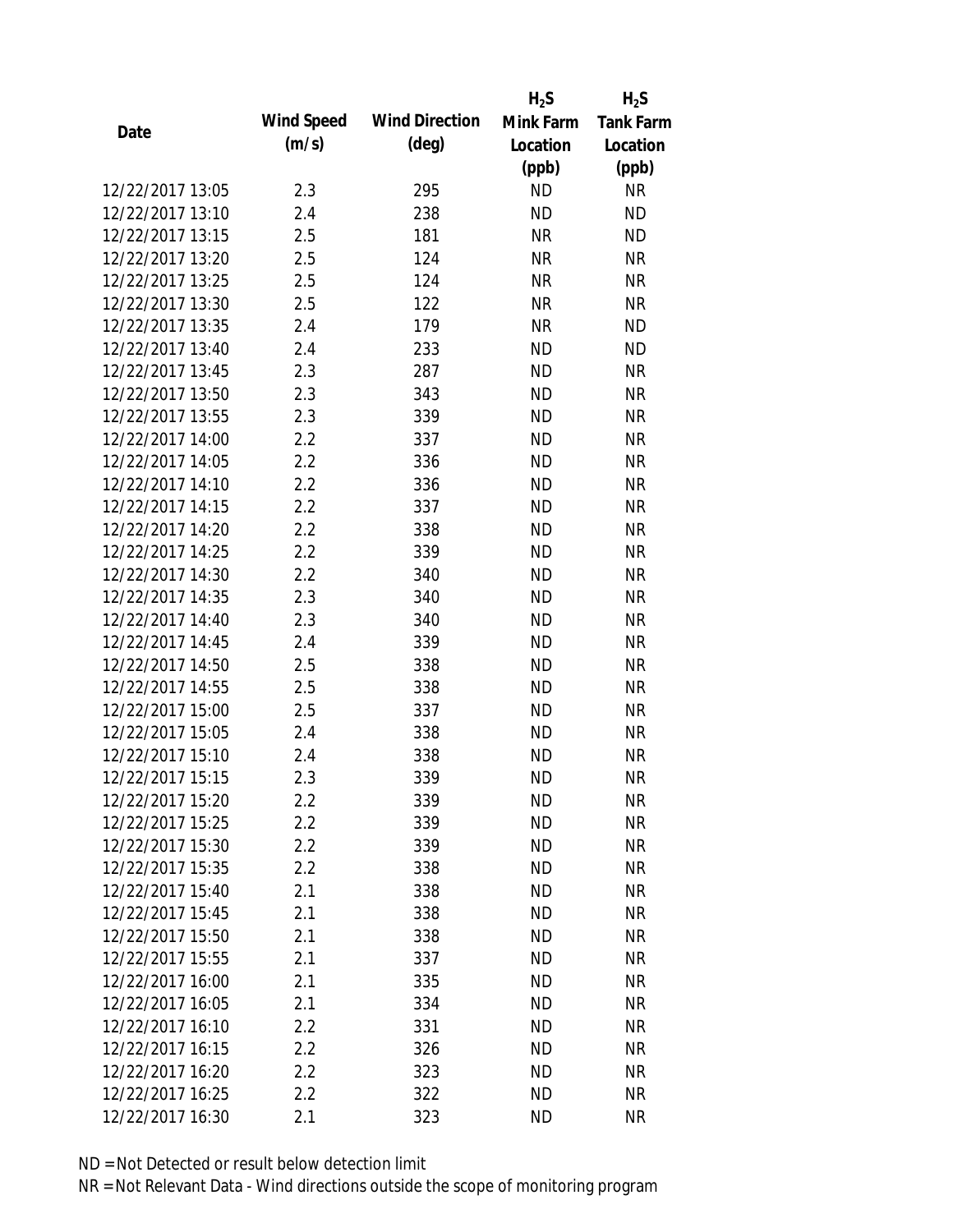| Date | Wind Speed (m/s) | Wind Direction (deg) | $H_2S$ Mink Farm Location (ppb) | $H_2S$ Tank Farm Location (ppb) |
|---|---|---|---|---|
| 12/22/2017 13:05 | 2.3 | 295 | ND | NR |
| 12/22/2017 13:10 | 2.4 | 238 | ND | ND |
| 12/22/2017 13:15 | 2.5 | 181 | NR | ND |
| 12/22/2017 13:20 | 2.5 | 124 | NR | NR |
| 12/22/2017 13:25 | 2.5 | 124 | NR | NR |
| 12/22/2017 13:30 | 2.5 | 122 | NR | NR |
| 12/22/2017 13:35 | 2.4 | 179 | NR | ND |
| 12/22/2017 13:40 | 2.4 | 233 | ND | ND |
| 12/22/2017 13:45 | 2.3 | 287 | ND | NR |
| 12/22/2017 13:50 | 2.3 | 343 | ND | NR |
| 12/22/2017 13:55 | 2.3 | 339 | ND | NR |
| 12/22/2017 14:00 | 2.2 | 337 | ND | NR |
| 12/22/2017 14:05 | 2.2 | 336 | ND | NR |
| 12/22/2017 14:10 | 2.2 | 336 | ND | NR |
| 12/22/2017 14:15 | 2.2 | 337 | ND | NR |
| 12/22/2017 14:20 | 2.2 | 338 | ND | NR |
| 12/22/2017 14:25 | 2.2 | 339 | ND | NR |
| 12/22/2017 14:30 | 2.2 | 340 | ND | NR |
| 12/22/2017 14:35 | 2.3 | 340 | ND | NR |
| 12/22/2017 14:40 | 2.3 | 340 | ND | NR |
| 12/22/2017 14:45 | 2.4 | 339 | ND | NR |
| 12/22/2017 14:50 | 2.5 | 338 | ND | NR |
| 12/22/2017 14:55 | 2.5 | 338 | ND | NR |
| 12/22/2017 15:00 | 2.5 | 337 | ND | NR |
| 12/22/2017 15:05 | 2.4 | 338 | ND | NR |
| 12/22/2017 15:10 | 2.4 | 338 | ND | NR |
| 12/22/2017 15:15 | 2.3 | 339 | ND | NR |
| 12/22/2017 15:20 | 2.2 | 339 | ND | NR |
| 12/22/2017 15:25 | 2.2 | 339 | ND | NR |
| 12/22/2017 15:30 | 2.2 | 339 | ND | NR |
| 12/22/2017 15:35 | 2.2 | 338 | ND | NR |
| 12/22/2017 15:40 | 2.1 | 338 | ND | NR |
| 12/22/2017 15:45 | 2.1 | 338 | ND | NR |
| 12/22/2017 15:50 | 2.1 | 338 | ND | NR |
| 12/22/2017 15:55 | 2.1 | 337 | ND | NR |
| 12/22/2017 16:00 | 2.1 | 335 | ND | NR |
| 12/22/2017 16:05 | 2.1 | 334 | ND | NR |
| 12/22/2017 16:10 | 2.2 | 331 | ND | NR |
| 12/22/2017 16:15 | 2.2 | 326 | ND | NR |
| 12/22/2017 16:20 | 2.2 | 323 | ND | NR |
| 12/22/2017 16:25 | 2.2 | 322 | ND | NR |
| 12/22/2017 16:30 | 2.1 | 323 | ND | NR |

ND = Not Detected or result below detection limit

NR = Not Relevant Data - Wind directions outside the scope of monitoring program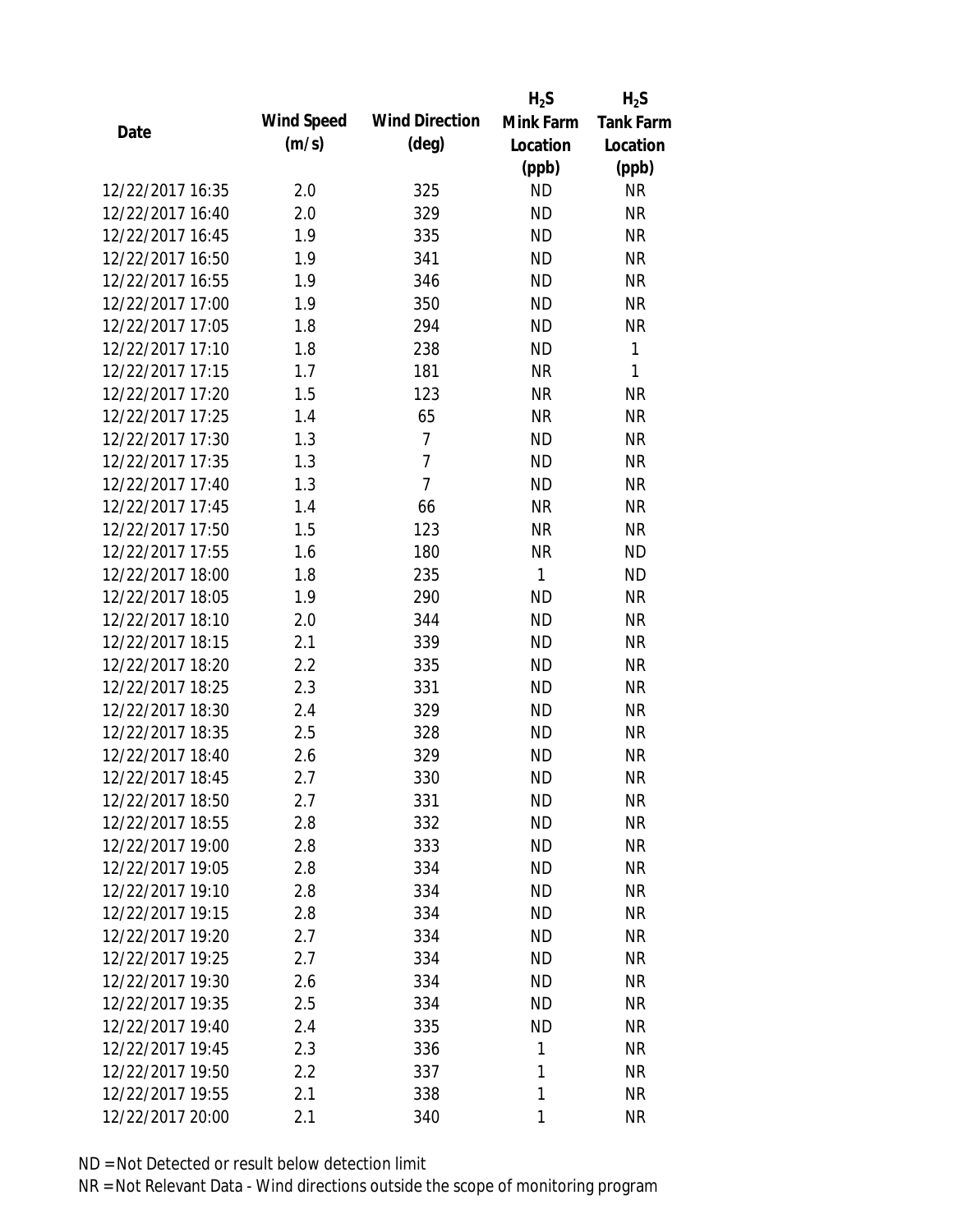| Date | Wind Speed (m/s) | Wind Direction (deg) | $H_2S$ Mink Farm Location (ppb) | $H_2S$ Tank Farm Location (ppb) |
|---|---|---|---|---|
| 12/22/2017 16:35 | 2.0 | 325 | ND | NR |
| 12/22/2017 16:40 | 2.0 | 329 | ND | NR |
| 12/22/2017 16:45 | 1.9 | 335 | ND | NR |
| 12/22/2017 16:50 | 1.9 | 341 | ND | NR |
| 12/22/2017 16:55 | 1.9 | 346 | ND | NR |
| 12/22/2017 17:00 | 1.9 | 350 | ND | NR |
| 12/22/2017 17:05 | 1.8 | 294 | ND | NR |
| 12/22/2017 17:10 | 1.8 | 238 | ND | 1 |
| 12/22/2017 17:15 | 1.7 | 181 | NR | 1 |
| 12/22/2017 17:20 | 1.5 | 123 | NR | NR |
| 12/22/2017 17:25 | 1.4 | 65 | NR | NR |
| 12/22/2017 17:30 | 1.3 | 7 | ND | NR |
| 12/22/2017 17:35 | 1.3 | 7 | ND | NR |
| 12/22/2017 17:40 | 1.3 | 7 | ND | NR |
| 12/22/2017 17:45 | 1.4 | 66 | NR | NR |
| 12/22/2017 17:50 | 1.5 | 123 | NR | NR |
| 12/22/2017 17:55 | 1.6 | 180 | NR | ND |
| 12/22/2017 18:00 | 1.8 | 235 | 1 | ND |
| 12/22/2017 18:05 | 1.9 | 290 | ND | NR |
| 12/22/2017 18:10 | 2.0 | 344 | ND | NR |
| 12/22/2017 18:15 | 2.1 | 339 | ND | NR |
| 12/22/2017 18:20 | 2.2 | 335 | ND | NR |
| 12/22/2017 18:25 | 2.3 | 331 | ND | NR |
| 12/22/2017 18:30 | 2.4 | 329 | ND | NR |
| 12/22/2017 18:35 | 2.5 | 328 | ND | NR |
| 12/22/2017 18:40 | 2.6 | 329 | ND | NR |
| 12/22/2017 18:45 | 2.7 | 330 | ND | NR |
| 12/22/2017 18:50 | 2.7 | 331 | ND | NR |
| 12/22/2017 18:55 | 2.8 | 332 | ND | NR |
| 12/22/2017 19:00 | 2.8 | 333 | ND | NR |
| 12/22/2017 19:05 | 2.8 | 334 | ND | NR |
| 12/22/2017 19:10 | 2.8 | 334 | ND | NR |
| 12/22/2017 19:15 | 2.8 | 334 | ND | NR |
| 12/22/2017 19:20 | 2.7 | 334 | ND | NR |
| 12/22/2017 19:25 | 2.7 | 334 | ND | NR |
| 12/22/2017 19:30 | 2.6 | 334 | ND | NR |
| 12/22/2017 19:35 | 2.5 | 334 | ND | NR |
| 12/22/2017 19:40 | 2.4 | 335 | ND | NR |
| 12/22/2017 19:45 | 2.3 | 336 | 1 | NR |
| 12/22/2017 19:50 | 2.2 | 337 | 1 | NR |
| 12/22/2017 19:55 | 2.1 | 338 | 1 | NR |
| 12/22/2017 20:00 | 2.1 | 340 | 1 | NR |

ND = Not Detected or result below detection limit
NR = Not Relevant Data - Wind directions outside the scope of monitoring program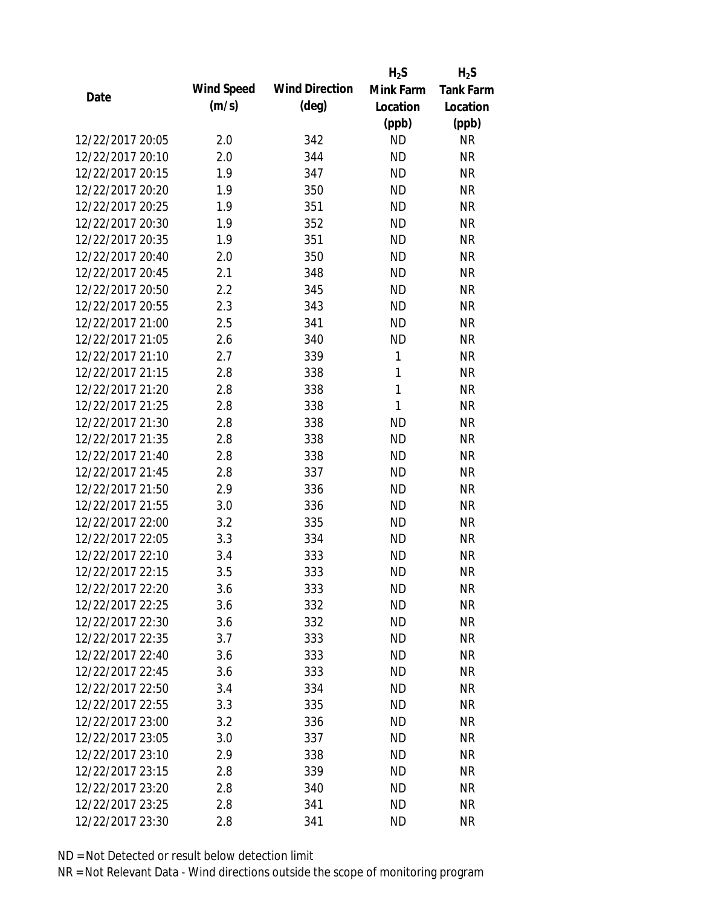| Date | Wind Speed (m/s) | Wind Direction (deg) | $H_2S$ Mink Farm Location (ppb) | $H_2S$ Tank Farm Location (ppb) |
|---|---|---|---|---|
| 12/22/2017 20:05 | 2.0 | 342 | ND | NR |
| 12/22/2017 20:10 | 2.0 | 344 | ND | NR |
| 12/22/2017 20:15 | 1.9 | 347 | ND | NR |
| 12/22/2017 20:20 | 1.9 | 350 | ND | NR |
| 12/22/2017 20:25 | 1.9 | 351 | ND | NR |
| 12/22/2017 20:30 | 1.9 | 352 | ND | NR |
| 12/22/2017 20:35 | 1.9 | 351 | ND | NR |
| 12/22/2017 20:40 | 2.0 | 350 | ND | NR |
| 12/22/2017 20:45 | 2.1 | 348 | ND | NR |
| 12/22/2017 20:50 | 2.2 | 345 | ND | NR |
| 12/22/2017 20:55 | 2.3 | 343 | ND | NR |
| 12/22/2017 21:00 | 2.5 | 341 | ND | NR |
| 12/22/2017 21:05 | 2.6 | 340 | ND | NR |
| 12/22/2017 21:10 | 2.7 | 339 | 1 | NR |
| 12/22/2017 21:15 | 2.8 | 338 | 1 | NR |
| 12/22/2017 21:20 | 2.8 | 338 | 1 | NR |
| 12/22/2017 21:25 | 2.8 | 338 | 1 | NR |
| 12/22/2017 21:30 | 2.8 | 338 | ND | NR |
| 12/22/2017 21:35 | 2.8 | 338 | ND | NR |
| 12/22/2017 21:40 | 2.8 | 338 | ND | NR |
| 12/22/2017 21:45 | 2.8 | 337 | ND | NR |
| 12/22/2017 21:50 | 2.9 | 336 | ND | NR |
| 12/22/2017 21:55 | 3.0 | 336 | ND | NR |
| 12/22/2017 22:00 | 3.2 | 335 | ND | NR |
| 12/22/2017 22:05 | 3.3 | 334 | ND | NR |
| 12/22/2017 22:10 | 3.4 | 333 | ND | NR |
| 12/22/2017 22:15 | 3.5 | 333 | ND | NR |
| 12/22/2017 22:20 | 3.6 | 333 | ND | NR |
| 12/22/2017 22:25 | 3.6 | 332 | ND | NR |
| 12/22/2017 22:30 | 3.6 | 332 | ND | NR |
| 12/22/2017 22:35 | 3.7 | 333 | ND | NR |
| 12/22/2017 22:40 | 3.6 | 333 | ND | NR |
| 12/22/2017 22:45 | 3.6 | 333 | ND | NR |
| 12/22/2017 22:50 | 3.4 | 334 | ND | NR |
| 12/22/2017 22:55 | 3.3 | 335 | ND | NR |
| 12/22/2017 23:00 | 3.2 | 336 | ND | NR |
| 12/22/2017 23:05 | 3.0 | 337 | ND | NR |
| 12/22/2017 23:10 | 2.9 | 338 | ND | NR |
| 12/22/2017 23:15 | 2.8 | 339 | ND | NR |
| 12/22/2017 23:20 | 2.8 | 340 | ND | NR |
| 12/22/2017 23:25 | 2.8 | 341 | ND | NR |
| 12/22/2017 23:30 | 2.8 | 341 | ND | NR |

ND = Not Detected or result below detection limit

NR = Not Relevant Data - Wind directions outside the scope of monitoring program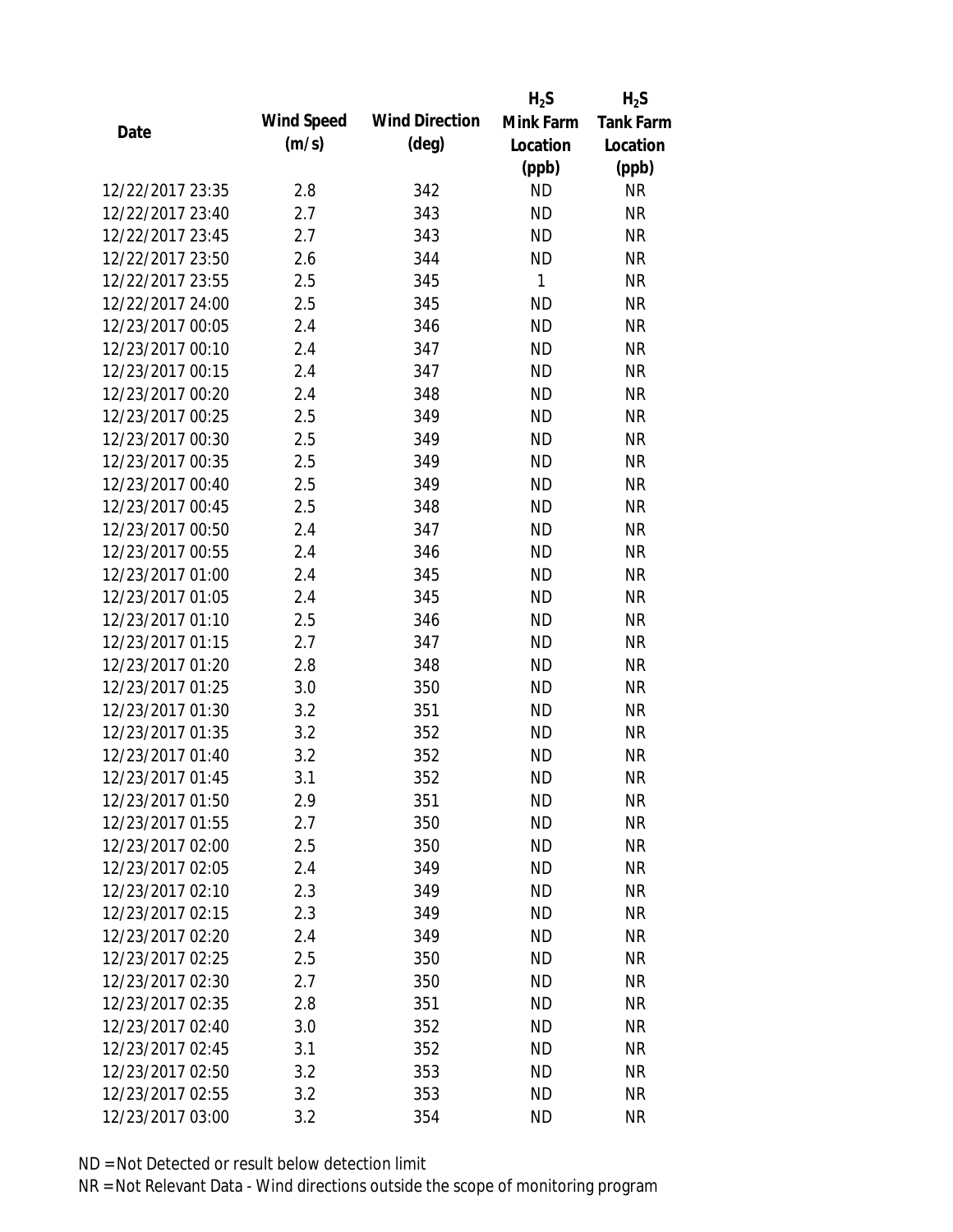| Date | Wind Speed (m/s) | Wind Direction (deg) | $H_2S$ Mink Farm Location (ppb) | $H_2S$ Tank Farm Location (ppb) |
|---|---|---|---|---|
| 12/22/2017 23:35 | 2.8 | 342 | ND | NR |
| 12/22/2017 23:40 | 2.7 | 343 | ND | NR |
| 12/22/2017 23:45 | 2.7 | 343 | ND | NR |
| 12/22/2017 23:50 | 2.6 | 344 | ND | NR |
| 12/22/2017 23:55 | 2.5 | 345 | 1 | NR |
| 12/22/2017 24:00 | 2.5 | 345 | ND | NR |
| 12/23/2017 00:05 | 2.4 | 346 | ND | NR |
| 12/23/2017 00:10 | 2.4 | 347 | ND | NR |
| 12/23/2017 00:15 | 2.4 | 347 | ND | NR |
| 12/23/2017 00:20 | 2.4 | 348 | ND | NR |
| 12/23/2017 00:25 | 2.5 | 349 | ND | NR |
| 12/23/2017 00:30 | 2.5 | 349 | ND | NR |
| 12/23/2017 00:35 | 2.5 | 349 | ND | NR |
| 12/23/2017 00:40 | 2.5 | 349 | ND | NR |
| 12/23/2017 00:45 | 2.5 | 348 | ND | NR |
| 12/23/2017 00:50 | 2.4 | 347 | ND | NR |
| 12/23/2017 00:55 | 2.4 | 346 | ND | NR |
| 12/23/2017 01:00 | 2.4 | 345 | ND | NR |
| 12/23/2017 01:05 | 2.4 | 345 | ND | NR |
| 12/23/2017 01:10 | 2.5 | 346 | ND | NR |
| 12/23/2017 01:15 | 2.7 | 347 | ND | NR |
| 12/23/2017 01:20 | 2.8 | 348 | ND | NR |
| 12/23/2017 01:25 | 3.0 | 350 | ND | NR |
| 12/23/2017 01:30 | 3.2 | 351 | ND | NR |
| 12/23/2017 01:35 | 3.2 | 352 | ND | NR |
| 12/23/2017 01:40 | 3.2 | 352 | ND | NR |
| 12/23/2017 01:45 | 3.1 | 352 | ND | NR |
| 12/23/2017 01:50 | 2.9 | 351 | ND | NR |
| 12/23/2017 01:55 | 2.7 | 350 | ND | NR |
| 12/23/2017 02:00 | 2.5 | 350 | ND | NR |
| 12/23/2017 02:05 | 2.4 | 349 | ND | NR |
| 12/23/2017 02:10 | 2.3 | 349 | ND | NR |
| 12/23/2017 02:15 | 2.3 | 349 | ND | NR |
| 12/23/2017 02:20 | 2.4 | 349 | ND | NR |
| 12/23/2017 02:25 | 2.5 | 350 | ND | NR |
| 12/23/2017 02:30 | 2.7 | 350 | ND | NR |
| 12/23/2017 02:35 | 2.8 | 351 | ND | NR |
| 12/23/2017 02:40 | 3.0 | 352 | ND | NR |
| 12/23/2017 02:45 | 3.1 | 352 | ND | NR |
| 12/23/2017 02:50 | 3.2 | 353 | ND | NR |
| 12/23/2017 02:55 | 3.2 | 353 | ND | NR |
| 12/23/2017 03:00 | 3.2 | 354 | ND | NR |

ND = Not Detected or result below detection limit

NR = Not Relevant Data - Wind directions outside the scope of monitoring program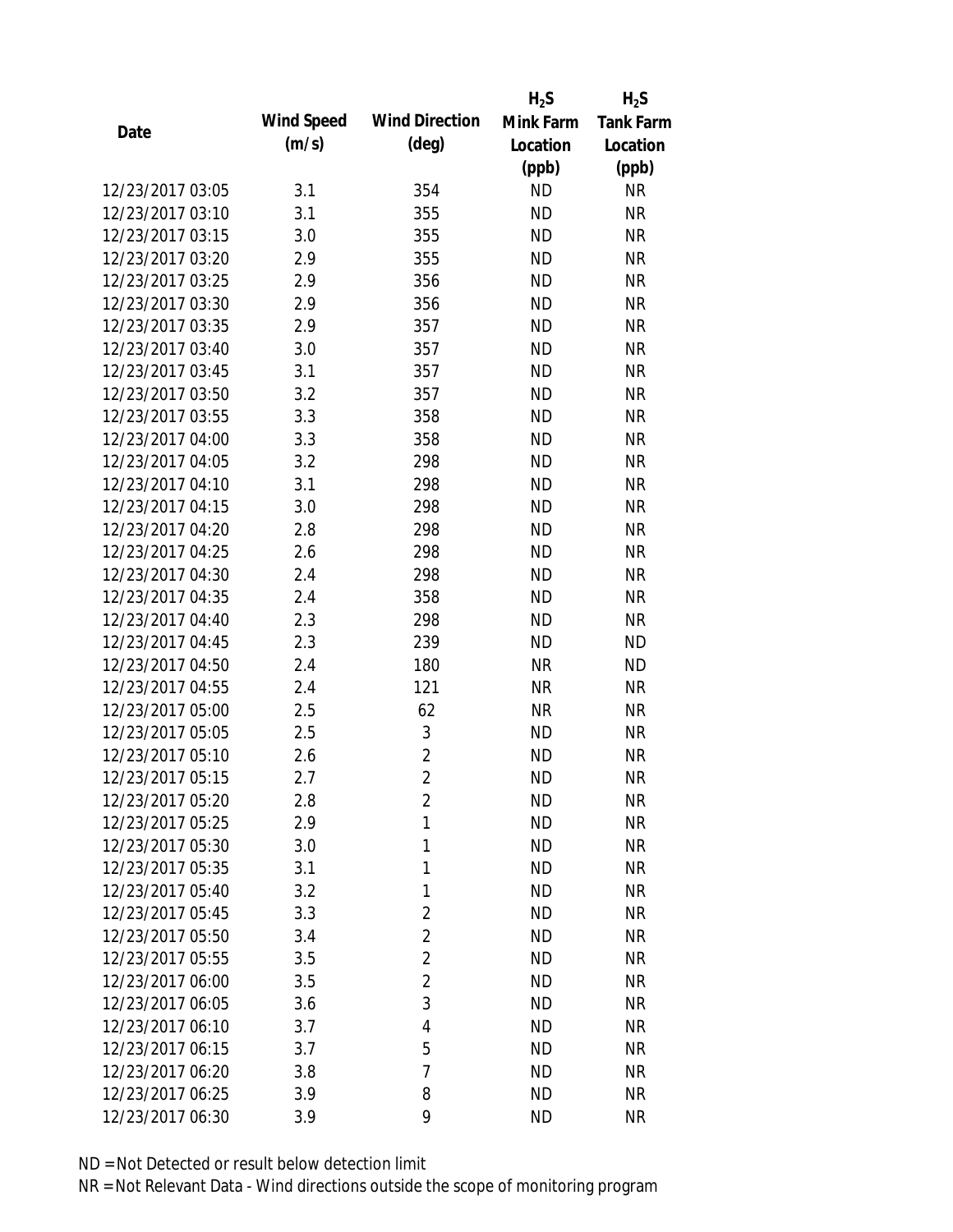| Date | Wind Speed (m/s) | Wind Direction (deg) | $H_2S$ Mink Farm Location (ppb) | $H_2S$ Tank Farm Location (ppb) |
|---|---|---|---|---|
| 12/23/2017 03:05 | 3.1 | 354 | ND | NR |
| 12/23/2017 03:10 | 3.1 | 355 | ND | NR |
| 12/23/2017 03:15 | 3.0 | 355 | ND | NR |
| 12/23/2017 03:20 | 2.9 | 355 | ND | NR |
| 12/23/2017 03:25 | 2.9 | 356 | ND | NR |
| 12/23/2017 03:30 | 2.9 | 356 | ND | NR |
| 12/23/2017 03:35 | 2.9 | 357 | ND | NR |
| 12/23/2017 03:40 | 3.0 | 357 | ND | NR |
| 12/23/2017 03:45 | 3.1 | 357 | ND | NR |
| 12/23/2017 03:50 | 3.2 | 357 | ND | NR |
| 12/23/2017 03:55 | 3.3 | 358 | ND | NR |
| 12/23/2017 04:00 | 3.3 | 358 | ND | NR |
| 12/23/2017 04:05 | 3.2 | 298 | ND | NR |
| 12/23/2017 04:10 | 3.1 | 298 | ND | NR |
| 12/23/2017 04:15 | 3.0 | 298 | ND | NR |
| 12/23/2017 04:20 | 2.8 | 298 | ND | NR |
| 12/23/2017 04:25 | 2.6 | 298 | ND | NR |
| 12/23/2017 04:30 | 2.4 | 298 | ND | NR |
| 12/23/2017 04:35 | 2.4 | 358 | ND | NR |
| 12/23/2017 04:40 | 2.3 | 298 | ND | NR |
| 12/23/2017 04:45 | 2.3 | 239 | ND | ND |
| 12/23/2017 04:50 | 2.4 | 180 | NR | ND |
| 12/23/2017 04:55 | 2.4 | 121 | NR | NR |
| 12/23/2017 05:00 | 2.5 | 62 | NR | NR |
| 12/23/2017 05:05 | 2.5 | 3 | ND | NR |
| 12/23/2017 05:10 | 2.6 | 2 | ND | NR |
| 12/23/2017 05:15 | 2.7 | 2 | ND | NR |
| 12/23/2017 05:20 | 2.8 | 2 | ND | NR |
| 12/23/2017 05:25 | 2.9 | 1 | ND | NR |
| 12/23/2017 05:30 | 3.0 | 1 | ND | NR |
| 12/23/2017 05:35 | 3.1 | 1 | ND | NR |
| 12/23/2017 05:40 | 3.2 | 1 | ND | NR |
| 12/23/2017 05:45 | 3.3 | 2 | ND | NR |
| 12/23/2017 05:50 | 3.4 | 2 | ND | NR |
| 12/23/2017 05:55 | 3.5 | 2 | ND | NR |
| 12/23/2017 06:00 | 3.5 | 2 | ND | NR |
| 12/23/2017 06:05 | 3.6 | 3 | ND | NR |
| 12/23/2017 06:10 | 3.7 | 4 | ND | NR |
| 12/23/2017 06:15 | 3.7 | 5 | ND | NR |
| 12/23/2017 06:20 | 3.8 | 7 | ND | NR |
| 12/23/2017 06:25 | 3.9 | 8 | ND | NR |
| 12/23/2017 06:30 | 3.9 | 9 | ND | NR |

ND = Not Detected or result below detection limit

NR = Not Relevant Data - Wind directions outside the scope of monitoring program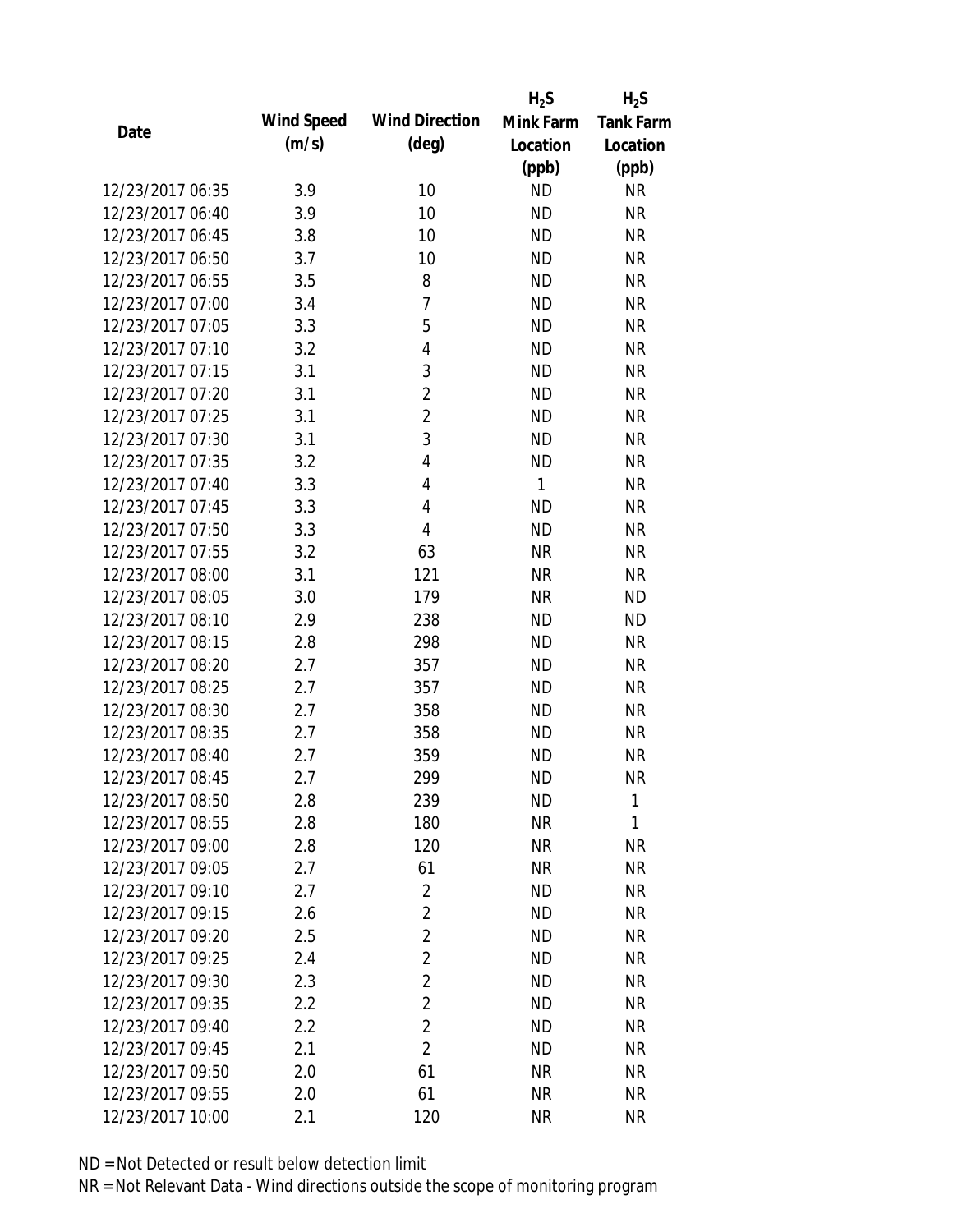| Date | Wind Speed (m/s) | Wind Direction (deg) | $H_2S$ Mink Farm Location (ppb) | $H_2S$ Tank Farm Location (ppb) |
|---|---|---|---|---|
| 12/23/2017 06:35 | 3.9 | 10 | ND | NR |
| 12/23/2017 06:40 | 3.9 | 10 | ND | NR |
| 12/23/2017 06:45 | 3.8 | 10 | ND | NR |
| 12/23/2017 06:50 | 3.7 | 10 | ND | NR |
| 12/23/2017 06:55 | 3.5 | 8 | ND | NR |
| 12/23/2017 07:00 | 3.4 | 7 | ND | NR |
| 12/23/2017 07:05 | 3.3 | 5 | ND | NR |
| 12/23/2017 07:10 | 3.2 | 4 | ND | NR |
| 12/23/2017 07:15 | 3.1 | 3 | ND | NR |
| 12/23/2017 07:20 | 3.1 | 2 | ND | NR |
| 12/23/2017 07:25 | 3.1 | 2 | ND | NR |
| 12/23/2017 07:30 | 3.1 | 3 | ND | NR |
| 12/23/2017 07:35 | 3.2 | 4 | ND | NR |
| 12/23/2017 07:40 | 3.3 | 4 | 1 | NR |
| 12/23/2017 07:45 | 3.3 | 4 | ND | NR |
| 12/23/2017 07:50 | 3.3 | 4 | ND | NR |
| 12/23/2017 07:55 | 3.2 | 63 | NR | NR |
| 12/23/2017 08:00 | 3.1 | 121 | NR | NR |
| 12/23/2017 08:05 | 3.0 | 179 | NR | ND |
| 12/23/2017 08:10 | 2.9 | 238 | ND | ND |
| 12/23/2017 08:15 | 2.8 | 298 | ND | NR |
| 12/23/2017 08:20 | 2.7 | 357 | ND | NR |
| 12/23/2017 08:25 | 2.7 | 357 | ND | NR |
| 12/23/2017 08:30 | 2.7 | 358 | ND | NR |
| 12/23/2017 08:35 | 2.7 | 358 | ND | NR |
| 12/23/2017 08:40 | 2.7 | 359 | ND | NR |
| 12/23/2017 08:45 | 2.7 | 299 | ND | NR |
| 12/23/2017 08:50 | 2.8 | 239 | ND | 1 |
| 12/23/2017 08:55 | 2.8 | 180 | NR | 1 |
| 12/23/2017 09:00 | 2.8 | 120 | NR | NR |
| 12/23/2017 09:05 | 2.7 | 61 | NR | NR |
| 12/23/2017 09:10 | 2.7 | 2 | ND | NR |
| 12/23/2017 09:15 | 2.6 | 2 | ND | NR |
| 12/23/2017 09:20 | 2.5 | 2 | ND | NR |
| 12/23/2017 09:25 | 2.4 | 2 | ND | NR |
| 12/23/2017 09:30 | 2.3 | 2 | ND | NR |
| 12/23/2017 09:35 | 2.2 | 2 | ND | NR |
| 12/23/2017 09:40 | 2.2 | 2 | ND | NR |
| 12/23/2017 09:45 | 2.1 | 2 | ND | NR |
| 12/23/2017 09:50 | 2.0 | 61 | NR | NR |
| 12/23/2017 09:55 | 2.0 | 61 | NR | NR |
| 12/23/2017 10:00 | 2.1 | 120 | NR | NR |

ND = Not Detected or result below detection limit

NR = Not Relevant Data - Wind directions outside the scope of monitoring program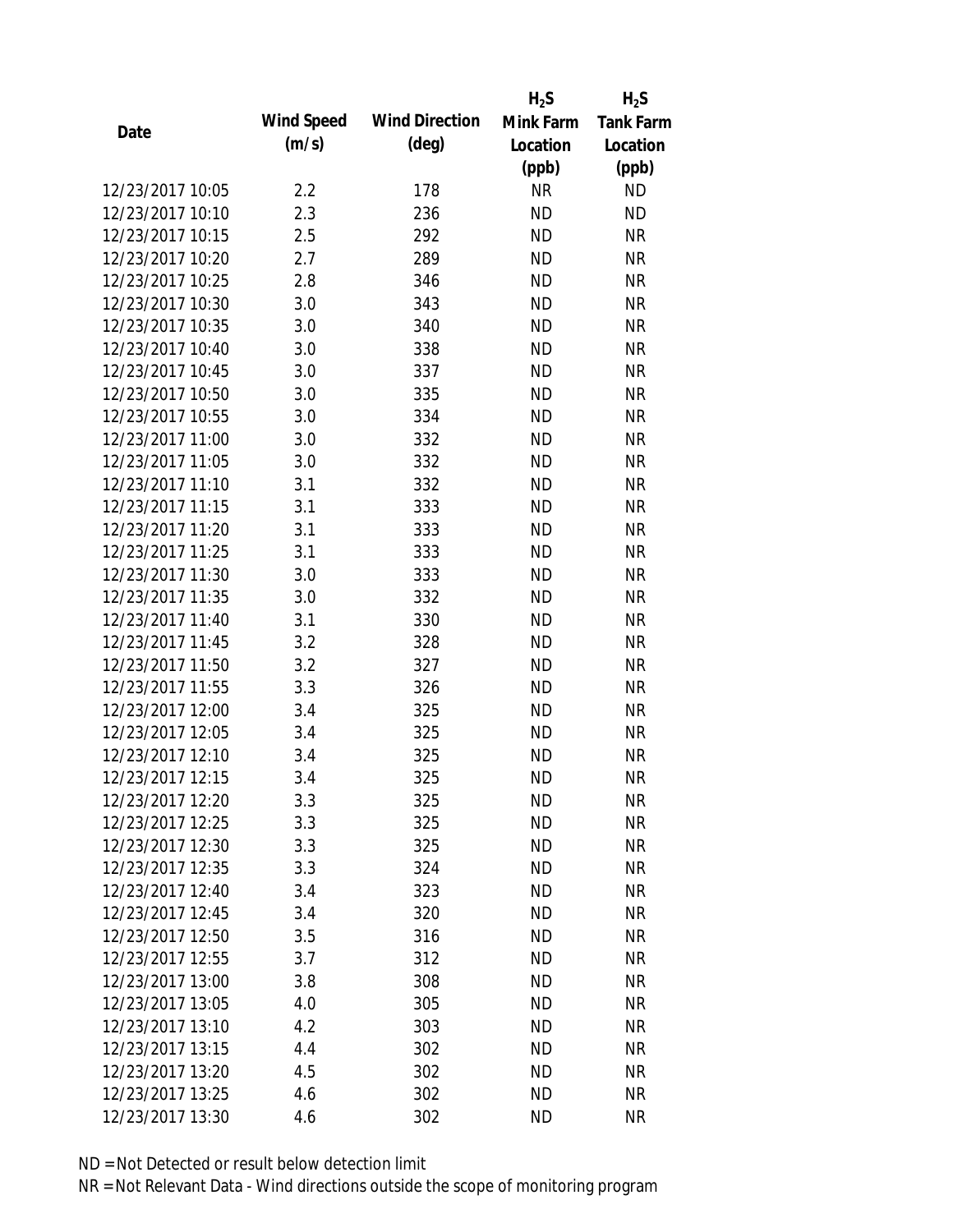| Date | Wind Speed (m/s) | Wind Direction (deg) | $H_2S$ Mink Farm Location (ppb) | $H_2S$ Tank Farm Location (ppb) |
|---|---|---|---|---|
| 12/23/2017 10:05 | 2.2 | 178 | NR | ND |
| 12/23/2017 10:10 | 2.3 | 236 | ND | ND |
| 12/23/2017 10:15 | 2.5 | 292 | ND | NR |
| 12/23/2017 10:20 | 2.7 | 289 | ND | NR |
| 12/23/2017 10:25 | 2.8 | 346 | ND | NR |
| 12/23/2017 10:30 | 3.0 | 343 | ND | NR |
| 12/23/2017 10:35 | 3.0 | 340 | ND | NR |
| 12/23/2017 10:40 | 3.0 | 338 | ND | NR |
| 12/23/2017 10:45 | 3.0 | 337 | ND | NR |
| 12/23/2017 10:50 | 3.0 | 335 | ND | NR |
| 12/23/2017 10:55 | 3.0 | 334 | ND | NR |
| 12/23/2017 11:00 | 3.0 | 332 | ND | NR |
| 12/23/2017 11:05 | 3.0 | 332 | ND | NR |
| 12/23/2017 11:10 | 3.1 | 332 | ND | NR |
| 12/23/2017 11:15 | 3.1 | 333 | ND | NR |
| 12/23/2017 11:20 | 3.1 | 333 | ND | NR |
| 12/23/2017 11:25 | 3.1 | 333 | ND | NR |
| 12/23/2017 11:30 | 3.0 | 333 | ND | NR |
| 12/23/2017 11:35 | 3.0 | 332 | ND | NR |
| 12/23/2017 11:40 | 3.1 | 330 | ND | NR |
| 12/23/2017 11:45 | 3.2 | 328 | ND | NR |
| 12/23/2017 11:50 | 3.2 | 327 | ND | NR |
| 12/23/2017 11:55 | 3.3 | 326 | ND | NR |
| 12/23/2017 12:00 | 3.4 | 325 | ND | NR |
| 12/23/2017 12:05 | 3.4 | 325 | ND | NR |
| 12/23/2017 12:10 | 3.4 | 325 | ND | NR |
| 12/23/2017 12:15 | 3.4 | 325 | ND | NR |
| 12/23/2017 12:20 | 3.3 | 325 | ND | NR |
| 12/23/2017 12:25 | 3.3 | 325 | ND | NR |
| 12/23/2017 12:30 | 3.3 | 325 | ND | NR |
| 12/23/2017 12:35 | 3.3 | 324 | ND | NR |
| 12/23/2017 12:40 | 3.4 | 323 | ND | NR |
| 12/23/2017 12:45 | 3.4 | 320 | ND | NR |
| 12/23/2017 12:50 | 3.5 | 316 | ND | NR |
| 12/23/2017 12:55 | 3.7 | 312 | ND | NR |
| 12/23/2017 13:00 | 3.8 | 308 | ND | NR |
| 12/23/2017 13:05 | 4.0 | 305 | ND | NR |
| 12/23/2017 13:10 | 4.2 | 303 | ND | NR |
| 12/23/2017 13:15 | 4.4 | 302 | ND | NR |
| 12/23/2017 13:20 | 4.5 | 302 | ND | NR |
| 12/23/2017 13:25 | 4.6 | 302 | ND | NR |
| 12/23/2017 13:30 | 4.6 | 302 | ND | NR |

ND = Not Detected or result below detection limit

NR = Not Relevant Data - Wind directions outside the scope of monitoring program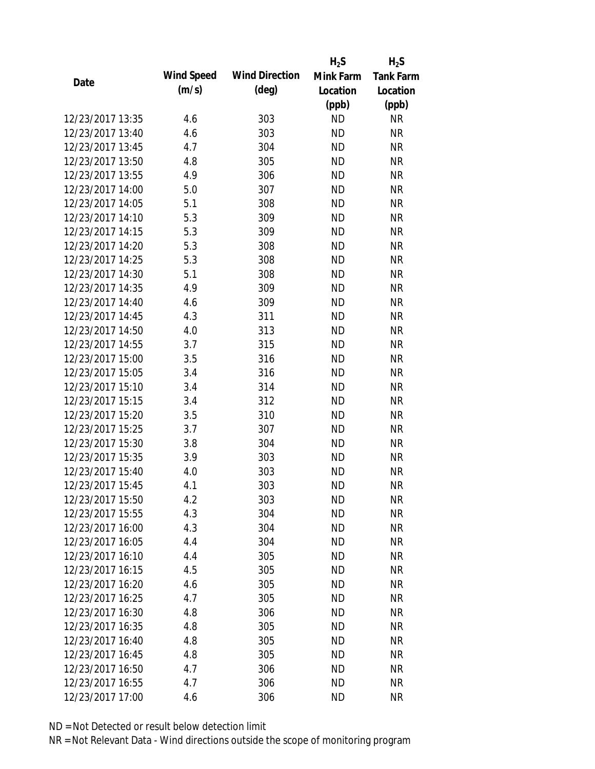| Date | Wind Speed (m/s) | Wind Direction (deg) | $H_2S$ Mink Farm Location (ppb) | $H_2S$ Tank Farm Location (ppb) |
|---|---|---|---|---|
| 12/23/2017 13:35 | 4.6 | 303 | ND | NR |
| 12/23/2017 13:40 | 4.6 | 303 | ND | NR |
| 12/23/2017 13:45 | 4.7 | 304 | ND | NR |
| 12/23/2017 13:50 | 4.8 | 305 | ND | NR |
| 12/23/2017 13:55 | 4.9 | 306 | ND | NR |
| 12/23/2017 14:00 | 5.0 | 307 | ND | NR |
| 12/23/2017 14:05 | 5.1 | 308 | ND | NR |
| 12/23/2017 14:10 | 5.3 | 309 | ND | NR |
| 12/23/2017 14:15 | 5.3 | 309 | ND | NR |
| 12/23/2017 14:20 | 5.3 | 308 | ND | NR |
| 12/23/2017 14:25 | 5.3 | 308 | ND | NR |
| 12/23/2017 14:30 | 5.1 | 308 | ND | NR |
| 12/23/2017 14:35 | 4.9 | 309 | ND | NR |
| 12/23/2017 14:40 | 4.6 | 309 | ND | NR |
| 12/23/2017 14:45 | 4.3 | 311 | ND | NR |
| 12/23/2017 14:50 | 4.0 | 313 | ND | NR |
| 12/23/2017 14:55 | 3.7 | 315 | ND | NR |
| 12/23/2017 15:00 | 3.5 | 316 | ND | NR |
| 12/23/2017 15:05 | 3.4 | 316 | ND | NR |
| 12/23/2017 15:10 | 3.4 | 314 | ND | NR |
| 12/23/2017 15:15 | 3.4 | 312 | ND | NR |
| 12/23/2017 15:20 | 3.5 | 310 | ND | NR |
| 12/23/2017 15:25 | 3.7 | 307 | ND | NR |
| 12/23/2017 15:30 | 3.8 | 304 | ND | NR |
| 12/23/2017 15:35 | 3.9 | 303 | ND | NR |
| 12/23/2017 15:40 | 4.0 | 303 | ND | NR |
| 12/23/2017 15:45 | 4.1 | 303 | ND | NR |
| 12/23/2017 15:50 | 4.2 | 303 | ND | NR |
| 12/23/2017 15:55 | 4.3 | 304 | ND | NR |
| 12/23/2017 16:00 | 4.3 | 304 | ND | NR |
| 12/23/2017 16:05 | 4.4 | 304 | ND | NR |
| 12/23/2017 16:10 | 4.4 | 305 | ND | NR |
| 12/23/2017 16:15 | 4.5 | 305 | ND | NR |
| 12/23/2017 16:20 | 4.6 | 305 | ND | NR |
| 12/23/2017 16:25 | 4.7 | 305 | ND | NR |
| 12/23/2017 16:30 | 4.8 | 306 | ND | NR |
| 12/23/2017 16:35 | 4.8 | 305 | ND | NR |
| 12/23/2017 16:40 | 4.8 | 305 | ND | NR |
| 12/23/2017 16:45 | 4.8 | 305 | ND | NR |
| 12/23/2017 16:50 | 4.7 | 306 | ND | NR |
| 12/23/2017 16:55 | 4.7 | 306 | ND | NR |
| 12/23/2017 17:00 | 4.6 | 306 | ND | NR |

ND = Not Detected or result below detection limit

NR = Not Relevant Data - Wind directions outside the scope of monitoring program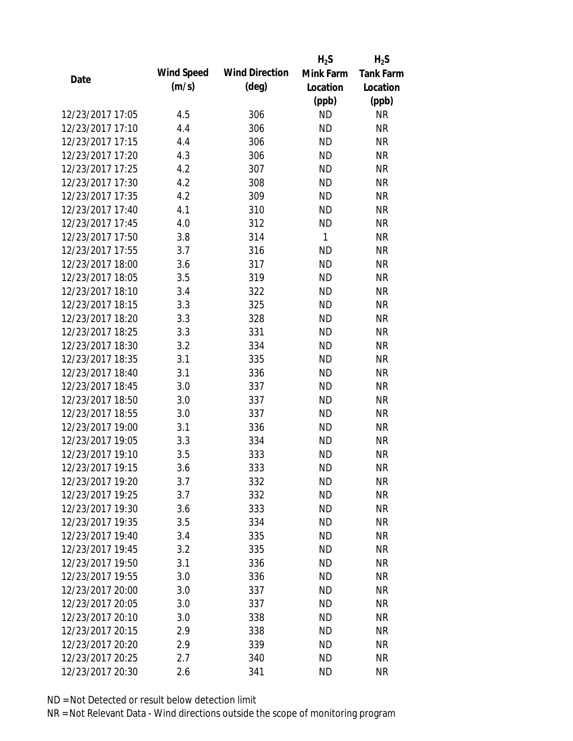| Date | Wind Speed (m/s) | Wind Direction (deg) | $H_2S$ Mink Farm Location (ppb) | $H_2S$ Tank Farm Location (ppb) |
|---|---|---|---|---|
| 12/23/2017 17:05 | 4.5 | 306 | ND | NR |
| 12/23/2017 17:10 | 4.4 | 306 | ND | NR |
| 12/23/2017 17:15 | 4.4 | 306 | ND | NR |
| 12/23/2017 17:20 | 4.3 | 306 | ND | NR |
| 12/23/2017 17:25 | 4.2 | 307 | ND | NR |
| 12/23/2017 17:30 | 4.2 | 308 | ND | NR |
| 12/23/2017 17:35 | 4.2 | 309 | ND | NR |
| 12/23/2017 17:40 | 4.1 | 310 | ND | NR |
| 12/23/2017 17:45 | 4.0 | 312 | ND | NR |
| 12/23/2017 17:50 | 3.8 | 314 | 1 | NR |
| 12/23/2017 17:55 | 3.7 | 316 | ND | NR |
| 12/23/2017 18:00 | 3.6 | 317 | ND | NR |
| 12/23/2017 18:05 | 3.5 | 319 | ND | NR |
| 12/23/2017 18:10 | 3.4 | 322 | ND | NR |
| 12/23/2017 18:15 | 3.3 | 325 | ND | NR |
| 12/23/2017 18:20 | 3.3 | 328 | ND | NR |
| 12/23/2017 18:25 | 3.3 | 331 | ND | NR |
| 12/23/2017 18:30 | 3.2 | 334 | ND | NR |
| 12/23/2017 18:35 | 3.1 | 335 | ND | NR |
| 12/23/2017 18:40 | 3.1 | 336 | ND | NR |
| 12/23/2017 18:45 | 3.0 | 337 | ND | NR |
| 12/23/2017 18:50 | 3.0 | 337 | ND | NR |
| 12/23/2017 18:55 | 3.0 | 337 | ND | NR |
| 12/23/2017 19:00 | 3.1 | 336 | ND | NR |
| 12/23/2017 19:05 | 3.3 | 334 | ND | NR |
| 12/23/2017 19:10 | 3.5 | 333 | ND | NR |
| 12/23/2017 19:15 | 3.6 | 333 | ND | NR |
| 12/23/2017 19:20 | 3.7 | 332 | ND | NR |
| 12/23/2017 19:25 | 3.7 | 332 | ND | NR |
| 12/23/2017 19:30 | 3.6 | 333 | ND | NR |
| 12/23/2017 19:35 | 3.5 | 334 | ND | NR |
| 12/23/2017 19:40 | 3.4 | 335 | ND | NR |
| 12/23/2017 19:45 | 3.2 | 335 | ND | NR |
| 12/23/2017 19:50 | 3.1 | 336 | ND | NR |
| 12/23/2017 19:55 | 3.0 | 336 | ND | NR |
| 12/23/2017 20:00 | 3.0 | 337 | ND | NR |
| 12/23/2017 20:05 | 3.0 | 337 | ND | NR |
| 12/23/2017 20:10 | 3.0 | 338 | ND | NR |
| 12/23/2017 20:15 | 2.9 | 338 | ND | NR |
| 12/23/2017 20:20 | 2.9 | 339 | ND | NR |
| 12/23/2017 20:25 | 2.7 | 340 | ND | NR |
| 12/23/2017 20:30 | 2.6 | 341 | ND | NR |

ND = Not Detected or result below detection limit

NR = Not Relevant Data - Wind directions outside the scope of monitoring program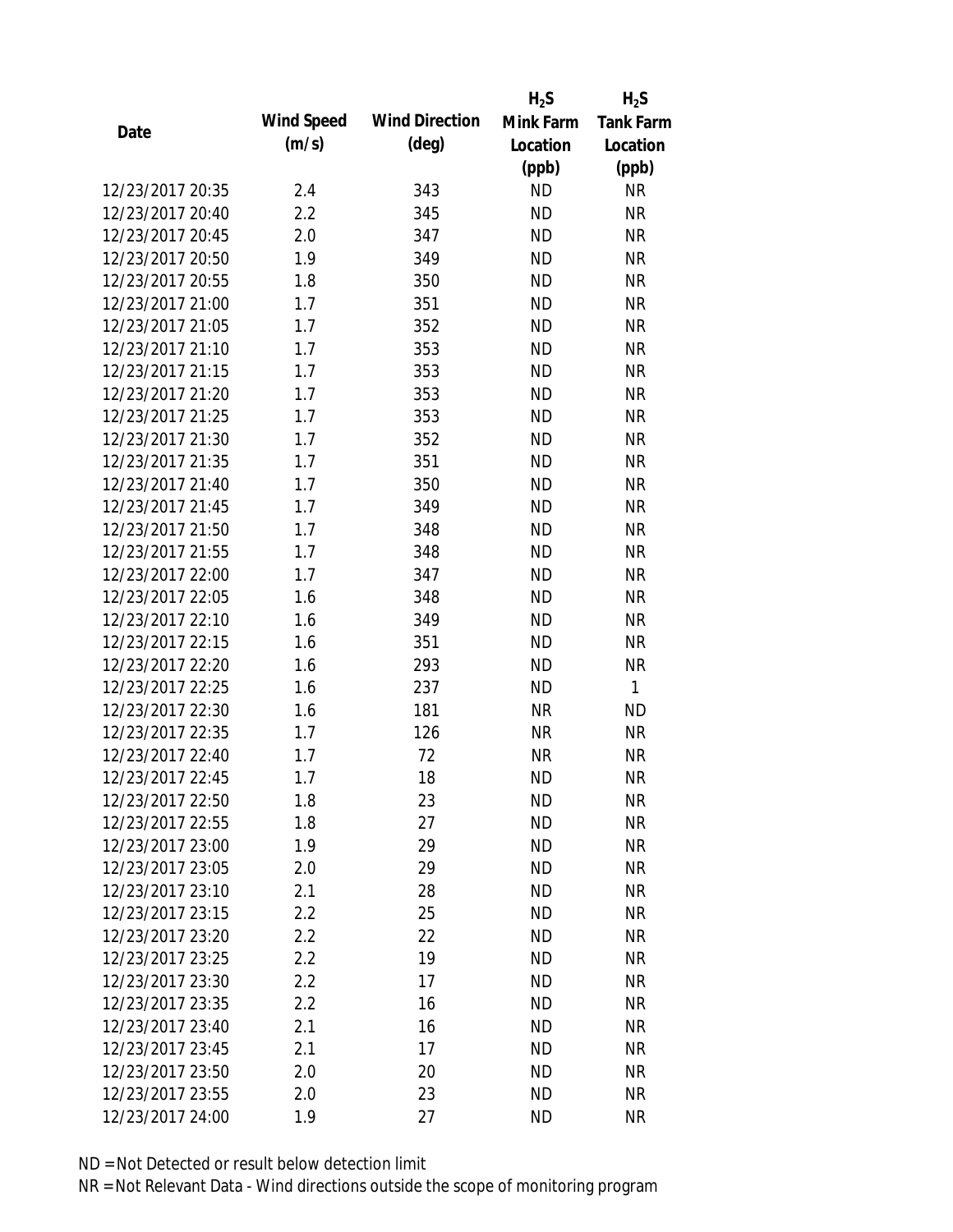| Date | Wind Speed (m/s) | Wind Direction (deg) | $H_2S$ Mink Farm Location (ppb) | $H_2S$ Tank Farm Location (ppb) |
|---|---|---|---|---|
| 12/23/2017 20:35 | 2.4 | 343 | ND | NR |
| 12/23/2017 20:40 | 2.2 | 345 | ND | NR |
| 12/23/2017 20:45 | 2.0 | 347 | ND | NR |
| 12/23/2017 20:50 | 1.9 | 349 | ND | NR |
| 12/23/2017 20:55 | 1.8 | 350 | ND | NR |
| 12/23/2017 21:00 | 1.7 | 351 | ND | NR |
| 12/23/2017 21:05 | 1.7 | 352 | ND | NR |
| 12/23/2017 21:10 | 1.7 | 353 | ND | NR |
| 12/23/2017 21:15 | 1.7 | 353 | ND | NR |
| 12/23/2017 21:20 | 1.7 | 353 | ND | NR |
| 12/23/2017 21:25 | 1.7 | 353 | ND | NR |
| 12/23/2017 21:30 | 1.7 | 352 | ND | NR |
| 12/23/2017 21:35 | 1.7 | 351 | ND | NR |
| 12/23/2017 21:40 | 1.7 | 350 | ND | NR |
| 12/23/2017 21:45 | 1.7 | 349 | ND | NR |
| 12/23/2017 21:50 | 1.7 | 348 | ND | NR |
| 12/23/2017 21:55 | 1.7 | 348 | ND | NR |
| 12/23/2017 22:00 | 1.7 | 347 | ND | NR |
| 12/23/2017 22:05 | 1.6 | 348 | ND | NR |
| 12/23/2017 22:10 | 1.6 | 349 | ND | NR |
| 12/23/2017 22:15 | 1.6 | 351 | ND | NR |
| 12/23/2017 22:20 | 1.6 | 293 | ND | NR |
| 12/23/2017 22:25 | 1.6 | 237 | ND | 1 |
| 12/23/2017 22:30 | 1.6 | 181 | NR | ND |
| 12/23/2017 22:35 | 1.7 | 126 | NR | NR |
| 12/23/2017 22:40 | 1.7 | 72 | NR | NR |
| 12/23/2017 22:45 | 1.7 | 18 | ND | NR |
| 12/23/2017 22:50 | 1.8 | 23 | ND | NR |
| 12/23/2017 22:55 | 1.8 | 27 | ND | NR |
| 12/23/2017 23:00 | 1.9 | 29 | ND | NR |
| 12/23/2017 23:05 | 2.0 | 29 | ND | NR |
| 12/23/2017 23:10 | 2.1 | 28 | ND | NR |
| 12/23/2017 23:15 | 2.2 | 25 | ND | NR |
| 12/23/2017 23:20 | 2.2 | 22 | ND | NR |
| 12/23/2017 23:25 | 2.2 | 19 | ND | NR |
| 12/23/2017 23:30 | 2.2 | 17 | ND | NR |
| 12/23/2017 23:35 | 2.2 | 16 | ND | NR |
| 12/23/2017 23:40 | 2.1 | 16 | ND | NR |
| 12/23/2017 23:45 | 2.1 | 17 | ND | NR |
| 12/23/2017 23:50 | 2.0 | 20 | ND | NR |
| 12/23/2017 23:55 | 2.0 | 23 | ND | NR |
| 12/23/2017 24:00 | 1.9 | 27 | ND | NR |

ND = Not Detected or result below detection limit

NR = Not Relevant Data - Wind directions outside the scope of monitoring program